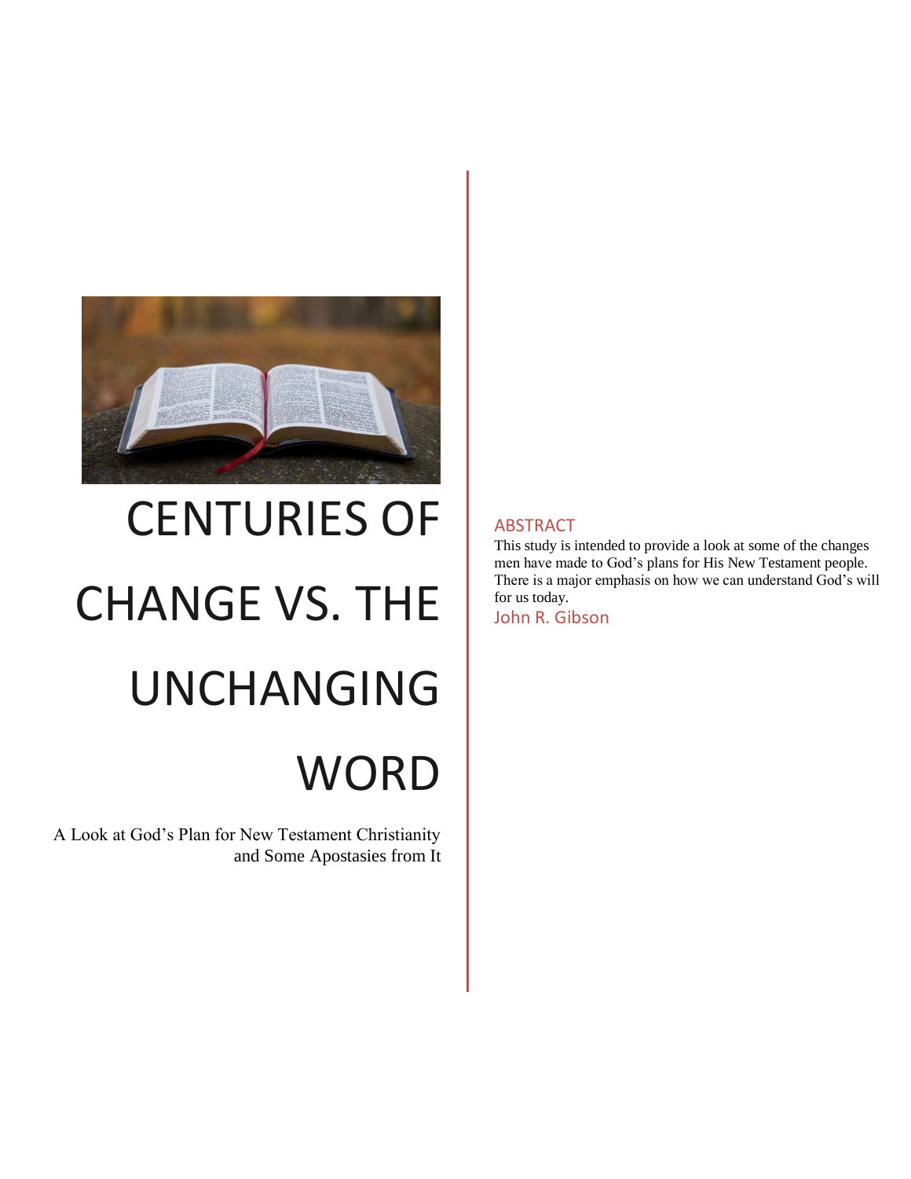# CENTURIES OF CHANGE VS. THE UNCHANGING WORD

A Look at God's Plan for New Testament Christianity and Some Apostasies from It

## ABSTRACT

This study is intended to provide a look at some of the changes men have made to God's plans for His New Testament people. There is a major emphasis on how we can understand God's will for us today.

John R. Gibson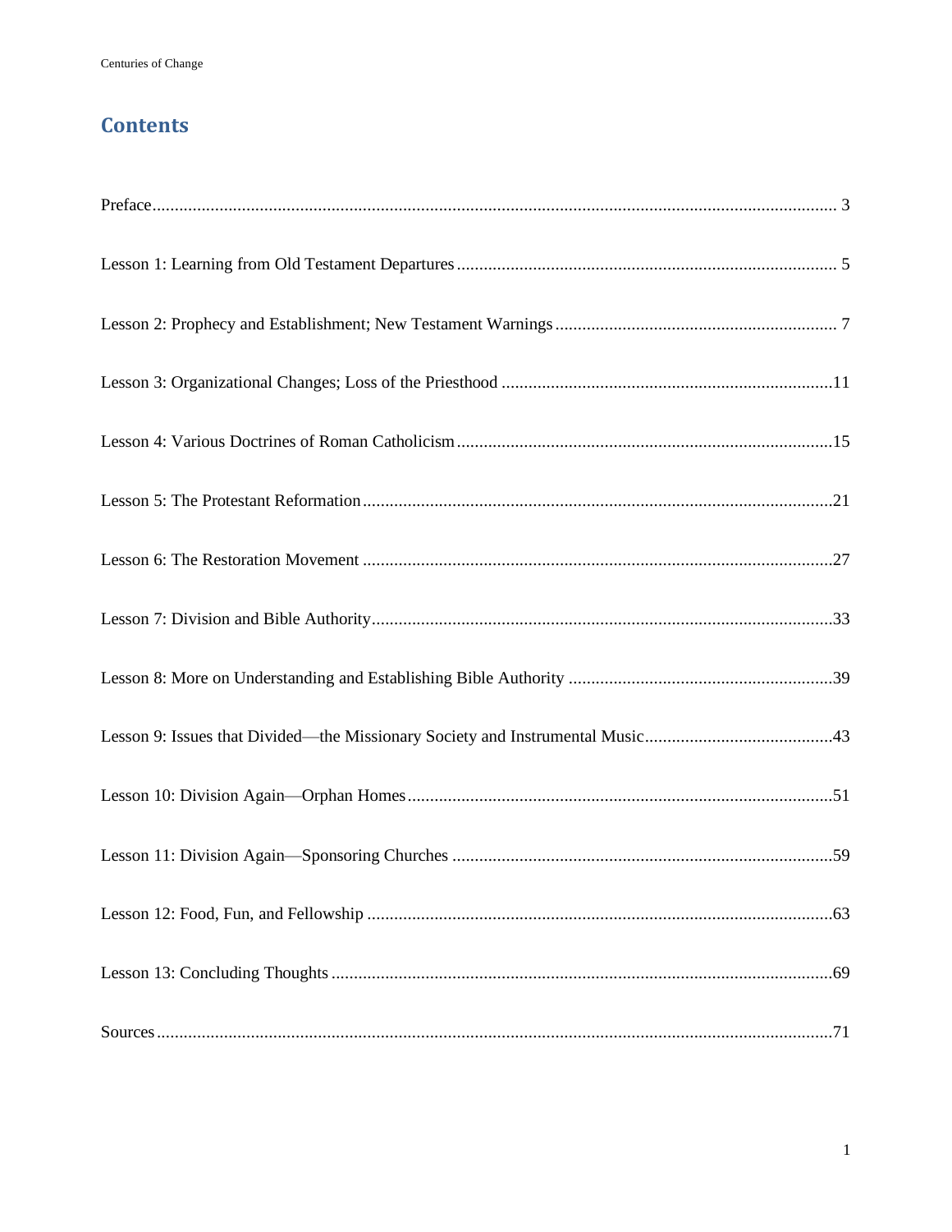## Contents

Preface ........................................................................................................................................... 3

Lesson 1: Learning from Old Testament Departures ..................................................................................... 5

Lesson 2: Prophecy and Establishment; New Testament Warnings ............................................................... 7

Lesson 3: Organizational Changes; Loss of the Priesthood .........................................................................11

Lesson 4: Various Doctrines of Roman Catholicism ....................................................................................15

Lesson 5: The Protestant Reformation .........................................................................................................21

Lesson 6: The Restoration Movement .........................................................................................................27

Lesson 7: Division and Bible Authority .......................................................................................................33

Lesson 8: More on Understanding and Establishing Bible Authority ...........................................................39

Lesson 9: Issues that Divided—the Missionary Society and Instrumental Music..........................................43

Lesson 10: Division Again—Orphan Homes ................................................................................................51

Lesson 11: Division Again—Sponsoring Churches .....................................................................................59

Lesson 12: Food, Fun, and Fellowship ........................................................................................................63

Lesson 13: Concluding Thoughts ................................................................................................................69

Sources .......................................................................................................................................71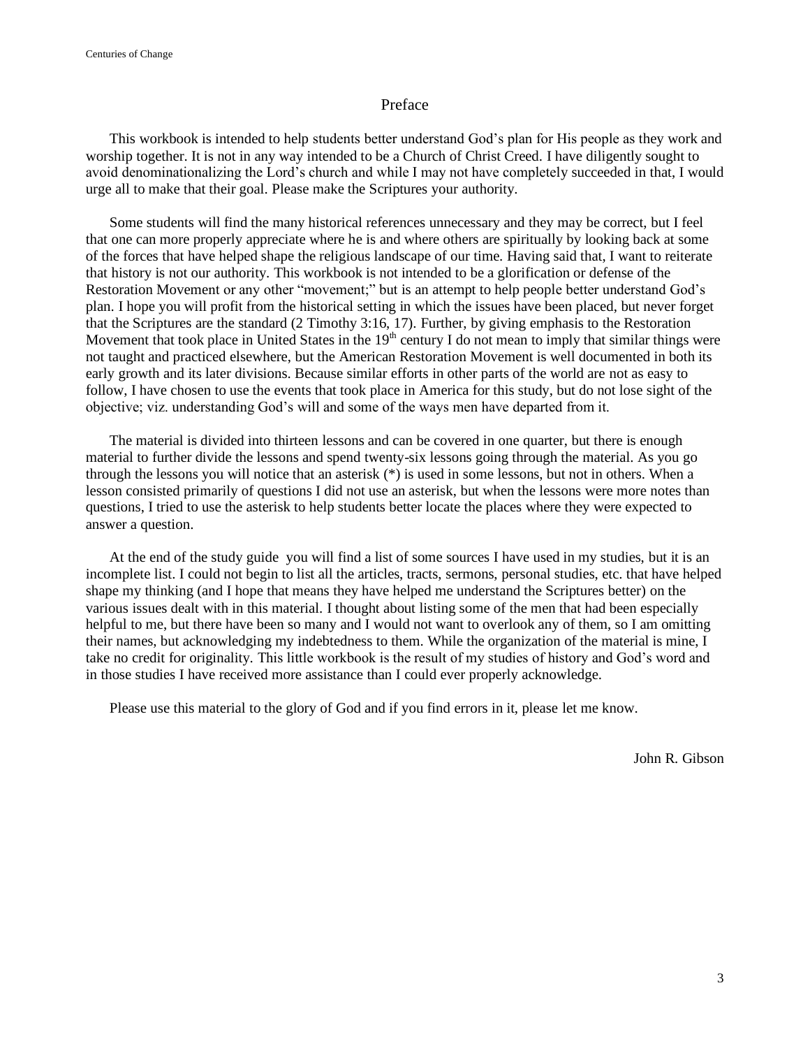# Preface

This workbook is intended to help students better understand God's plan for His people as they work and worship together. It is not in any way intended to be a Church of Christ Creed. I have diligently sought to avoid denominationalizing the Lord's church and while I may not have completely succeeded in that, I would urge all to make that their goal. Please make the Scriptures your authority.

Some students will find the many historical references unnecessary and they may be correct, but I feel that one can more properly appreciate where he is and where others are spiritually by looking back at some of the forces that have helped shape the religious landscape of our time. Having said that, I want to reiterate that history is not our authority. This workbook is not intended to be a glorification or defense of the Restoration Movement or any other "movement;" but is an attempt to help people better understand God's plan. I hope you will profit from the historical setting in which the issues have been placed, but never forget that the Scriptures are the standard (2 Timothy 3:16, 17). Further, by giving emphasis to the Restoration Movement that took place in United States in the 19th century I do not mean to imply that similar things were not taught and practiced elsewhere, but the American Restoration Movement is well documented in both its early growth and its later divisions. Because similar efforts in other parts of the world are not as easy to follow, I have chosen to use the events that took place in America for this study, but do not lose sight of the objective; viz. understanding God's will and some of the ways men have departed from it.

The material is divided into thirteen lessons and can be covered in one quarter, but there is enough material to further divide the lessons and spend twenty-six lessons going through the material. As you go through the lessons you will notice that an asterisk (*) is used in some lessons, but not in others. When a lesson consisted primarily of questions I did not use an asterisk, but when the lessons were more notes than questions, I tried to use the asterisk to help students better locate the places where they were expected to answer a question.

At the end of the study guide you will find a list of some sources I have used in my studies, but it is an incomplete list. I could not begin to list all the articles, tracts, sermons, personal studies, etc. that have helped shape my thinking (and I hope that means they have helped me understand the Scriptures better) on the various issues dealt with in this material. I thought about listing some of the men that had been especially helpful to me, but there have been so many and I would not want to overlook any of them, so I am omitting their names, but acknowledging my indebtedness to them. While the organization of the material is mine, I take no credit for originality. This little workbook is the result of my studies of history and God's word and in those studies I have received more assistance than I could ever properly acknowledge.

Please use this material to the glory of God and if you find errors in it, please let me know.

John R. Gibson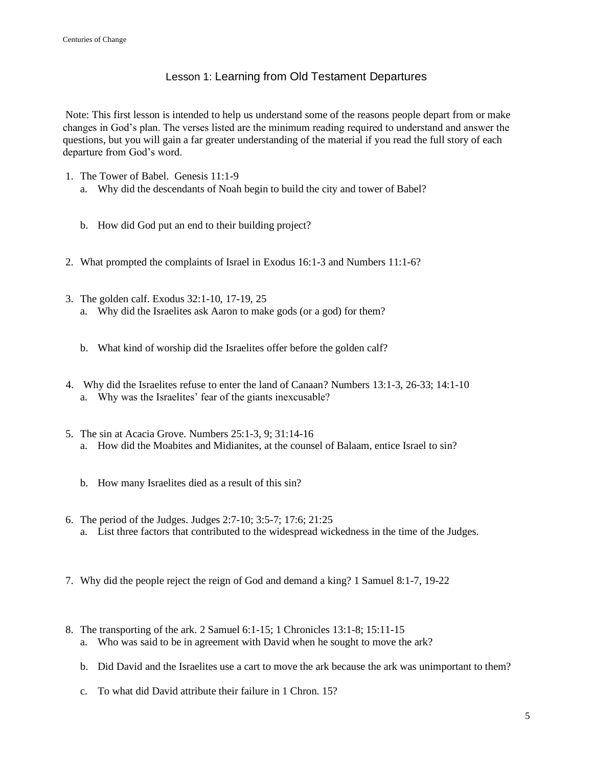# Lesson 1: Learning from Old Testament Departures

Note: This first lesson is intended to help us understand some of the reasons people depart from or make changes in God's plan. The verses listed are the minimum reading required to understand and answer the questions, but you will gain a far greater understanding of the material if you read the full story of each departure from God's word.

1. The Tower of Babel. Genesis 11:1-9
   a. Why did the descendants of Noah begin to build the city and tower of Babel?

   b. How did God put an end to their building project?

2. What prompted the complaints of Israel in Exodus 16:1-3 and Numbers 11:1-6?

3. The golden calf. Exodus 32:1-10, 17-19, 25
   a. Why did the Israelites ask Aaron to make gods (or a god) for them?

   b. What kind of worship did the Israelites offer before the golden calf?

4. Why did the Israelites refuse to enter the land of Canaan? Numbers 13:1-3, 26-33; 14:1-10
   a. Why was the Israelites' fear of the giants inexcusable?

5. The sin at Acacia Grove. Numbers 25:1-3, 9; 31:14-16
   a. How did the Moabites and Midianites, at the counsel of Balaam, entice Israel to sin?

   b. How many Israelites died as a result of this sin?

6. The period of the Judges. Judges 2:7-10; 3:5-7; 17:6; 21:25
   a. List three factors that contributed to the widespread wickedness in the time of the Judges.

7. Why did the people reject the reign of God and demand a king? 1 Samuel 8:1-7, 19-22

8. The transporting of the ark. 2 Samuel 6:1-15; 1 Chronicles 13:1-8; 15:11-15
   a. Who was said to be in agreement with David when he sought to move the ark?

   b. Did David and the Israelites use a cart to move the ark because the ark was unimportant to them?

   c. To what did David attribute their failure in 1 Chron. 15?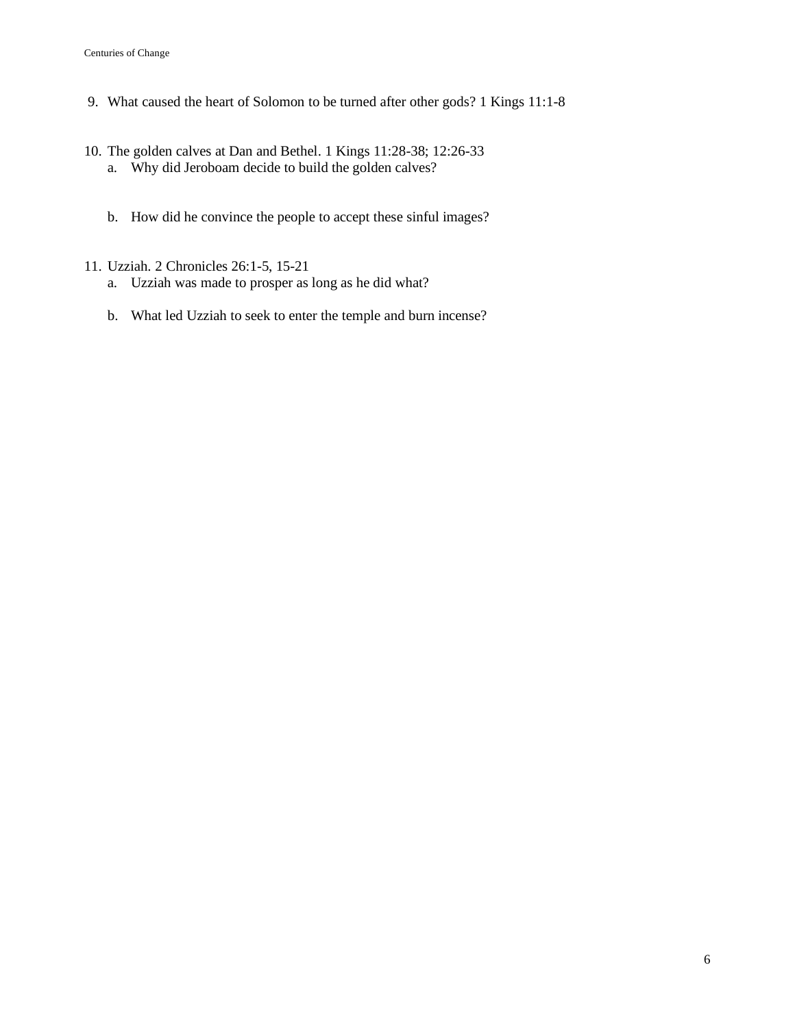9. What caused the heart of Solomon to be turned after other gods? 1 Kings 11:1-8

10. The golden calves at Dan and Bethel. 1 Kings 11:28-38; 12:26-33
    a. Why did Jeroboam decide to build the golden calves?

    b. How did he convince the people to accept these sinful images?

11. Uzziah. 2 Chronicles 26:1-5, 15-21
    a. Uzziah was made to prosper as long as he did what?

    b. What led Uzziah to seek to enter the temple and burn incense?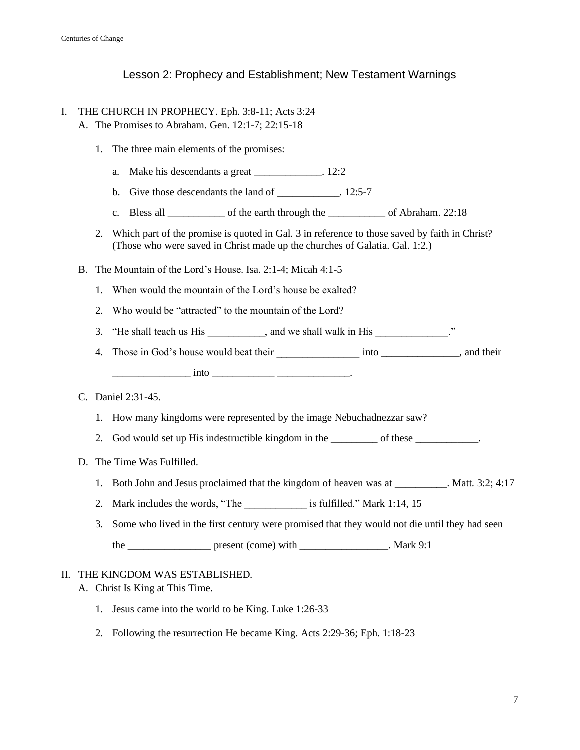# Lesson 2: Prophecy and Establishment; New Testament Warnings

I. THE CHURCH IN PROPHECY. Eph. 3:8-11; Acts 3:24

A. The Promises to Abraham. Gen. 12:1-7; 22:15-18

1. The three main elements of the promises:

   a. Make his descendants a great _____________. 12:2

   b. Give those descendants the land of ____________. 12:5-7

   c. Bless all ___________ of the earth through the ___________ of Abraham. 22:18

2. Which part of the promise is quoted in Gal. 3 in reference to those saved by faith in Christ? (Those who were saved in Christ made up the churches of Galatia. Gal. 1:2.)

B. The Mountain of the Lord's House. Isa. 2:1-4; Micah 4:1-5

1. When would the mountain of the Lord's house be exalted?

2. Who would be "attracted" to the mountain of the Lord?

3. "He shall teach us His ___________, and we shall walk in His ______________."

4. Those in God's house would beat their ________________ into _______________, and their _______________ into ____________ ______________.

C. Daniel 2:31-45.

1. How many kingdoms were represented by the image Nebuchadnezzar saw?

2. God would set up His indestructible kingdom in the _________ of these ____________.

D. The Time Was Fulfilled.

1. Both John and Jesus proclaimed that the kingdom of heaven was at __________. Matt. 3:2; 4:17

2. Mark includes the words, "The ____________ is fulfilled." Mark 1:14, 15

3. Some who lived in the first century were promised that they would not die until they had seen the ________________ present (come) with _________________. Mark 9:1

II. THE KINGDOM WAS ESTABLISHED.

A. Christ Is King at This Time.

1. Jesus came into the world to be King. Luke 1:26-33

2. Following the resurrection He became King. Acts 2:29-36; Eph. 1:18-23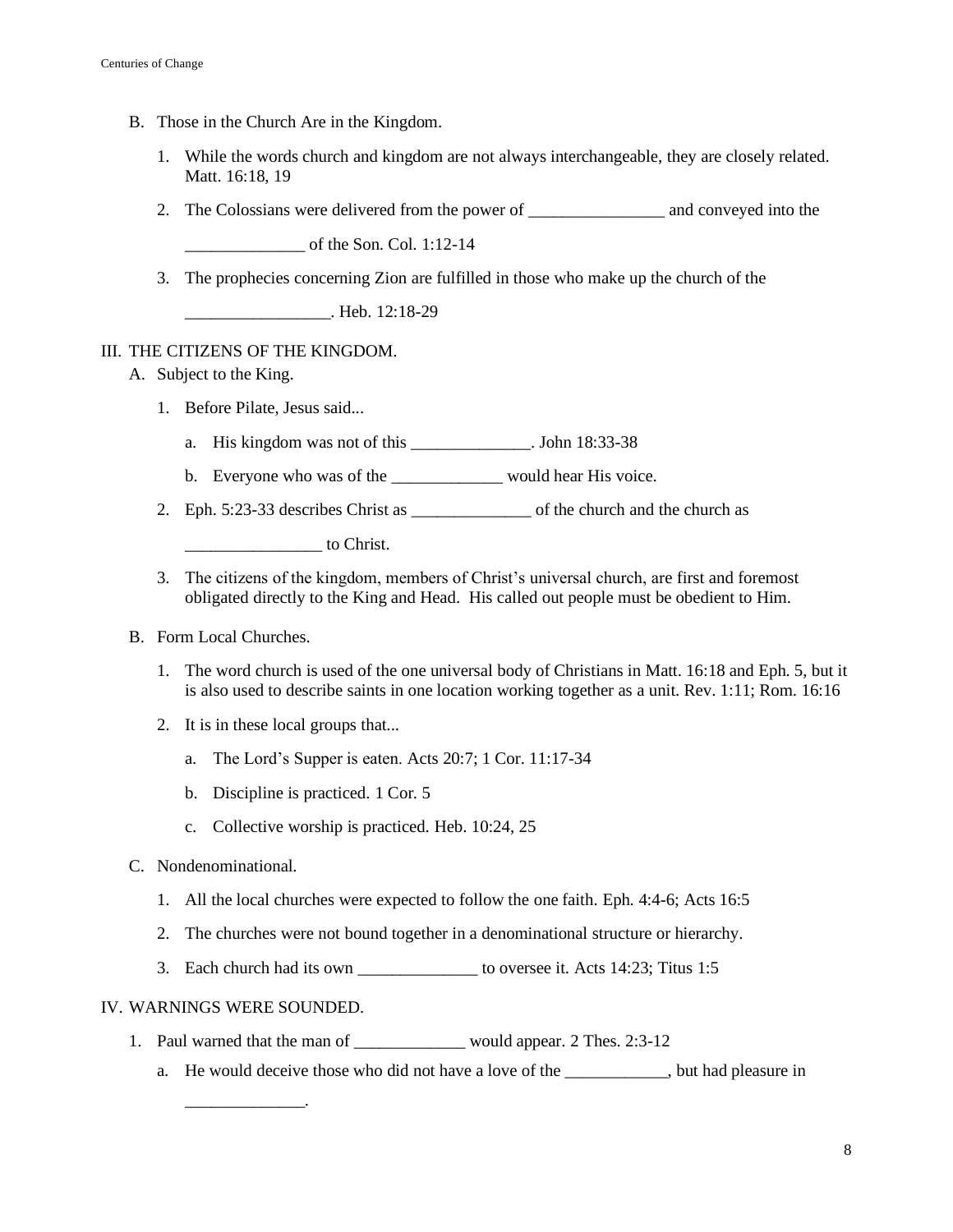B. Those in the Church Are in the Kingdom.

1. While the words church and kingdom are not always interchangeable, they are closely related. Matt. 16:18, 19

2. The Colossians were delivered from the power of ________________ and conveyed into the ______________ of the Son. Col. 1:12-14

3. The prophecies concerning Zion are fulfilled in those who make up the church of the _________________. Heb. 12:18-29

III. THE CITIZENS OF THE KINGDOM.

A. Subject to the King.

1. Before Pilate, Jesus said...

   a. His kingdom was not of this ______________. John 18:33-38

   b. Everyone who was of the _____________ would hear His voice.

2. Eph. 5:23-33 describes Christ as ______________ of the church and the church as ________________ to Christ.

3. The citizens of the kingdom, members of Christ's universal church, are first and foremost obligated directly to the King and Head. His called out people must be obedient to Him.

B. Form Local Churches.

1. The word church is used of the one universal body of Christians in Matt. 16:18 and Eph. 5, but it is also used to describe saints in one location working together as a unit. Rev. 1:11; Rom. 16:16

2. It is in these local groups that...

   a. The Lord's Supper is eaten. Acts 20:7; 1 Cor. 11:17-34

   b. Discipline is practiced. 1 Cor. 5

   c. Collective worship is practiced. Heb. 10:24, 25

C. Nondenominational.

1. All the local churches were expected to follow the one faith. Eph. 4:4-6; Acts 16:5

2. The churches were not bound together in a denominational structure or hierarchy.

3. Each church had its own ______________ to oversee it. Acts 14:23; Titus 1:5

IV. WARNINGS WERE SOUNDED.

1. Paul warned that the man of _____________ would appear. 2 Thes. 2:3-12

   a. He would deceive those who did not have a love of the ____________, but had pleasure in ______________.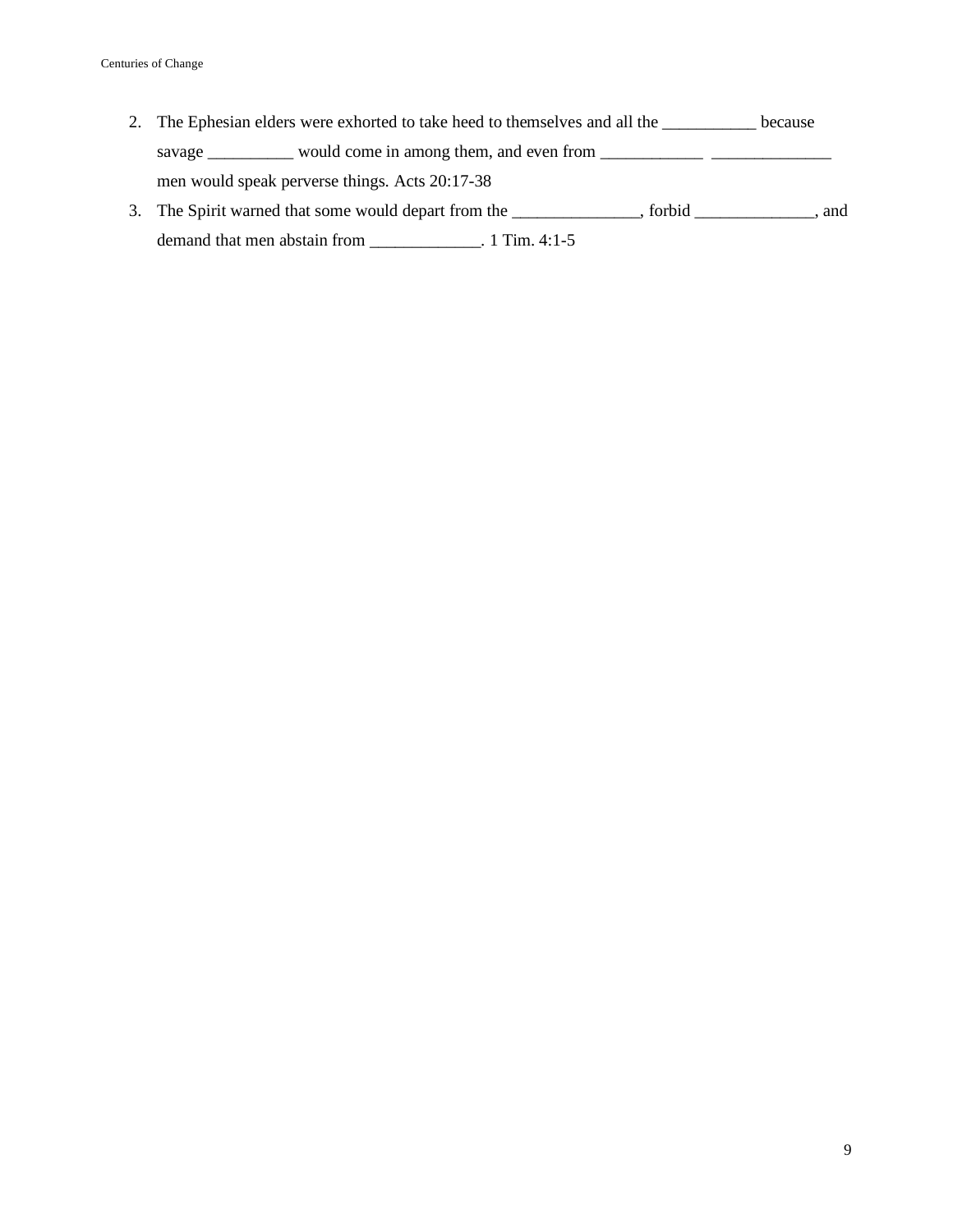2. The Ephesian elders were exhorted to take heed to themselves and all the ___________ because savage __________ would come in among them, and even from ____________ ______________ men would speak perverse things. Acts 20:17-38
3. The Spirit warned that some would depart from the _______________, forbid ______________, and demand that men abstain from _____________. 1 Tim. 4:1-5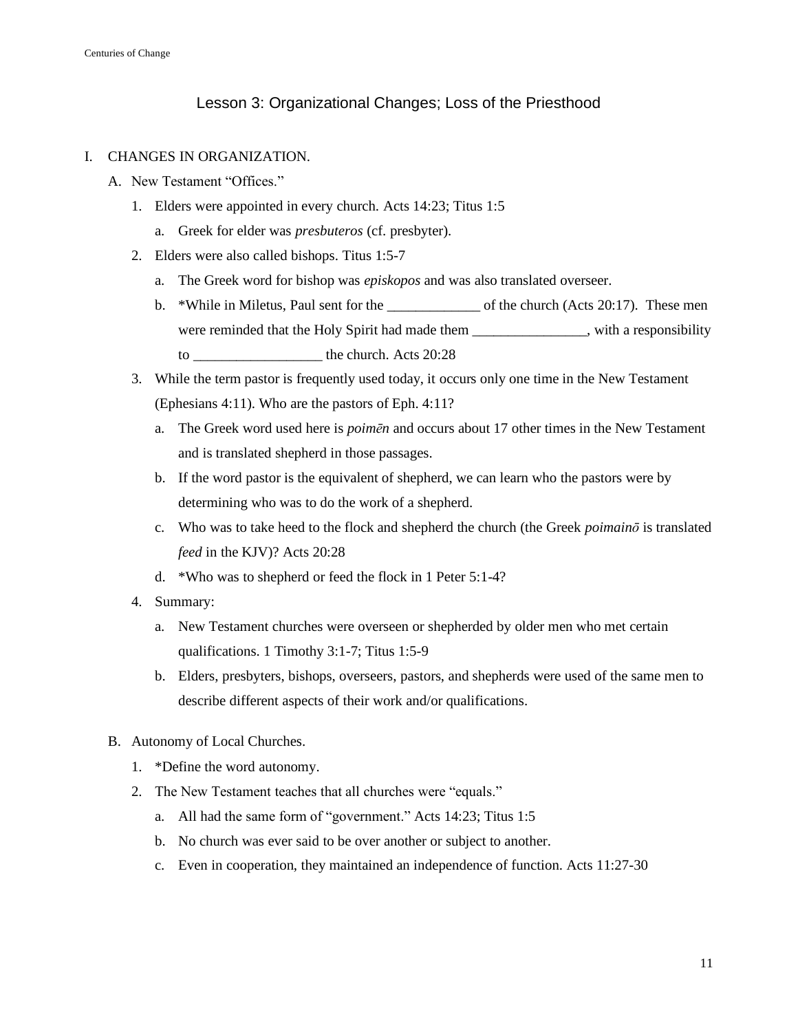## Lesson 3: Organizational Changes; Loss of the Priesthood

I. CHANGES IN ORGANIZATION.

A. New Testament "Offices."

1. Elders were appointed in every church. Acts 14:23; Titus 1:5
   a. Greek for elder was *presbuteros* (cf. presbyter).
2. Elders were also called bishops. Titus 1:5-7
   a. The Greek word for bishop was *episkopos* and was also translated overseer.
   b. *While in Miletus, Paul sent for the _____________ of the church (Acts 20:17). These men were reminded that the Holy Spirit had made them ________________, with a responsibility to __________________ the church. Acts 20:28
3. While the term pastor is frequently used today, it occurs only one time in the New Testament (Ephesians 4:11). Who are the pastors of Eph. 4:11?
   a. The Greek word used here is *poimēn* and occurs about 17 other times in the New Testament and is translated shepherd in those passages.
   b. If the word pastor is the equivalent of shepherd, we can learn who the pastors were by determining who was to do the work of a shepherd.
   c. Who was to take heed to the flock and shepherd the church (the Greek *poimainō* is translated *feed* in the KJV)? Acts 20:28
   d. *Who was to shepherd or feed the flock in 1 Peter 5:1-4?
4. Summary:
   a. New Testament churches were overseen or shepherded by older men who met certain qualifications. 1 Timothy 3:1-7; Titus 1:5-9
   b. Elders, presbyters, bishops, overseers, pastors, and shepherds were used of the same men to describe different aspects of their work and/or qualifications.

B. Autonomy of Local Churches.

1. *Define the word autonomy.
2. The New Testament teaches that all churches were "equals."
   a. All had the same form of "government." Acts 14:23; Titus 1:5
   b. No church was ever said to be over another or subject to another.
   c. Even in cooperation, they maintained an independence of function. Acts 11:27-30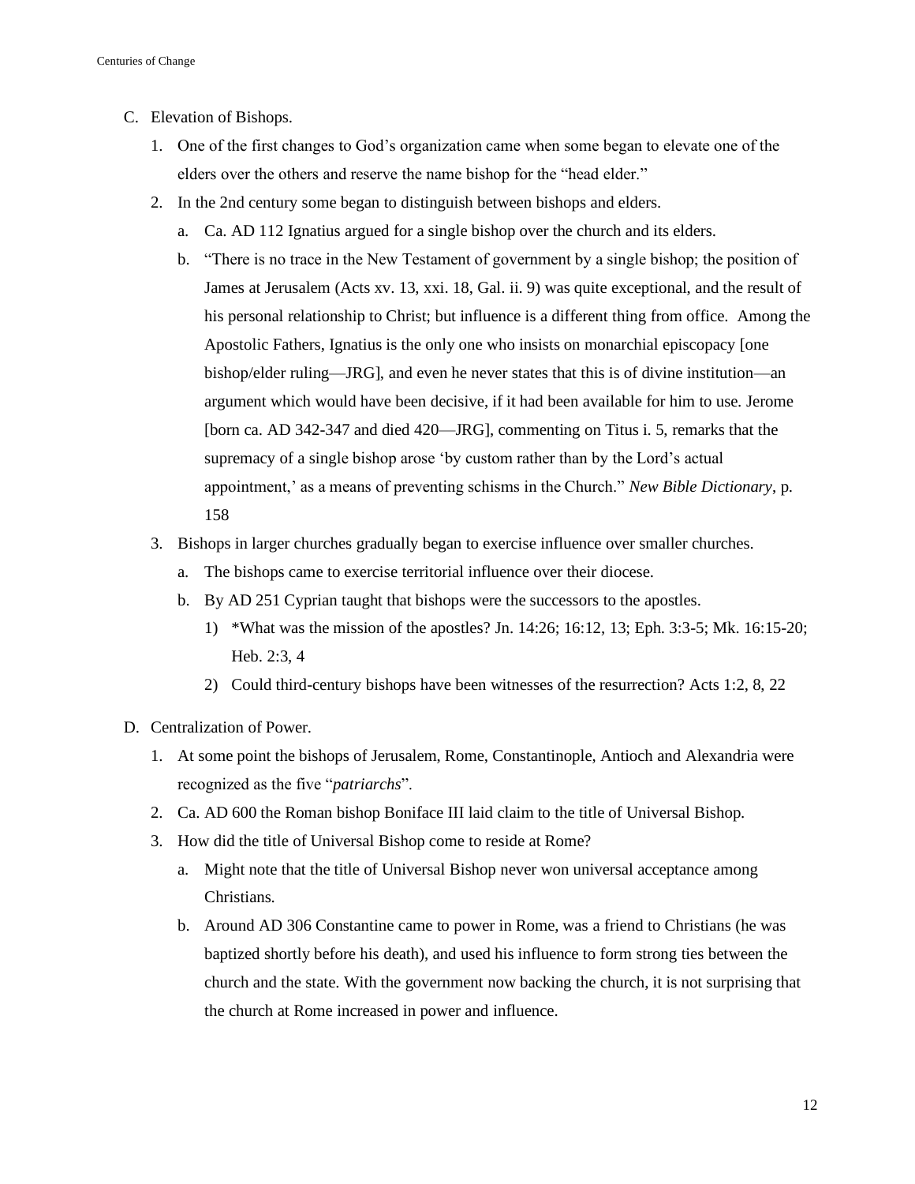C. Elevation of Bishops.

1. One of the first changes to God's organization came when some began to elevate one of the elders over the others and reserve the name bishop for the "head elder."
2. In the 2nd century some began to distinguish between bishops and elders.
   a. Ca. AD 112 Ignatius argued for a single bishop over the church and its elders.
   b. "There is no trace in the New Testament of government by a single bishop; the position of James at Jerusalem (Acts xv. 13, xxi. 18, Gal. ii. 9) was quite exceptional, and the result of his personal relationship to Christ; but influence is a different thing from office. Among the Apostolic Fathers, Ignatius is the only one who insists on monarchial episcopacy [one bishop/elder ruling—JRG], and even he never states that this is of divine institution—an argument which would have been decisive, if it had been available for him to use. Jerome [born ca. AD 342-347 and died 420—JRG], commenting on Titus i. 5, remarks that the supremacy of a single bishop arose 'by custom rather than by the Lord's actual appointment,' as a means of preventing schisms in the Church." *New Bible Dictionary*, p. 158
3. Bishops in larger churches gradually began to exercise influence over smaller churches.
   a. The bishops came to exercise territorial influence over their diocese.
   b. By AD 251 Cyprian taught that bishops were the successors to the apostles.
      1) *What was the mission of the apostles? Jn. 14:26; 16:12, 13; Eph. 3:3-5; Mk. 16:15-20; Heb. 2:3, 4
      2) Could third-century bishops have been witnesses of the resurrection? Acts 1:2, 8, 22

D. Centralization of Power.

1. At some point the bishops of Jerusalem, Rome, Constantinople, Antioch and Alexandria were recognized as the five "*patriarchs*".
2. Ca. AD 600 the Roman bishop Boniface III laid claim to the title of Universal Bishop.
3. How did the title of Universal Bishop come to reside at Rome?
   a. Might note that the title of Universal Bishop never won universal acceptance among Christians.
   b. Around AD 306 Constantine came to power in Rome, was a friend to Christians (he was baptized shortly before his death), and used his influence to form strong ties between the church and the state. With the government now backing the church, it is not surprising that the church at Rome increased in power and influence.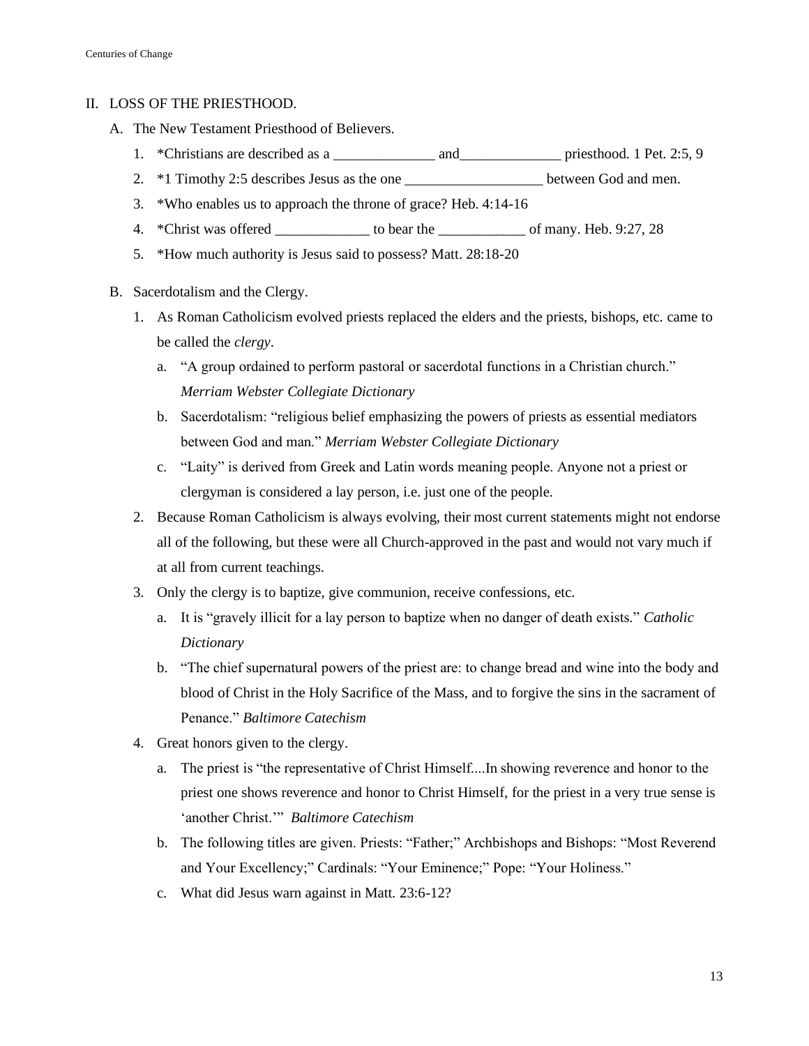## II. LOSS OF THE PRIESTHOOD.

### A. The New Testament Priesthood of Believers.

1. *Christians are described as a ______________ and______________ priesthood. 1 Pet. 2:5, 9
2. *1 Timothy 2:5 describes Jesus as the one ___________________ between God and men.
3. *Who enables us to approach the throne of grace? Heb. 4:14-16
4. *Christ was offered _____________ to bear the ____________ of many. Heb. 9:27, 28
5. *How much authority is Jesus said to possess? Matt. 28:18-20

### B. Sacerdotalism and the Clergy.

1. As Roman Catholicism evolved priests replaced the elders and the priests, bishops, etc. came to be called the *clergy*.
   a. "A group ordained to perform pastoral or sacerdotal functions in a Christian church." *Merriam Webster Collegiate Dictionary*
   b. Sacerdotalism: "religious belief emphasizing the powers of priests as essential mediators between God and man." *Merriam Webster Collegiate Dictionary*
   c. "Laity" is derived from Greek and Latin words meaning people. Anyone not a priest or clergyman is considered a lay person, i.e. just one of the people.
2. Because Roman Catholicism is always evolving, their most current statements might not endorse all of the following, but these were all Church-approved in the past and would not vary much if at all from current teachings.
3. Only the clergy is to baptize, give communion, receive confessions, etc.
   a. It is "gravely illicit for a lay person to baptize when no danger of death exists." *Catholic Dictionary*
   b. "The chief supernatural powers of the priest are: to change bread and wine into the body and blood of Christ in the Holy Sacrifice of the Mass, and to forgive the sins in the sacrament of Penance." *Baltimore Catechism*
4. Great honors given to the clergy.
   a. The priest is "the representative of Christ Himself....In showing reverence and honor to the priest one shows reverence and honor to Christ Himself, for the priest in a very true sense is 'another Christ.'" *Baltimore Catechism*
   b. The following titles are given. Priests: "Father;" Archbishops and Bishops: "Most Reverend and Your Excellency;" Cardinals: "Your Eminence;" Pope: "Your Holiness."
   c. What did Jesus warn against in Matt. 23:6-12?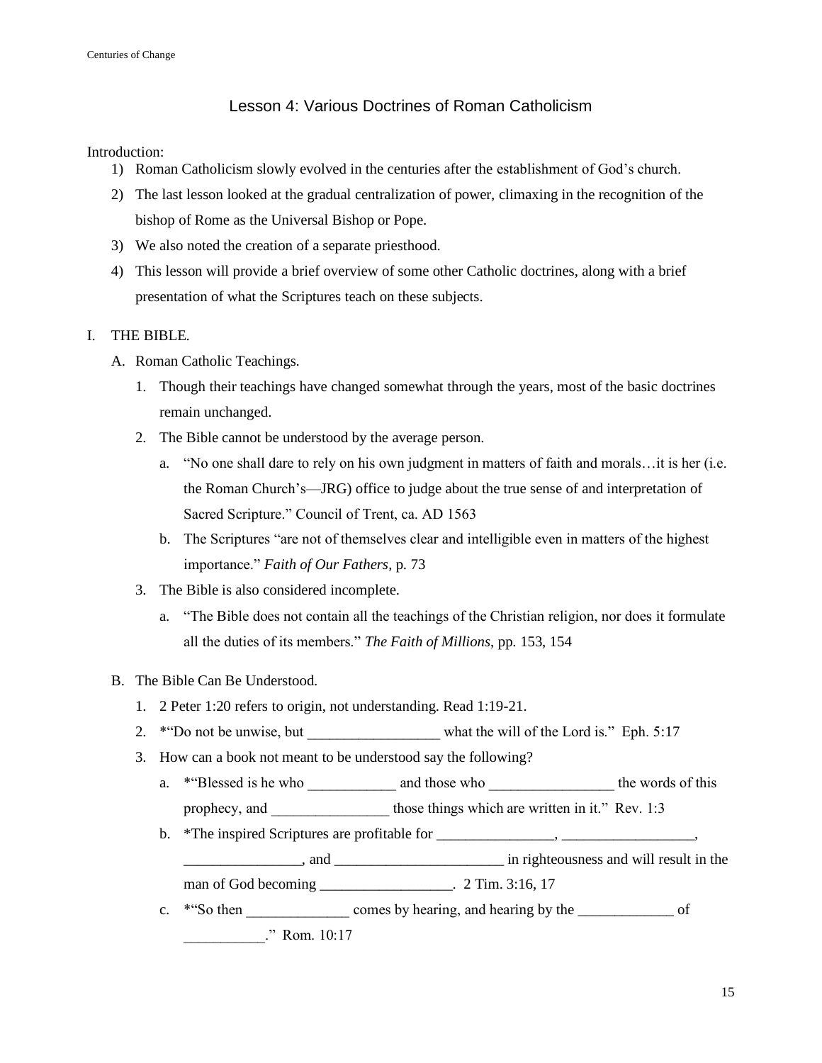# Lesson 4: Various Doctrines of Roman Catholicism

Introduction:

1) Roman Catholicism slowly evolved in the centuries after the establishment of God's church.
2) The last lesson looked at the gradual centralization of power, climaxing in the recognition of the bishop of Rome as the Universal Bishop or Pope.
3) We also noted the creation of a separate priesthood.
4) This lesson will provide a brief overview of some other Catholic doctrines, along with a brief presentation of what the Scriptures teach on these subjects.

I. THE BIBLE.

A. Roman Catholic Teachings.

1. Though their teachings have changed somewhat through the years, most of the basic doctrines remain unchanged.
2. The Bible cannot be understood by the average person.
   a. "No one shall dare to rely on his own judgment in matters of faith and morals…it is her (i.e. the Roman Church's—JRG) office to judge about the true sense of and interpretation of Sacred Scripture." Council of Trent, ca. AD 1563
   b. The Scriptures "are not of themselves clear and intelligible even in matters of the highest importance." *Faith of Our Fathers*, p. 73
3. The Bible is also considered incomplete.
   a. "The Bible does not contain all the teachings of the Christian religion, nor does it formulate all the duties of its members." *The Faith of Millions*, pp. 153, 154

B. The Bible Can Be Understood.

1. 2 Peter 1:20 refers to origin, not understanding. Read 1:19-21.
2. *"Do not be unwise, but __________________ what the will of the Lord is." Eph. 5:17
3. How can a book not meant to be understood say the following?
   a. *"Blessed is he who ____________ and those who _________________ the words of this prophecy, and ________________ those things which are written in it." Rev. 1:3
   b. *The inspired Scriptures are profitable for ________________, __________________, ________________, and _______________________ in righteousness and will result in the man of God becoming __________________. 2 Tim. 3:16, 17
   c. *"So then ______________ comes by hearing, and hearing by the _____________ of ___________." Rom. 10:17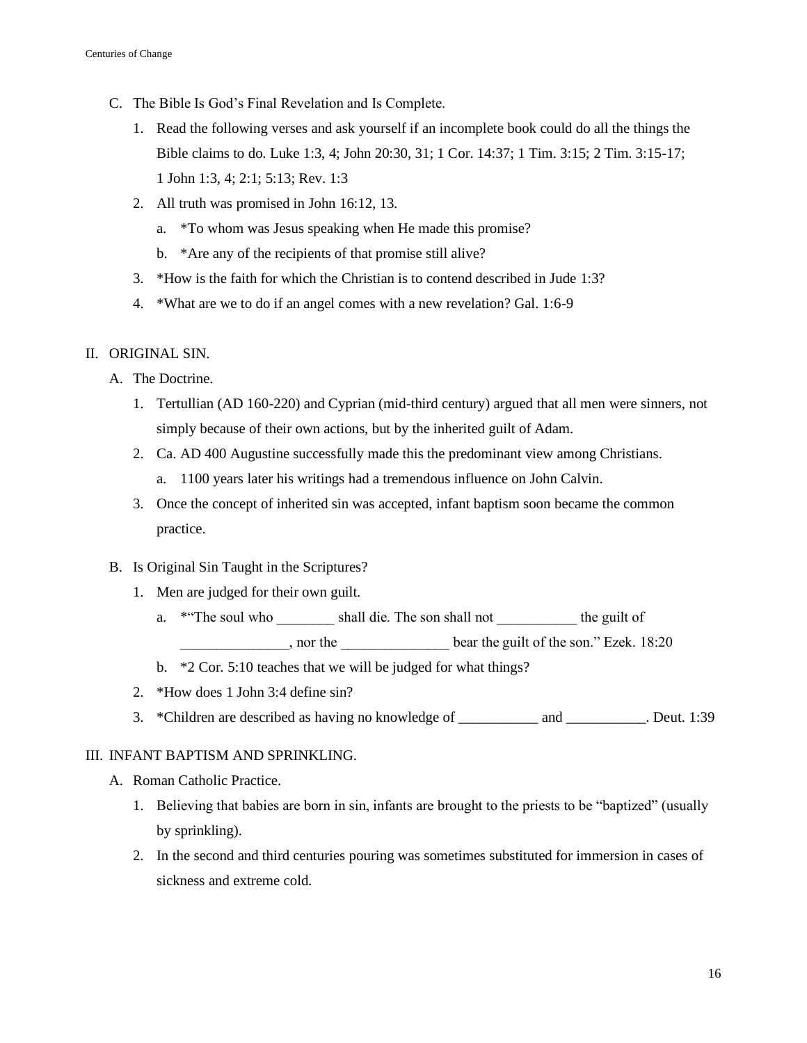C. The Bible Is God's Final Revelation and Is Complete.

1. Read the following verses and ask yourself if an incomplete book could do all the things the Bible claims to do. Luke 1:3, 4; John 20:30, 31; 1 Cor. 14:37; 1 Tim. 3:15; 2 Tim. 3:15-17; 1 John 1:3, 4; 2:1; 5:13; Rev. 1:3
2. All truth was promised in John 16:12, 13.
   a. *To whom was Jesus speaking when He made this promise?
   b. *Are any of the recipients of that promise still alive?
3. *How is the faith for which the Christian is to contend described in Jude 1:3?
4. *What are we to do if an angel comes with a new revelation? Gal. 1:6-9

II. ORIGINAL SIN.

A. The Doctrine.

1. Tertullian (AD 160-220) and Cyprian (mid-third century) argued that all men were sinners, not simply because of their own actions, but by the inherited guilt of Adam.
2. Ca. AD 400 Augustine successfully made this the predominant view among Christians.
   a. 1100 years later his writings had a tremendous influence on John Calvin.
3. Once the concept of inherited sin was accepted, infant baptism soon became the common practice.

B. Is Original Sin Taught in the Scriptures?

1. Men are judged for their own guilt.
   a. *"The soul who ________ shall die. The son shall not ___________ the guilt of _______________, nor the _______________ bear the guilt of the son." Ezek. 18:20
   b. *2 Cor. 5:10 teaches that we will be judged for what things?
2. *How does 1 John 3:4 define sin?
3. *Children are described as having no knowledge of ___________ and ___________. Deut. 1:39

III. INFANT BAPTISM AND SPRINKLING.

A. Roman Catholic Practice.

1. Believing that babies are born in sin, infants are brought to the priests to be "baptized" (usually by sprinkling).
2. In the second and third centuries pouring was sometimes substituted for immersion in cases of sickness and extreme cold.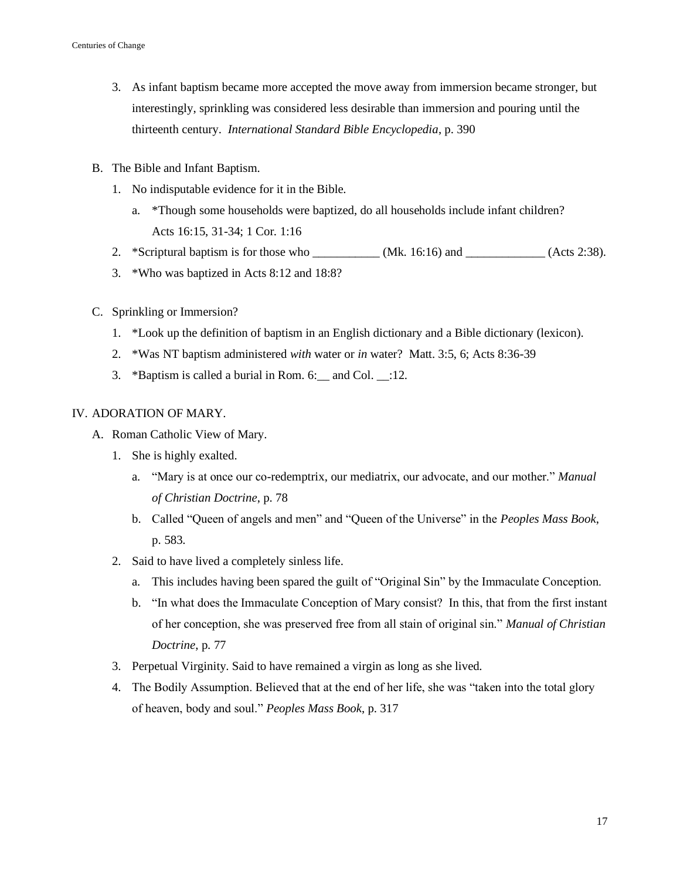3. As infant baptism became more accepted the move away from immersion became stronger, but interestingly, sprinkling was considered less desirable than immersion and pouring until the thirteenth century. *International Standard Bible Encyclopedia*, p. 390

B. The Bible and Infant Baptism.

1. No indisputable evidence for it in the Bible.
   a. *Though some households were baptized, do all households include infant children? Acts 16:15, 31-34; 1 Cor. 1:16
2. *Scriptural baptism is for those who ___________ (Mk. 16:16) and _____________ (Acts 2:38).
3. *Who was baptized in Acts 8:12 and 18:8?

C. Sprinkling or Immersion?

1. *Look up the definition of baptism in an English dictionary and a Bible dictionary (lexicon).
2. *Was NT baptism administered *with* water or *in* water? Matt. 3:5, 6; Acts 8:36-39
3. *Baptism is called a burial in Rom. 6:__ and Col. __:12.

## IV. ADORATION OF MARY.

A. Roman Catholic View of Mary.

1. She is highly exalted.
   a. "Mary is at once our co-redemptrix, our mediatrix, our advocate, and our mother." *Manual of Christian Doctrine*, p. 78
   b. Called "Queen of angels and men" and "Queen of the Universe" in the *Peoples Mass Book*, p. 583.
2. Said to have lived a completely sinless life.
   a. This includes having been spared the guilt of "Original Sin" by the Immaculate Conception.
   b. "In what does the Immaculate Conception of Mary consist? In this, that from the first instant of her conception, she was preserved free from all stain of original sin." *Manual of Christian Doctrine*, p. 77
3. Perpetual Virginity. Said to have remained a virgin as long as she lived.
4. The Bodily Assumption. Believed that at the end of her life, she was "taken into the total glory of heaven, body and soul." *Peoples Mass Book*, p. 317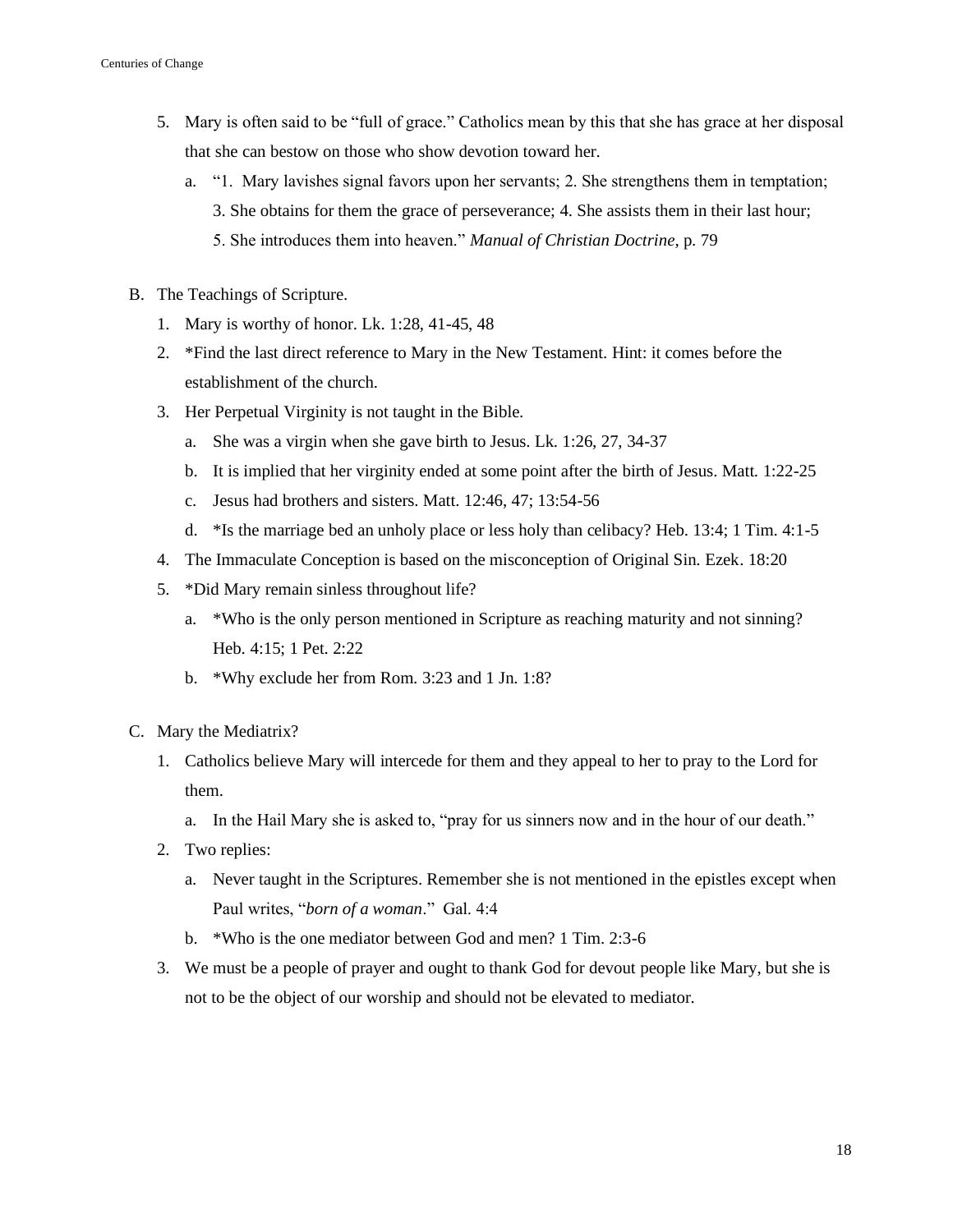5. Mary is often said to be "full of grace." Catholics mean by this that she has grace at her disposal that she can bestow on those who show devotion toward her.
   a. "1. Mary lavishes signal favors upon her servants; 2. She strengthens them in temptation; 3. She obtains for them the grace of perseverance; 4. She assists them in their last hour; 5. She introduces them into heaven." *Manual of Christian Doctrine,* p. 79

B. The Teachings of Scripture.
   1. Mary is worthy of honor. Lk. 1:28, 41-45, 48
   2. *Find the last direct reference to Mary in the New Testament. Hint: it comes before the establishment of the church.
   3. Her Perpetual Virginity is not taught in the Bible.
      a. She was a virgin when she gave birth to Jesus. Lk. 1:26, 27, 34-37
      b. It is implied that her virginity ended at some point after the birth of Jesus. Matt. 1:22-25
      c. Jesus had brothers and sisters. Matt. 12:46, 47; 13:54-56
      d. *Is the marriage bed an unholy place or less holy than celibacy? Heb. 13:4; 1 Tim. 4:1-5
   4. The Immaculate Conception is based on the misconception of Original Sin. Ezek. 18:20
   5. *Did Mary remain sinless throughout life?
      a. *Who is the only person mentioned in Scripture as reaching maturity and not sinning? Heb. 4:15; 1 Pet. 2:22
      b. *Why exclude her from Rom. 3:23 and 1 Jn. 1:8?

C. Mary the Mediatrix?
   1. Catholics believe Mary will intercede for them and they appeal to her to pray to the Lord for them.
      a. In the Hail Mary she is asked to, "pray for us sinners now and in the hour of our death."
   2. Two replies:
      a. Never taught in the Scriptures. Remember she is not mentioned in the epistles except when Paul writes, "*born of a woman*." Gal. 4:4
      b. *Who is the one mediator between God and men? 1 Tim. 2:3-6
   3. We must be a people of prayer and ought to thank God for devout people like Mary, but she is not to be the object of our worship and should not be elevated to mediator.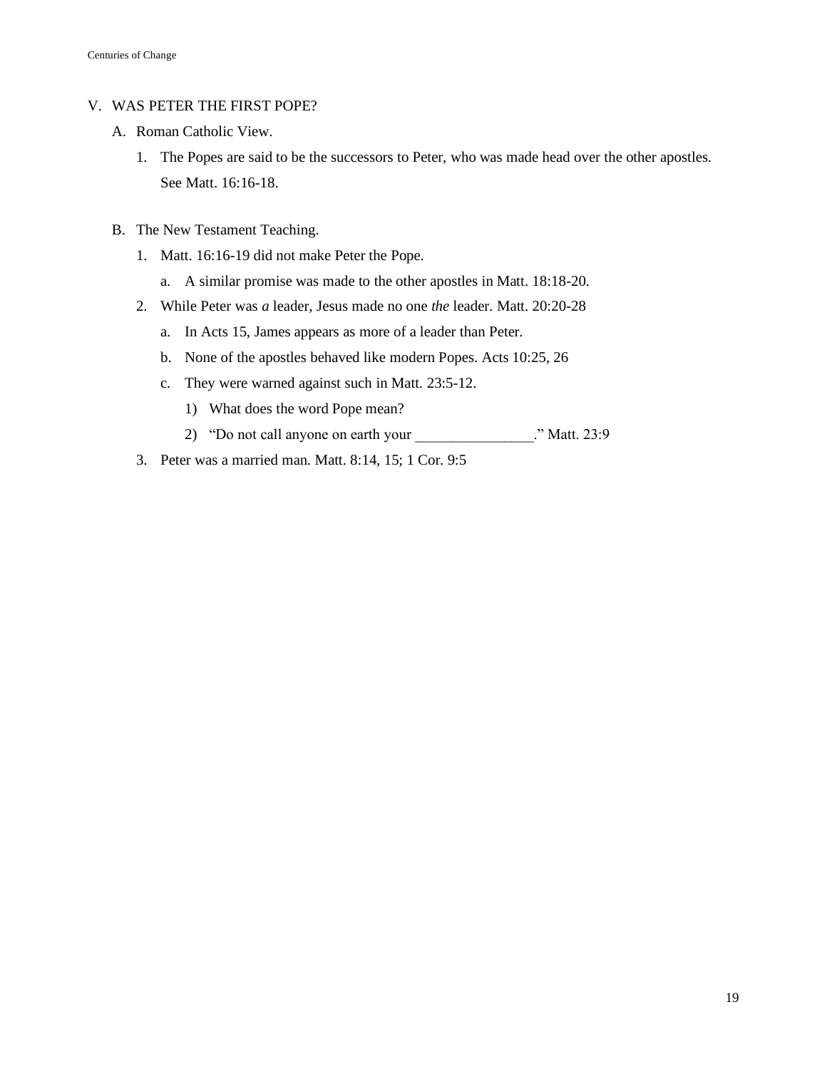## V. WAS PETER THE FIRST POPE?

### A. Roman Catholic View.

1. The Popes are said to be the successors to Peter, who was made head over the other apostles. See Matt. 16:16-18.

### B. The New Testament Teaching.

1. Matt. 16:16-19 did not make Peter the Pope.
   a. A similar promise was made to the other apostles in Matt. 18:18-20.
2. While Peter was ***a*** leader, Jesus made no one *the* leader. Matt. 20:20-28
   a. In Acts 15, James appears as more of a leader than Peter.
   b. None of the apostles behaved like modern Popes. Acts 10:25, 26
   c. They were warned against such in Matt. 23:5-12.
      1) What does the word Pope mean?
      2) "Do not call anyone on earth your ________________." Matt. 23:9
3. Peter was a married man. Matt. 8:14, 15; 1 Cor. 9:5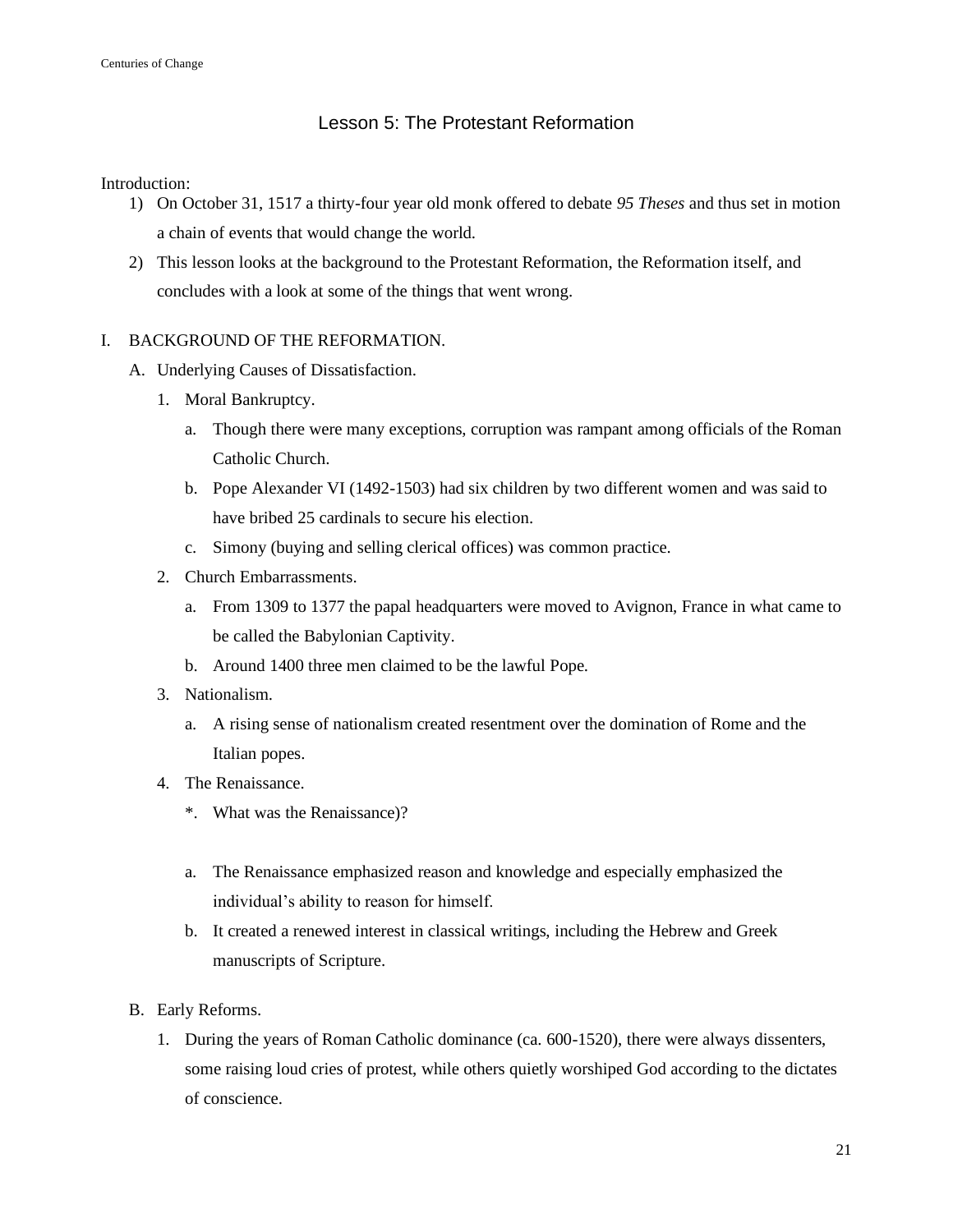## Lesson 5: The Protestant Reformation

Introduction:

1) On October 31, 1517 a thirty-four year old monk offered to debate *95 Theses* and thus set in motion a chain of events that would change the world.
2) This lesson looks at the background to the Protestant Reformation, the Reformation itself, and concludes with a look at some of the things that went wrong.

I. BACKGROUND OF THE REFORMATION.

A. Underlying Causes of Dissatisfaction.

1. Moral Bankruptcy.
   a. Though there were many exceptions, corruption was rampant among officials of the Roman Catholic Church.
   b. Pope Alexander VI (1492-1503) had six children by two different women and was said to have bribed 25 cardinals to secure his election.
   c. Simony (buying and selling clerical offices) was common practice.
2. Church Embarrassments.
   a. From 1309 to 1377 the papal headquarters were moved to Avignon, France in what came to be called the Babylonian Captivity.
   b. Around 1400 three men claimed to be the lawful Pope.
3. Nationalism.
   a. A rising sense of nationalism created resentment over the domination of Rome and the Italian popes.
4. The Renaissance.
   *. What was the Renaissance)?

   a. The Renaissance emphasized reason and knowledge and especially emphasized the individual's ability to reason for himself.
   b. It created a renewed interest in classical writings, including the Hebrew and Greek manuscripts of Scripture.

B. Early Reforms.

1. During the years of Roman Catholic dominance (ca. 600-1520), there were always dissenters, some raising loud cries of protest, while others quietly worshiped God according to the dictates of conscience.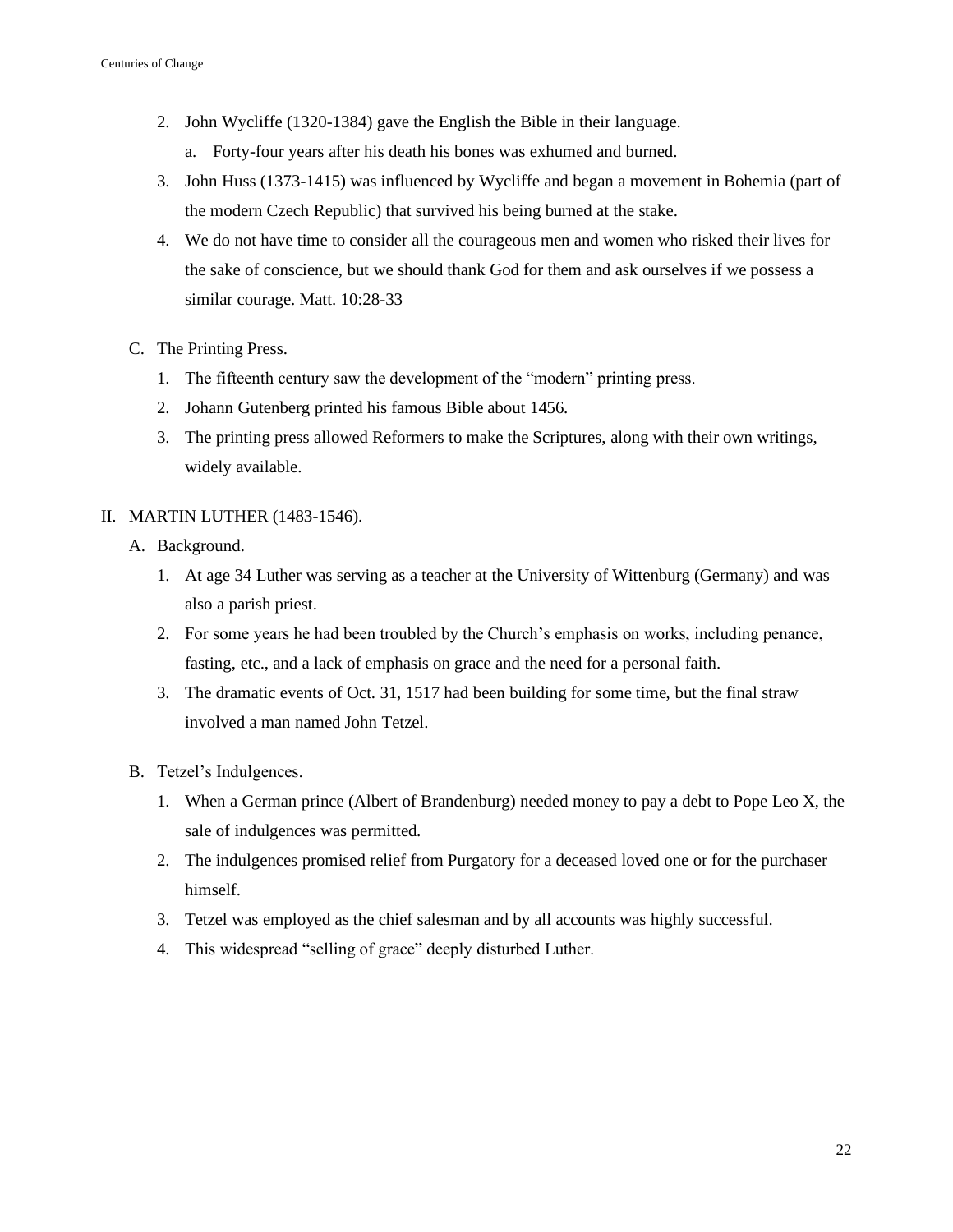2. John Wycliffe (1320-1384) gave the English the Bible in their language.
    a. Forty-four years after his death his bones was exhumed and burned.
3. John Huss (1373-1415) was influenced by Wycliffe and began a movement in Bohemia (part of the modern Czech Republic) that survived his being burned at the stake.
4. We do not have time to consider all the courageous men and women who risked their lives for the sake of conscience, but we should thank God for them and ask ourselves if we possess a similar courage. Matt. 10:28-33

C. The Printing Press.

1. The fifteenth century saw the development of the "modern" printing press.
2. Johann Gutenberg printed his famous Bible about 1456.
3. The printing press allowed Reformers to make the Scriptures, along with their own writings, widely available.

II. MARTIN LUTHER (1483-1546).

A. Background.

1. At age 34 Luther was serving as a teacher at the University of Wittenburg (Germany) and was also a parish priest.
2. For some years he had been troubled by the Church's emphasis on works, including penance, fasting, etc., and a lack of emphasis on grace and the need for a personal faith.
3. The dramatic events of Oct. 31, 1517 had been building for some time, but the final straw involved a man named John Tetzel.

B. Tetzel's Indulgences.

1. When a German prince (Albert of Brandenburg) needed money to pay a debt to Pope Leo X, the sale of indulgences was permitted.
2. The indulgences promised relief from Purgatory for a deceased loved one or for the purchaser himself.
3. Tetzel was employed as the chief salesman and by all accounts was highly successful.
4. This widespread "selling of grace" deeply disturbed Luther.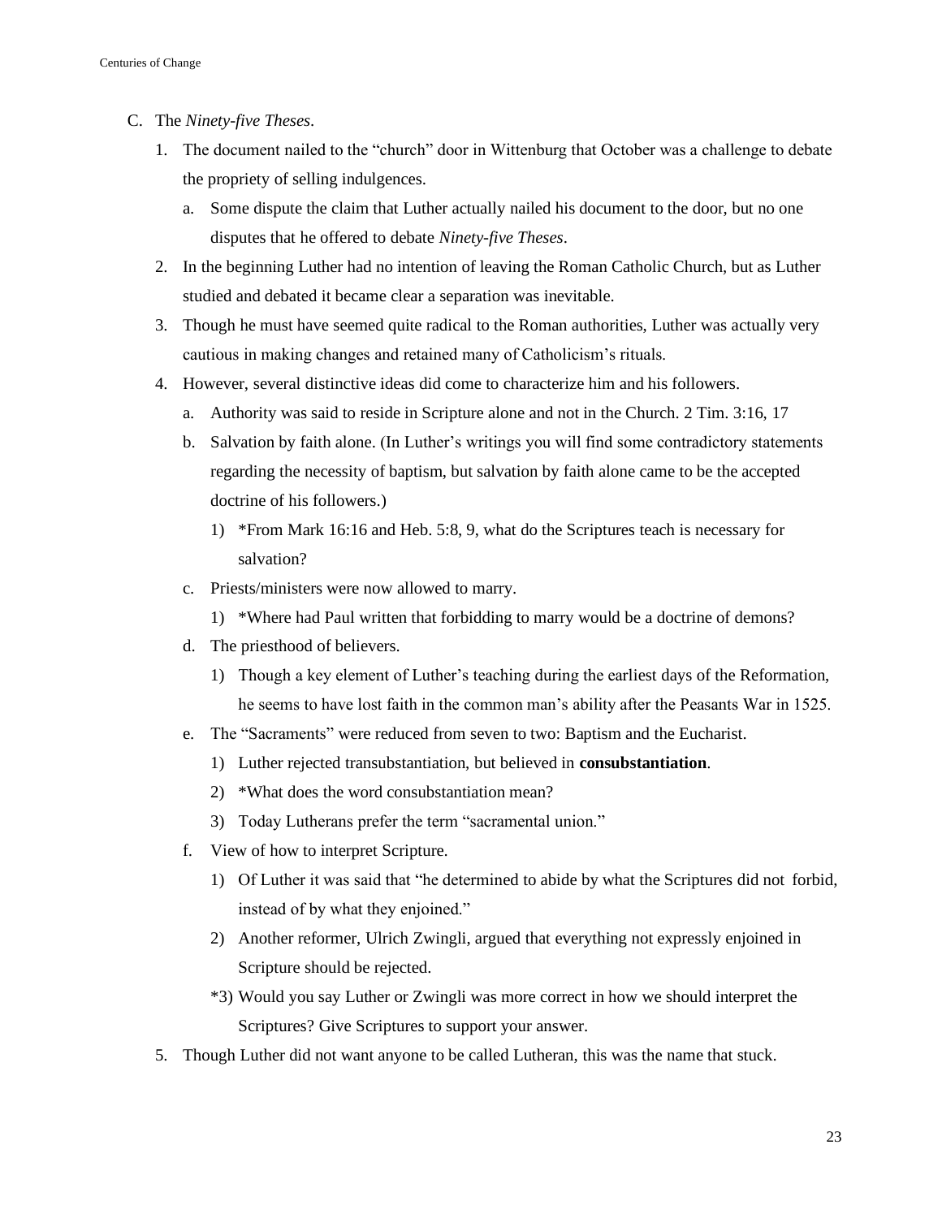C. The *Ninety-five Theses*.

1. The document nailed to the "church" door in Wittenburg that October was a challenge to debate the propriety of selling indulgences.
   a. Some dispute the claim that Luther actually nailed his document to the door, but no one disputes that he offered to debate *Ninety-five Theses*.
2. In the beginning Luther had no intention of leaving the Roman Catholic Church, but as Luther studied and debated it became clear a separation was inevitable.
3. Though he must have seemed quite radical to the Roman authorities, Luther was actually very cautious in making changes and retained many of Catholicism's rituals.
4. However, several distinctive ideas did come to characterize him and his followers.
   a. Authority was said to reside in Scripture alone and not in the Church. 2 Tim. 3:16, 17
   b. Salvation by faith alone. (In Luther's writings you will find some contradictory statements regarding the necessity of baptism, but salvation by faith alone came to be the accepted doctrine of his followers.)
      1) *From Mark 16:16 and Heb. 5:8, 9, what do the Scriptures teach is necessary for salvation?
   c. Priests/ministers were now allowed to marry.
      1) *Where had Paul written that forbidding to marry would be a doctrine of demons?
   d. The priesthood of believers.
      1) Though a key element of Luther's teaching during the earliest days of the Reformation, he seems to have lost faith in the common man's ability after the Peasants War in 1525.
   e. The "Sacraments" were reduced from seven to two: Baptism and the Eucharist.
      1) Luther rejected transubstantiation, but believed in **consubstantiation**.
      2) *What does the word consubstantiation mean?
      3) Today Lutherans prefer the term "sacramental union."
   f. View of how to interpret Scripture.
      1) Of Luther it was said that "he determined to abide by what the Scriptures did not forbid, instead of by what they enjoined."
      2) Another reformer, Ulrich Zwingli, argued that everything not expressly enjoined in Scripture should be rejected.
      *3) Would you say Luther or Zwingli was more correct in how we should interpret the Scriptures? Give Scriptures to support your answer.
5. Though Luther did not want anyone to be called Lutheran, this was the name that stuck.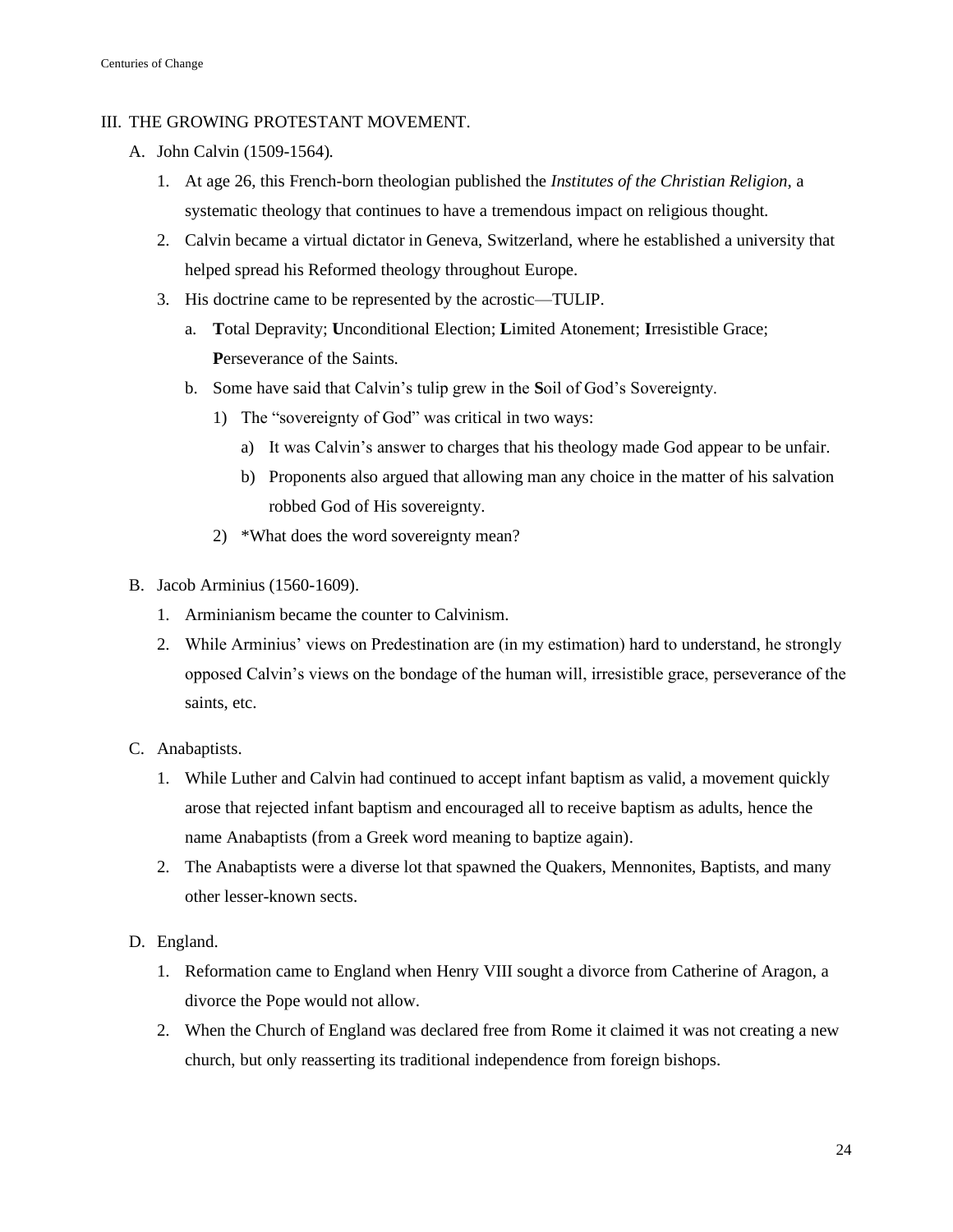## III. THE GROWING PROTESTANT MOVEMENT.

A. John Calvin (1509-1564).

1. At age 26, this French-born theologian published the *Institutes of the Christian Religion*, a systematic theology that continues to have a tremendous impact on religious thought.
2. Calvin became a virtual dictator in Geneva, Switzerland, where he established a university that helped spread his Reformed theology throughout Europe.
3. His doctrine came to be represented by the acrostic—TULIP.
   a. **T**otal Depravity; **U**nconditional Election; **L**imited Atonement; **I**rresistible Grace; **P**erseverance of the Saints.
   b. Some have said that Calvin's tulip grew in the **S**oil of God's Sovereignty.
      1) The "sovereignty of God" was critical in two ways:
         a) It was Calvin's answer to charges that his theology made God appear to be unfair.
         b) Proponents also argued that allowing man any choice in the matter of his salvation robbed God of His sovereignty.
      2) *What does the word sovereignty mean?

B. Jacob Arminius (1560-1609).

1. Arminianism became the counter to Calvinism.
2. While Arminius' views on Predestination are (in my estimation) hard to understand, he strongly opposed Calvin's views on the bondage of the human will, irresistible grace, perseverance of the saints, etc.

C. Anabaptists.

1. While Luther and Calvin had continued to accept infant baptism as valid, a movement quickly arose that rejected infant baptism and encouraged all to receive baptism as adults, hence the name Anabaptists (from a Greek word meaning to baptize again).
2. The Anabaptists were a diverse lot that spawned the Quakers, Mennonites, Baptists, and many other lesser-known sects.

D. England.

1. Reformation came to England when Henry VIII sought a divorce from Catherine of Aragon, a divorce the Pope would not allow.
2. When the Church of England was declared free from Rome it claimed it was not creating a new church, but only reasserting its traditional independence from foreign bishops.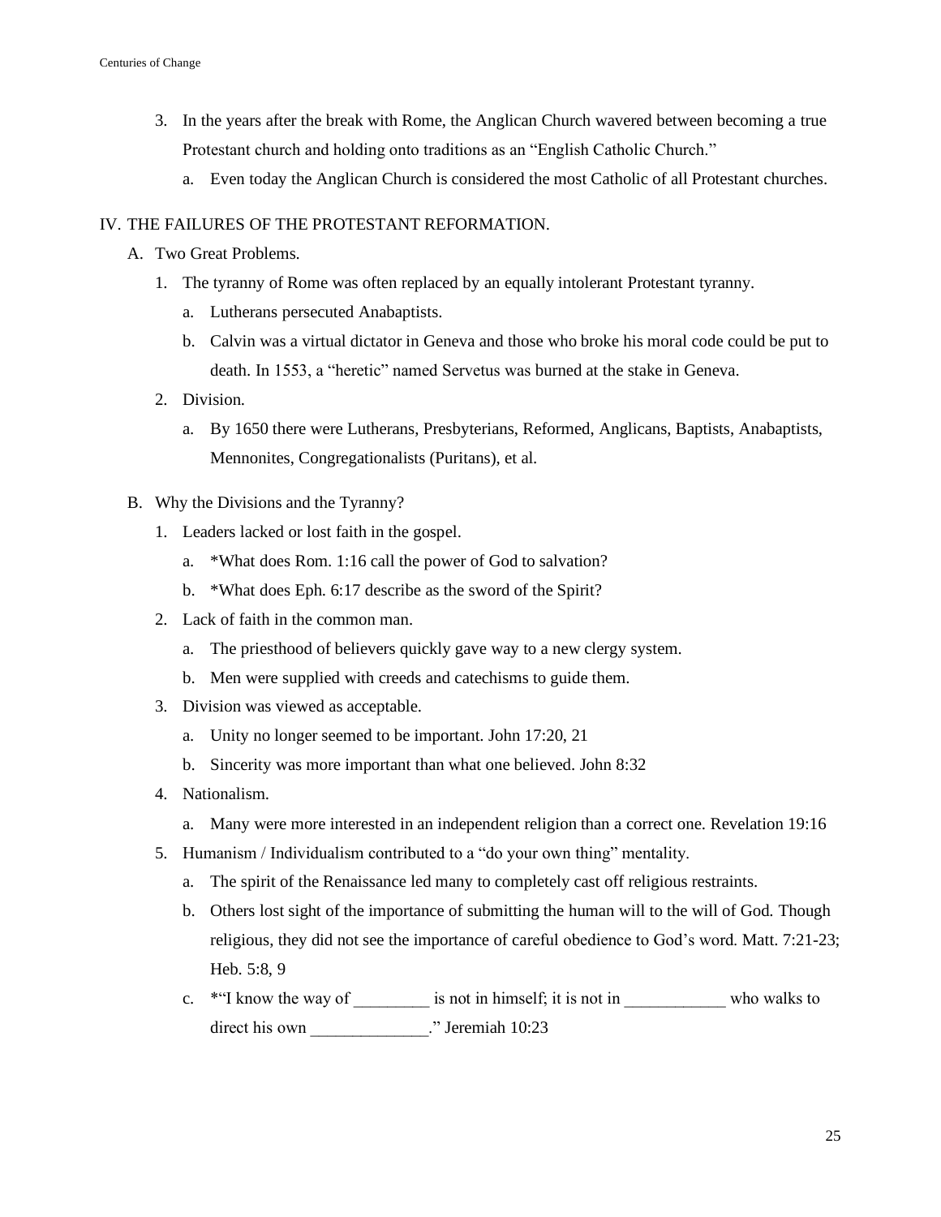3. In the years after the break with Rome, the Anglican Church wavered between becoming a true Protestant church and holding onto traditions as an "English Catholic Church."
    a. Even today the Anglican Church is considered the most Catholic of all Protestant churches.

## IV. THE FAILURES OF THE PROTESTANT REFORMATION.

A. Two Great Problems.

1. The tyranny of Rome was often replaced by an equally intolerant Protestant tyranny.
    a. Lutherans persecuted Anabaptists.
    b. Calvin was a virtual dictator in Geneva and those who broke his moral code could be put to death. In 1553, a "heretic" named Servetus was burned at the stake in Geneva.
2. Division.
    a. By 1650 there were Lutherans, Presbyterians, Reformed, Anglicans, Baptists, Anabaptists, Mennonites, Congregationalists (Puritans), et al.

B. Why the Divisions and the Tyranny?

1. Leaders lacked or lost faith in the gospel.
    a. *What does Rom. 1:16 call the power of God to salvation?
    b. *What does Eph. 6:17 describe as the sword of the Spirit?
2. Lack of faith in the common man.
    a. The priesthood of believers quickly gave way to a new clergy system.
    b. Men were supplied with creeds and catechisms to guide them.
3. Division was viewed as acceptable.
    a. Unity no longer seemed to be important. John 17:20, 21
    b. Sincerity was more important than what one believed. John 8:32
4. Nationalism.
    a. Many were more interested in an independent religion than a correct one. Revelation 19:16
5. Humanism / Individualism contributed to a "do your own thing" mentality.
    a. The spirit of the Renaissance led many to completely cast off religious restraints.
    b. Others lost sight of the importance of submitting the human will to the will of God. Though religious, they did not see the importance of careful obedience to God's word. Matt. 7:21-23; Heb. 5:8, 9
    c. *"I know the way of _________ is not in himself; it is not in ____________ who walks to direct his own ______________." Jeremiah 10:23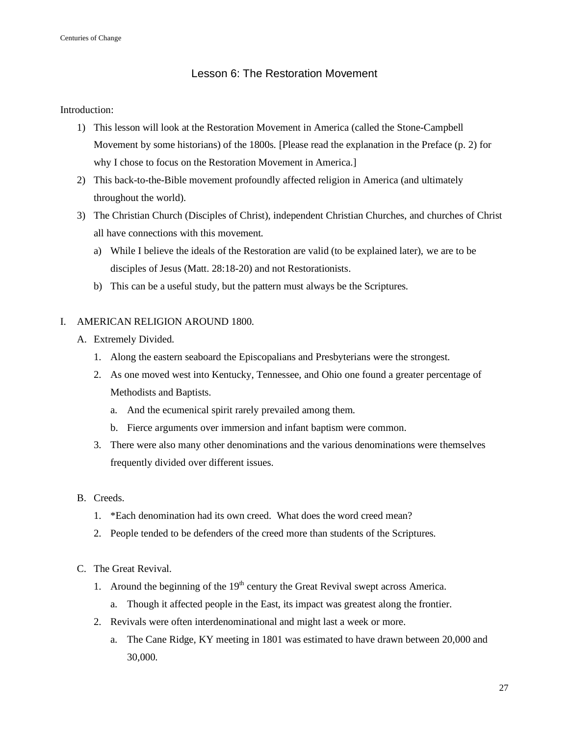## Lesson 6: The Restoration Movement

Introduction:

1) This lesson will look at the Restoration Movement in America (called the Stone-Campbell Movement by some historians) of the 1800s. [Please read the explanation in the Preface (p. 2) for why I chose to focus on the Restoration Movement in America.]
2) This back-to-the-Bible movement profoundly affected religion in America (and ultimately throughout the world).
3) The Christian Church (Disciples of Christ), independent Christian Churches, and churches of Christ all have connections with this movement.
   a) While I believe the ideals of the Restoration are valid (to be explained later), we are to be disciples of Jesus (Matt. 28:18-20) and not Restorationists.
   b) This can be a useful study, but the pattern must always be the Scriptures.

I. AMERICAN RELIGION AROUND 1800.

A. Extremely Divided.

1. Along the eastern seaboard the Episcopalians and Presbyterians were the strongest.
2. As one moved west into Kentucky, Tennessee, and Ohio one found a greater percentage of Methodists and Baptists.
   a. And the ecumenical spirit rarely prevailed among them.
   b. Fierce arguments over immersion and infant baptism were common.
3. There were also many other denominations and the various denominations were themselves frequently divided over different issues.

B. Creeds.

1. *Each denomination had its own creed. What does the word creed mean?
2. People tended to be defenders of the creed more than students of the Scriptures.

C. The Great Revival.

1. Around the beginning of the 19th century the Great Revival swept across America.
   a. Though it affected people in the East, its impact was greatest along the frontier.
2. Revivals were often interdenominational and might last a week or more.
   a. The Cane Ridge, KY meeting in 1801 was estimated to have drawn between 20,000 and 30,000.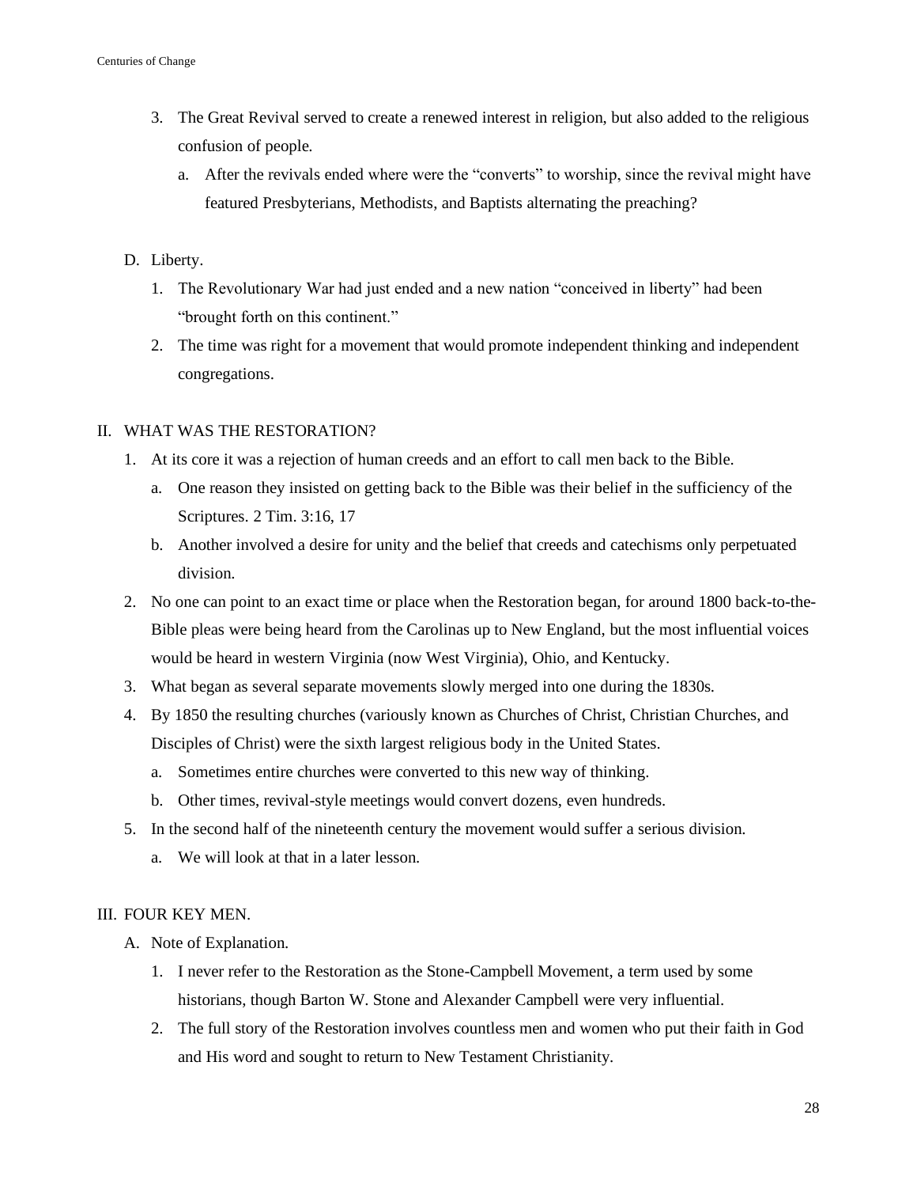3. The Great Revival served to create a renewed interest in religion, but also added to the religious confusion of people.
    a. After the revivals ended where were the "converts" to worship, since the revival might have featured Presbyterians, Methodists, and Baptists alternating the preaching?

D. Liberty.

1. The Revolutionary War had just ended and a new nation "conceived in liberty" had been "brought forth on this continent."
2. The time was right for a movement that would promote independent thinking and independent congregations.

## II. WHAT WAS THE RESTORATION?

1. At its core it was a rejection of human creeds and an effort to call men back to the Bible.
    a. One reason they insisted on getting back to the Bible was their belief in the sufficiency of the Scriptures. 2 Tim. 3:16, 17
    b. Another involved a desire for unity and the belief that creeds and catechisms only perpetuated division.
2. No one can point to an exact time or place when the Restoration began, for around 1800 back-to-the-Bible pleas were being heard from the Carolinas up to New England, but the most influential voices would be heard in western Virginia (now West Virginia), Ohio, and Kentucky.
3. What began as several separate movements slowly merged into one during the 1830s.
4. By 1850 the resulting churches (variously known as Churches of Christ, Christian Churches, and Disciples of Christ) were the sixth largest religious body in the United States.
    a. Sometimes entire churches were converted to this new way of thinking.
    b. Other times, revival-style meetings would convert dozens, even hundreds.
5. In the second half of the nineteenth century the movement would suffer a serious division.
    a. We will look at that in a later lesson.

## III. FOUR KEY MEN.

A. Note of Explanation.

1. I never refer to the Restoration as the Stone-Campbell Movement, a term used by some historians, though Barton W. Stone and Alexander Campbell were very influential.
2. The full story of the Restoration involves countless men and women who put their faith in God and His word and sought to return to New Testament Christianity.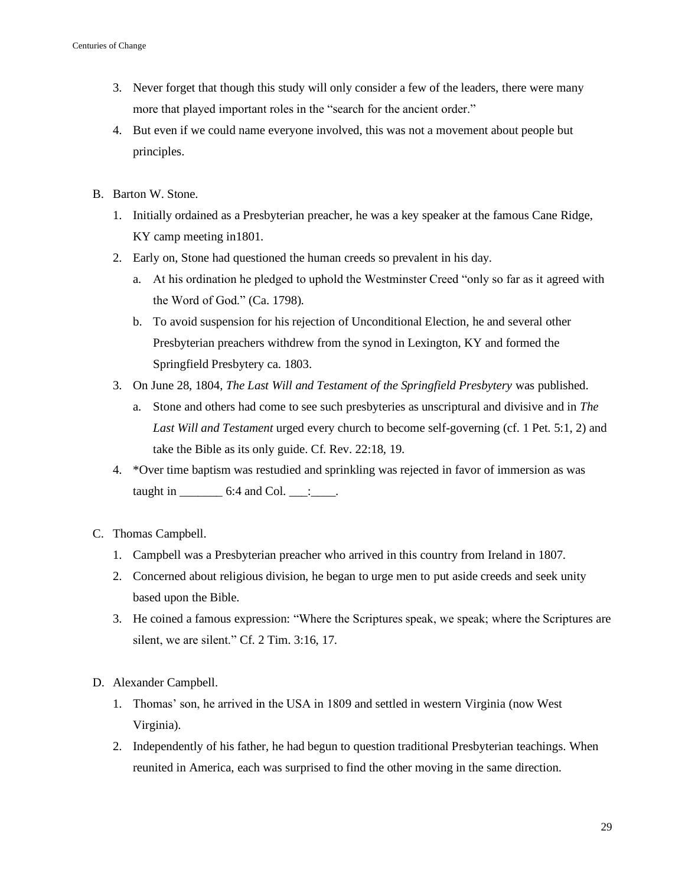3. Never forget that though this study will only consider a few of the leaders, there were many more that played important roles in the "search for the ancient order."
4. But even if we could name everyone involved, this was not a movement about people but principles.

B. Barton W. Stone.
   1. Initially ordained as a Presbyterian preacher, he was a key speaker at the famous Cane Ridge, KY camp meeting in1801.
   2. Early on, Stone had questioned the human creeds so prevalent in his day.
      a. At his ordination he pledged to uphold the Westminster Creed "only so far as it agreed with the Word of God." (Ca. 1798).
      b. To avoid suspension for his rejection of Unconditional Election, he and several other Presbyterian preachers withdrew from the synod in Lexington, KY and formed the Springfield Presbytery ca. 1803.
   3. On June 28, 1804, *The Last Will and Testament of the Springfield Presbytery* was published.
      a. Stone and others had come to see such presbyteries as unscriptural and divisive and in *The Last Will and Testament* urged every church to become self-governing (cf. 1 Pet. 5:1, 2) and take the Bible as its only guide. Cf. Rev. 22:18, 19.
   4. *Over time baptism was restudied and sprinkling was rejected in favor of immersion as was taught in _______ 6:4 and Col. ___:____.

C. Thomas Campbell.
   1. Campbell was a Presbyterian preacher who arrived in this country from Ireland in 1807.
   2. Concerned about religious division, he began to urge men to put aside creeds and seek unity based upon the Bible.
   3. He coined a famous expression: "Where the Scriptures speak, we speak; where the Scriptures are silent, we are silent." Cf. 2 Tim. 3:16, 17.

D. Alexander Campbell.
   1. Thomas' son, he arrived in the USA in 1809 and settled in western Virginia (now West Virginia).
   2. Independently of his father, he had begun to question traditional Presbyterian teachings. When reunited in America, each was surprised to find the other moving in the same direction.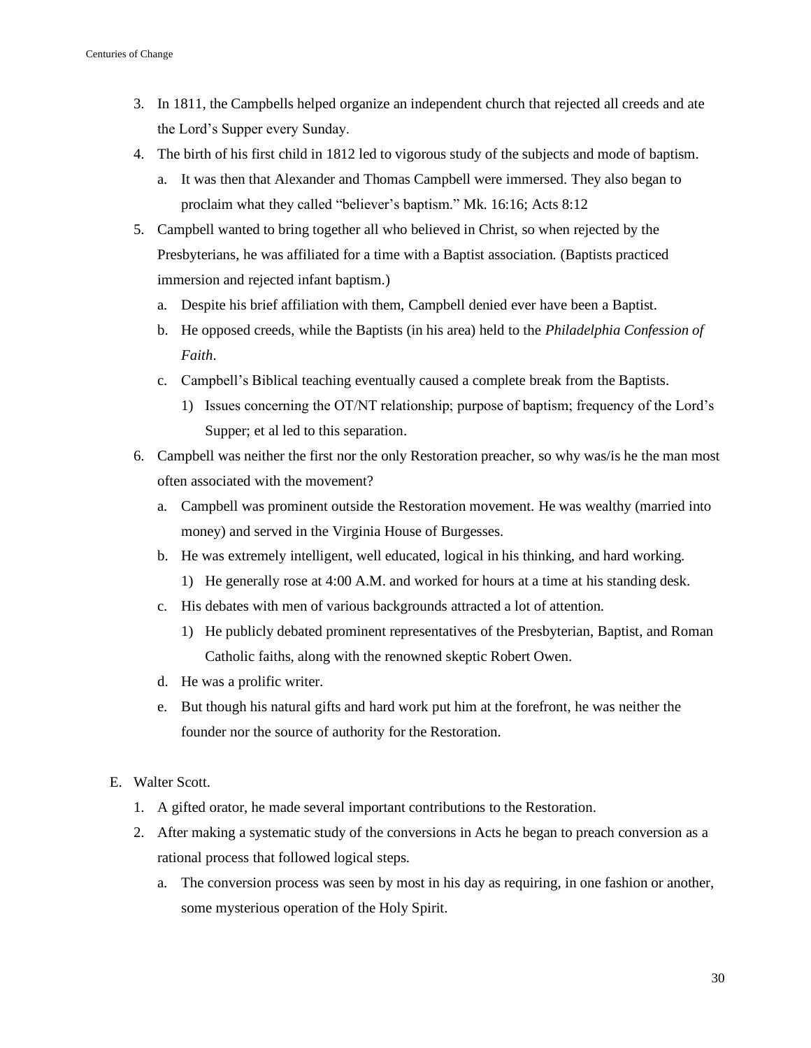3. In 1811, the Campbells helped organize an independent church that rejected all creeds and ate the Lord's Supper every Sunday.
4. The birth of his first child in 1812 led to vigorous study of the subjects and mode of baptism.
    a. It was then that Alexander and Thomas Campbell were immersed. They also began to proclaim what they called "believer's baptism." Mk. 16:16; Acts 8:12
5. Campbell wanted to bring together all who believed in Christ, so when rejected by the Presbyterians, he was affiliated for a time with a Baptist association. (Baptists practiced immersion and rejected infant baptism.)
    a. Despite his brief affiliation with them, Campbell denied ever have been a Baptist.
    b. He opposed creeds, while the Baptists (in his area) held to the *Philadelphia Confession of Faith*.
    c. Campbell's Biblical teaching eventually caused a complete break from the Baptists.
        1) Issues concerning the OT/NT relationship; purpose of baptism; frequency of the Lord's Supper; et al led to this separation.
6. Campbell was neither the first nor the only Restoration preacher, so why was/is he the man most often associated with the movement?
    a. Campbell was prominent outside the Restoration movement. He was wealthy (married into money) and served in the Virginia House of Burgesses.
    b. He was extremely intelligent, well educated, logical in his thinking, and hard working.
        1) He generally rose at 4:00 A.M. and worked for hours at a time at his standing desk.
    c. His debates with men of various backgrounds attracted a lot of attention.
        1) He publicly debated prominent representatives of the Presbyterian, Baptist, and Roman Catholic faiths, along with the renowned skeptic Robert Owen.
    d. He was a prolific writer.
    e. But though his natural gifts and hard work put him at the forefront, he was neither the founder nor the source of authority for the Restoration.

E. Walter Scott.
1. A gifted orator, he made several important contributions to the Restoration.
2. After making a systematic study of the conversions in Acts he began to preach conversion as a rational process that followed logical steps.
    a. The conversion process was seen by most in his day as requiring, in one fashion or another, some mysterious operation of the Holy Spirit.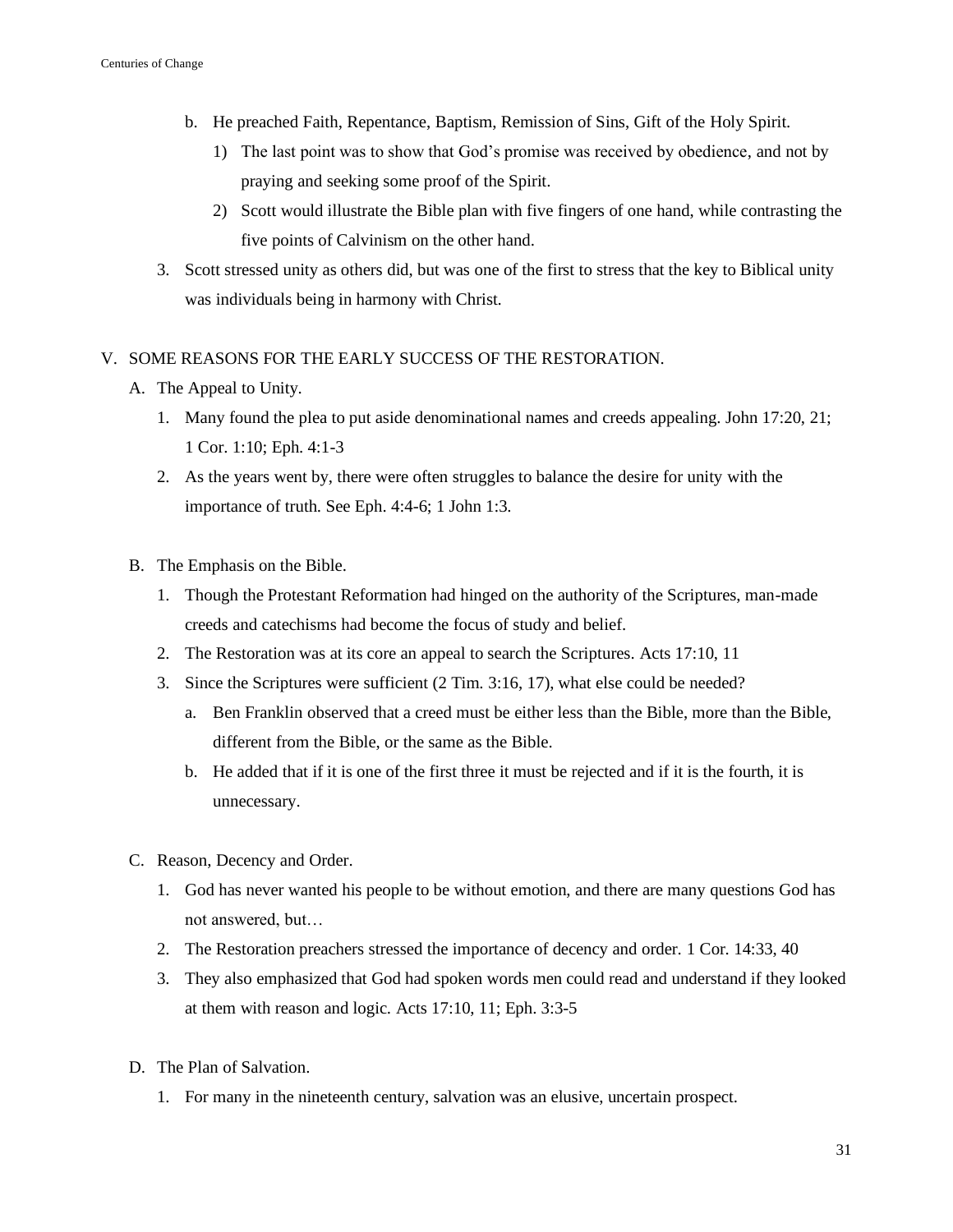b. He preached Faith, Repentance, Baptism, Remission of Sins, Gift of the Holy Spirit.
      1) The last point was to show that God's promise was received by obedience, and not by praying and seeking some proof of the Spirit.
      2) Scott would illustrate the Bible plan with five fingers of one hand, while contrasting the five points of Calvinism on the other hand.

3. Scott stressed unity as others did, but was one of the first to stress that the key to Biblical unity was individuals being in harmony with Christ.

## V. SOME REASONS FOR THE EARLY SUCCESS OF THE RESTORATION.

### A. The Appeal to Unity.

1. Many found the plea to put aside denominational names and creeds appealing. John 17:20, 21; 1 Cor. 1:10; Eph. 4:1-3
2. As the years went by, there were often struggles to balance the desire for unity with the importance of truth. See Eph. 4:4-6; 1 John 1:3.

### B. The Emphasis on the Bible.

1. Though the Protestant Reformation had hinged on the authority of the Scriptures, man-made creeds and catechisms had become the focus of study and belief.
2. The Restoration was at its core an appeal to search the Scriptures. Acts 17:10, 11
3. Since the Scriptures were sufficient (2 Tim. 3:16, 17), what else could be needed?
   a. Ben Franklin observed that a creed must be either less than the Bible, more than the Bible, different from the Bible, or the same as the Bible.
   b. He added that if it is one of the first three it must be rejected and if it is the fourth, it is unnecessary.

### C. Reason, Decency and Order.

1. God has never wanted his people to be without emotion, and there are many questions God has not answered, but…
2. The Restoration preachers stressed the importance of decency and order. 1 Cor. 14:33, 40
3. They also emphasized that God had spoken words men could read and understand if they looked at them with reason and logic. Acts 17:10, 11; Eph. 3:3-5

### D. The Plan of Salvation.

1. For many in the nineteenth century, salvation was an elusive, uncertain prospect.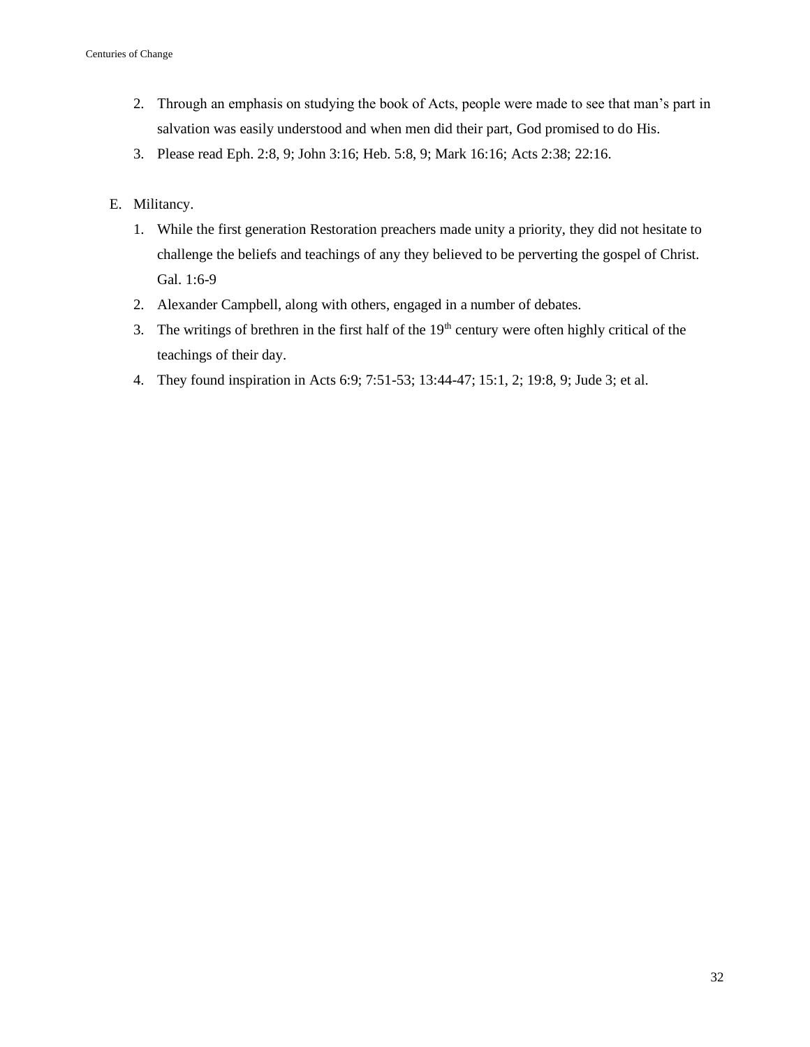2. Through an emphasis on studying the book of Acts, people were made to see that man's part in salvation was easily understood and when men did their part, God promised to do His.
3. Please read Eph. 2:8, 9; John 3:16; Heb. 5:8, 9; Mark 16:16; Acts 2:38; 22:16.

E. Militancy.

1. While the first generation Restoration preachers made unity a priority, they did not hesitate to challenge the beliefs and teachings of any they believed to be perverting the gospel of Christ. Gal. 1:6-9
2. Alexander Campbell, along with others, engaged in a number of debates.
3. The writings of brethren in the first half of the 19th century were often highly critical of the teachings of their day.
4. They found inspiration in Acts 6:9; 7:51-53; 13:44-47; 15:1, 2; 19:8, 9; Jude 3; et al.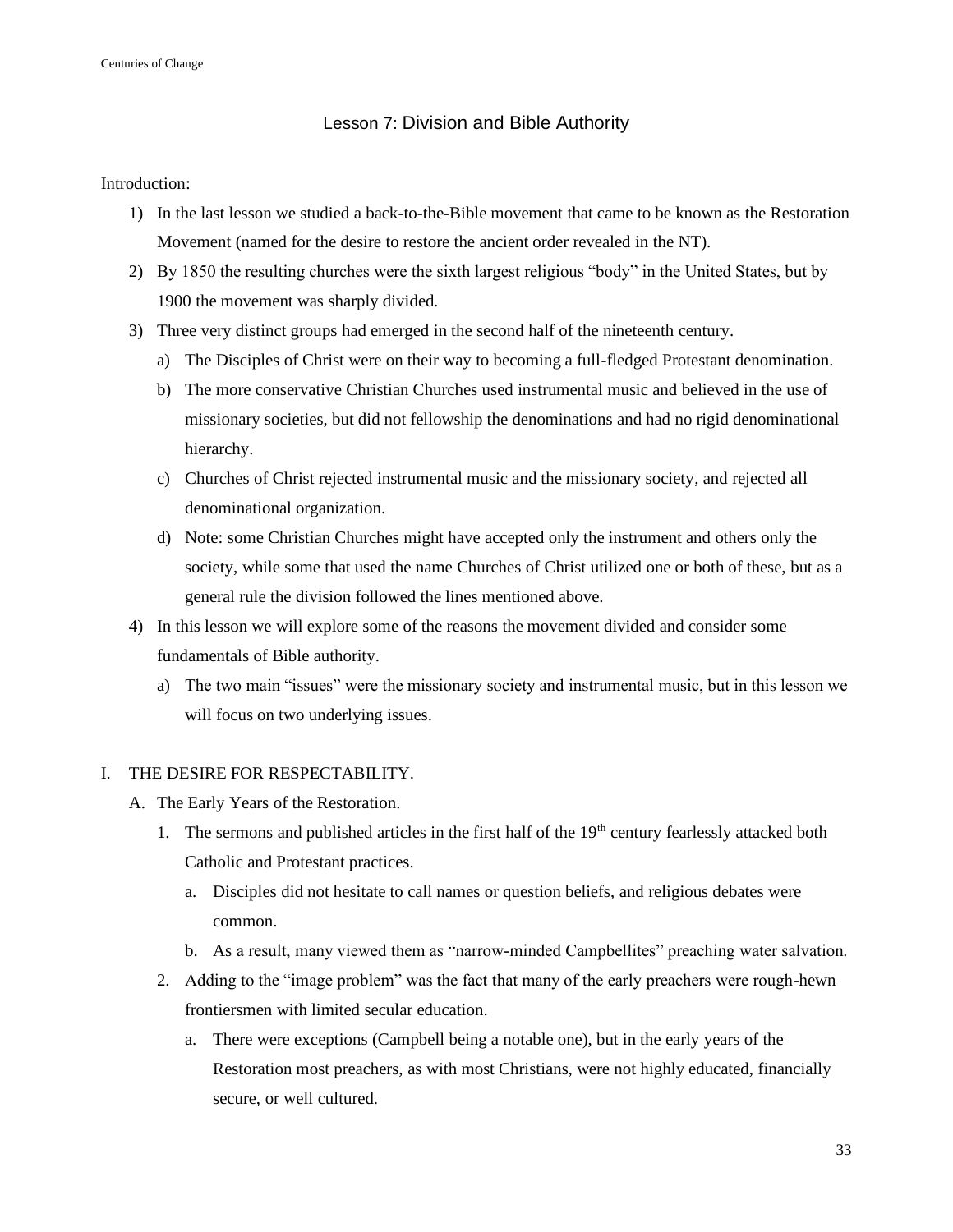## Lesson 7: Division and Bible Authority

Introduction:

1) In the last lesson we studied a back-to-the-Bible movement that came to be known as the Restoration Movement (named for the desire to restore the ancient order revealed in the NT).
2) By 1850 the resulting churches were the sixth largest religious "body" in the United States, but by 1900 the movement was sharply divided.
3) Three very distinct groups had emerged in the second half of the nineteenth century.
   a) The Disciples of Christ were on their way to becoming a full-fledged Protestant denomination.
   b) The more conservative Christian Churches used instrumental music and believed in the use of missionary societies, but did not fellowship the denominations and had no rigid denominational hierarchy.
   c) Churches of Christ rejected instrumental music and the missionary society, and rejected all denominational organization.
   d) Note: some Christian Churches might have accepted only the instrument and others only the society, while some that used the name Churches of Christ utilized one or both of these, but as a general rule the division followed the lines mentioned above.
4) In this lesson we will explore some of the reasons the movement divided and consider some fundamentals of Bible authority.
   a) The two main "issues" were the missionary society and instrumental music, but in this lesson we will focus on two underlying issues.

### I. THE DESIRE FOR RESPECTABILITY.

A. The Early Years of the Restoration.

1. The sermons and published articles in the first half of the 19th century fearlessly attacked both Catholic and Protestant practices.
   a. Disciples did not hesitate to call names or question beliefs, and religious debates were common.
   b. As a result, many viewed them as "narrow-minded Campbellites" preaching water salvation.
2. Adding to the "image problem" was the fact that many of the early preachers were rough-hewn frontiersmen with limited secular education.
   a. There were exceptions (Campbell being a notable one), but in the early years of the Restoration most preachers, as with most Christians, were not highly educated, financially secure, or well cultured.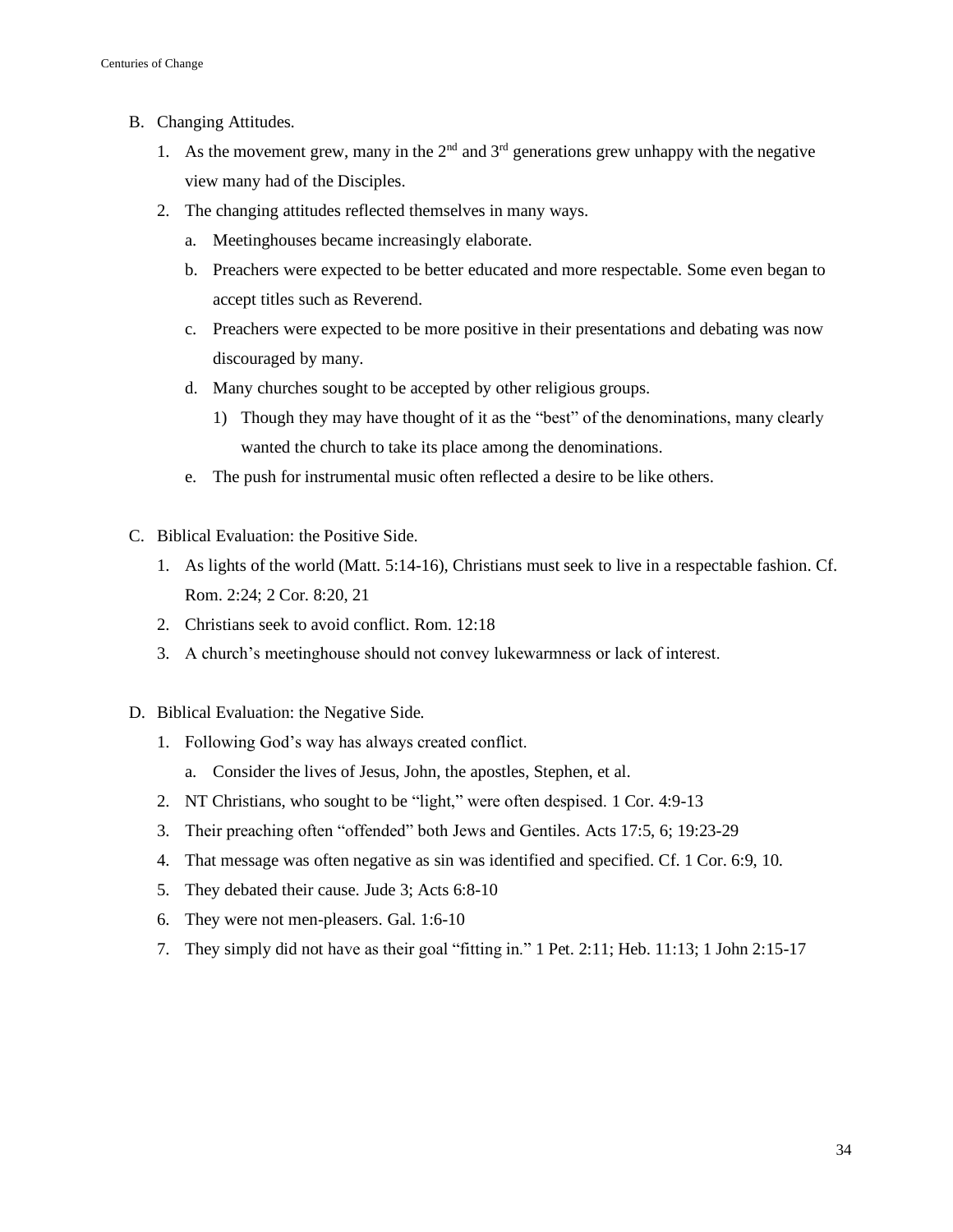B. Changing Attitudes.

1. As the movement grew, many in the 2nd and 3rd generations grew unhappy with the negative view many had of the Disciples.
2. The changing attitudes reflected themselves in many ways.
   a. Meetinghouses became increasingly elaborate.
   b. Preachers were expected to be better educated and more respectable. Some even began to accept titles such as Reverend.
   c. Preachers were expected to be more positive in their presentations and debating was now discouraged by many.
   d. Many churches sought to be accepted by other religious groups.
      1) Though they may have thought of it as the "best" of the denominations, many clearly wanted the church to take its place among the denominations.
   e. The push for instrumental music often reflected a desire to be like others.

C. Biblical Evaluation: the Positive Side.

1. As lights of the world (Matt. 5:14-16), Christians must seek to live in a respectable fashion. Cf. Rom. 2:24; 2 Cor. 8:20, 21
2. Christians seek to avoid conflict. Rom. 12:18
3. A church's meetinghouse should not convey lukewarmness or lack of interest.

D. Biblical Evaluation: the Negative Side.

1. Following God's way has always created conflict.
   a. Consider the lives of Jesus, John, the apostles, Stephen, et al.
2. NT Christians, who sought to be "light," were often despised. 1 Cor. 4:9-13
3. Their preaching often "offended" both Jews and Gentiles. Acts 17:5, 6; 19:23-29
4. That message was often negative as sin was identified and specified. Cf. 1 Cor. 6:9, 10.
5. They debated their cause. Jude 3; Acts 6:8-10
6. They were not men-pleasers. Gal. 1:6-10
7. They simply did not have as their goal "fitting in." 1 Pet. 2:11; Heb. 11:13; 1 John 2:15-17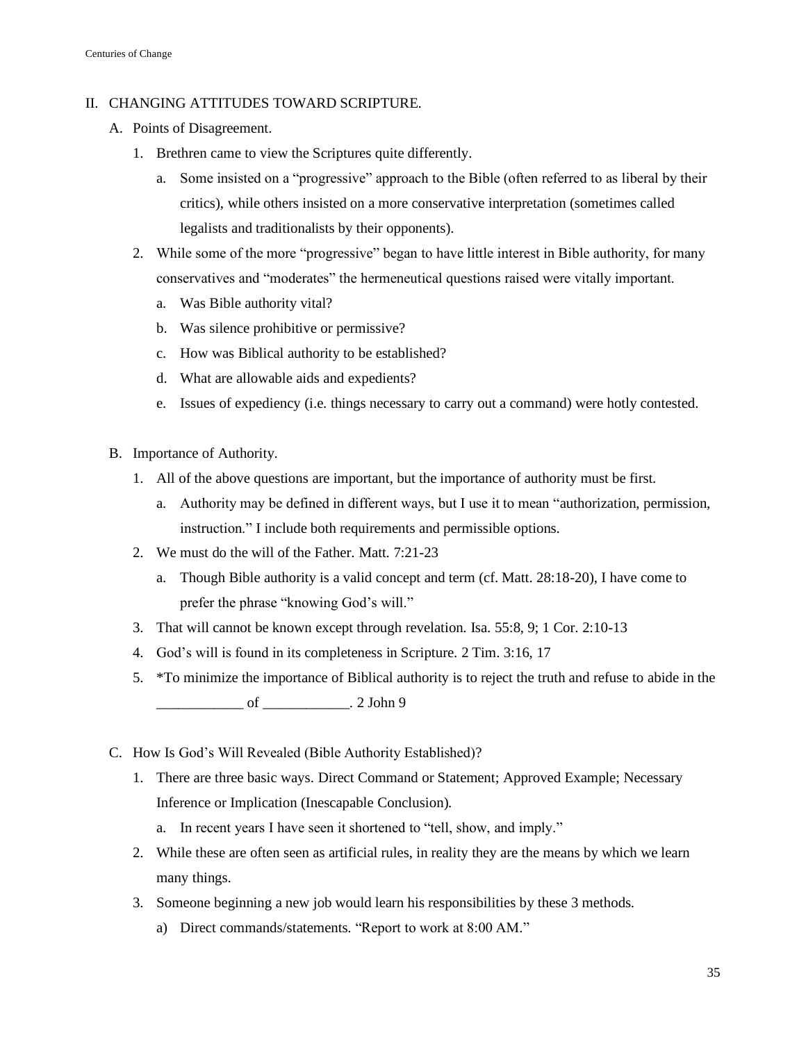## II. CHANGING ATTITUDES TOWARD SCRIPTURE.

### A. Points of Disagreement.

1. Brethren came to view the Scriptures quite differently.
   a. Some insisted on a "progressive" approach to the Bible (often referred to as liberal by their critics), while others insisted on a more conservative interpretation (sometimes called legalists and traditionalists by their opponents).
2. While some of the more "progressive" began to have little interest in Bible authority, for many conservatives and "moderates" the hermeneutical questions raised were vitally important.
   a. Was Bible authority vital?
   b. Was silence prohibitive or permissive?
   c. How was Biblical authority to be established?
   d. What are allowable aids and expedients?
   e. Issues of expediency (i.e. things necessary to carry out a command) were hotly contested.

### B. Importance of Authority.

1. All of the above questions are important, but the importance of authority must be first.
   a. Authority may be defined in different ways, but I use it to mean "authorization, permission, instruction." I include both requirements and permissible options.
2. We must do the will of the Father. Matt. 7:21-23
   a. Though Bible authority is a valid concept and term (cf. Matt. 28:18-20), I have come to prefer the phrase "knowing God's will."
3. That will cannot be known except through revelation. Isa. 55:8, 9; 1 Cor. 2:10-13
4. God's will is found in its completeness in Scripture. 2 Tim. 3:16, 17
5. *To minimize the importance of Biblical authority is to reject the truth and refuse to abide in the ____________ of ____________. 2 John 9

### C. How Is God's Will Revealed (Bible Authority Established)?

1. There are three basic ways. Direct Command or Statement; Approved Example; Necessary Inference or Implication (Inescapable Conclusion).
   a. In recent years I have seen it shortened to "tell, show, and imply."
2. While these are often seen as artificial rules, in reality they are the means by which we learn many things.
3. Someone beginning a new job would learn his responsibilities by these 3 methods.
   a) Direct commands/statements. "Report to work at 8:00 AM."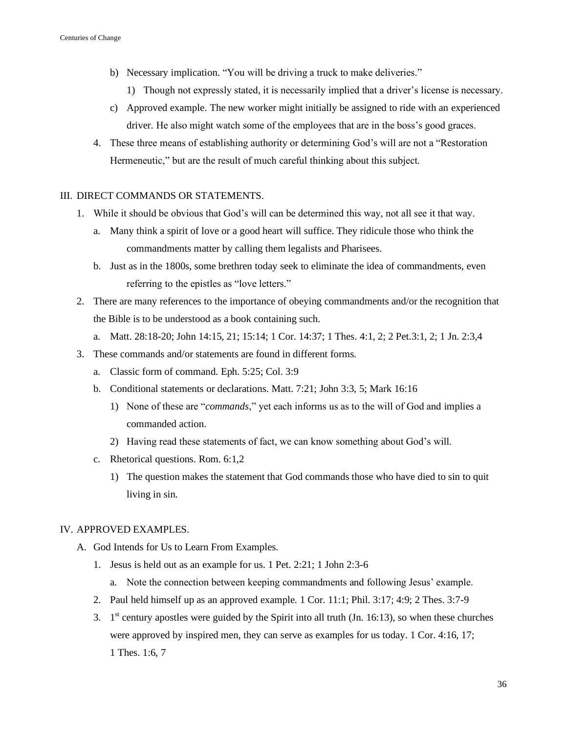b) Necessary implication. “You will be driving a truck to make deliveries.”

   1) Though not expressly stated, it is necessarily implied that a driver’s license is necessary.

c) Approved example. The new worker might initially be assigned to ride with an experienced driver. He also might watch some of the employees that are in the boss’s good graces.

4. These three means of establishing authority or determining God’s will are not a “Restoration Hermeneutic,” but are the result of much careful thinking about this subject.

## III. DIRECT COMMANDS OR STATEMENTS.

1. While it should be obvious that God’s will can be determined this way, not all see it that way.
   a. Many think a spirit of love or a good heart will suffice. They ridicule those who think the commandments matter by calling them legalists and Pharisees.
   b. Just as in the 1800s, some brethren today seek to eliminate the idea of commandments, even referring to the epistles as “love letters.”
2. There are many references to the importance of obeying commandments and/or the recognition that the Bible is to be understood as a book containing such.
   a. Matt. 28:18-20; John 14:15, 21; 15:14; 1 Cor. 14:37; 1 Thes. 4:1, 2; 2 Pet.3:1, 2; 1 Jn. 2:3,4
3. These commands and/or statements are found in different forms.
   a. Classic form of command. Eph. 5:25; Col. 3:9
   b. Conditional statements or declarations. Matt. 7:21; John 3:3, 5; Mark 16:16
      1) None of these are “*commands*,” yet each informs us as to the will of God and implies a commanded action.
      2) Having read these statements of fact, we can know something about God’s will.
   c. Rhetorical questions. Rom. 6:1,2
      1) The question makes the statement that God commands those who have died to sin to quit living in sin.

## IV. APPROVED EXAMPLES.

A. God Intends for Us to Learn From Examples.

1. Jesus is held out as an example for us. 1 Pet. 2:21; 1 John 2:3-6
   a. Note the connection between keeping commandments and following Jesus’ example.
2. Paul held himself up as an approved example. 1 Cor. 11:1; Phil. 3:17; 4:9; 2 Thes. 3:7-9
3. 1st century apostles were guided by the Spirit into all truth (Jn. 16:13), so when these churches were approved by inspired men, they can serve as examples for us today. 1 Cor. 4:16, 17; 1 Thes. 1:6, 7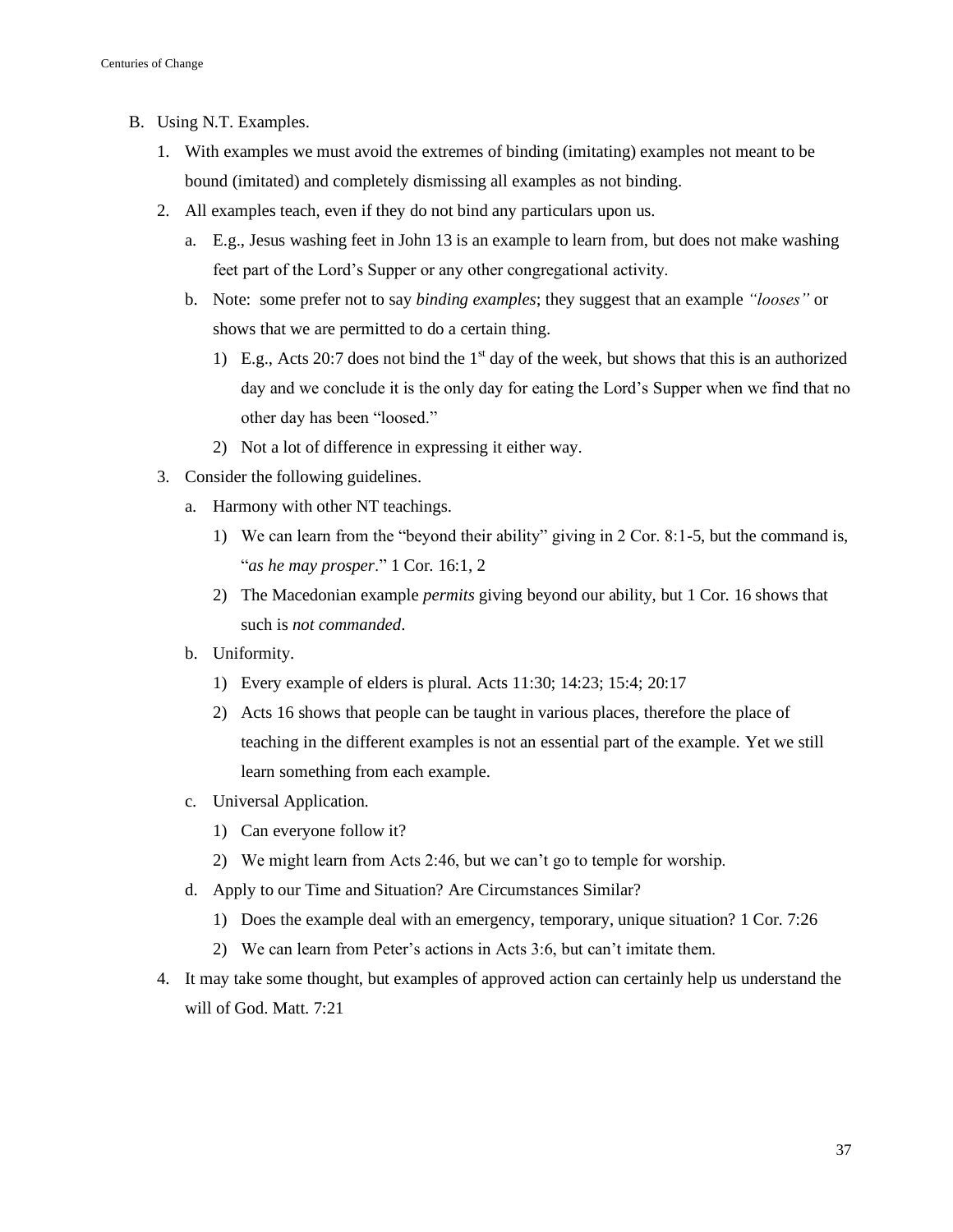B. Using N.T. Examples.

1. With examples we must avoid the extremes of binding (imitating) examples not meant to be bound (imitated) and completely dismissing all examples as not binding.
2. All examples teach, even if they do not bind any particulars upon us.
    a. E.g., Jesus washing feet in John 13 is an example to learn from, but does not make washing feet part of the Lord's Supper or any other congregational activity.
    b. Note: some prefer not to say *binding examples*; they suggest that an example *"looses"* or shows that we are permitted to do a certain thing.
        1) E.g., Acts 20:7 does not bind the 1st day of the week, but shows that this is an authorized day and we conclude it is the only day for eating the Lord's Supper when we find that no other day has been "loosed."
        2) Not a lot of difference in expressing it either way.
3. Consider the following guidelines.
    a. Harmony with other NT teachings.
        1) We can learn from the "beyond their ability" giving in 2 Cor. 8:1-5, but the command is, "*as he may prosper*." 1 Cor. 16:1, 2
        2) The Macedonian example *permits* giving beyond our ability, but 1 Cor. 16 shows that such is *not commanded*.
    b. Uniformity.
        1) Every example of elders is plural. Acts 11:30; 14:23; 15:4; 20:17
        2) Acts 16 shows that people can be taught in various places, therefore the place of teaching in the different examples is not an essential part of the example. Yet we still learn something from each example.
    c. Universal Application.
        1) Can everyone follow it?
        2) We might learn from Acts 2:46, but we can't go to temple for worship.
    d. Apply to our Time and Situation? Are Circumstances Similar?
        1) Does the example deal with an emergency, temporary, unique situation? 1 Cor. 7:26
        2) We can learn from Peter's actions in Acts 3:6, but can't imitate them.
4. It may take some thought, but examples of approved action can certainly help us understand the will of God. Matt. 7:21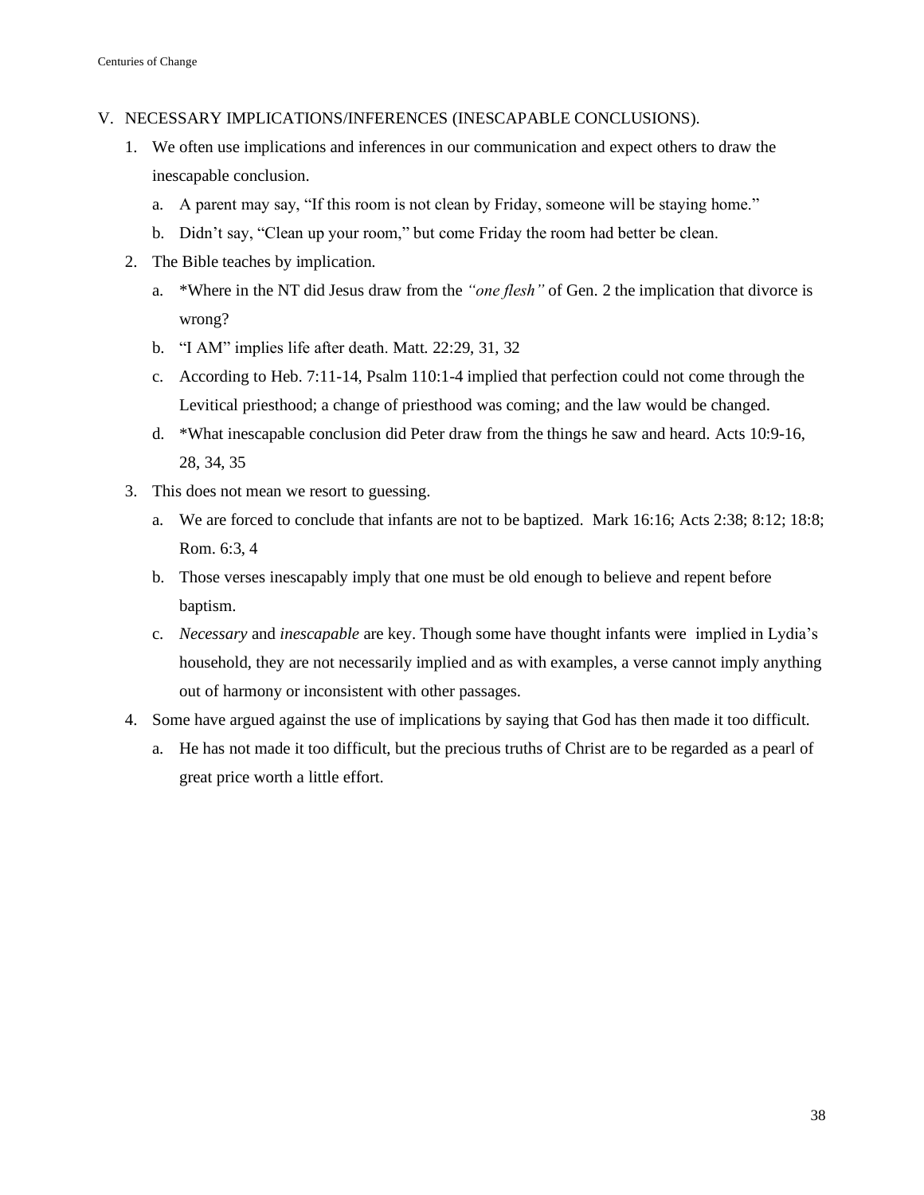V. NECESSARY IMPLICATIONS/INFERENCES (INESCAPABLE CONCLUSIONS).

1. We often use implications and inferences in our communication and expect others to draw the inescapable conclusion.
   a. A parent may say, "If this room is not clean by Friday, someone will be staying home."
   b. Didn't say, "Clean up your room," but come Friday the room had better be clean.
2. The Bible teaches by implication.
   a. *Where in the NT did Jesus draw from the *"one flesh"* of Gen. 2 the implication that divorce is wrong?
   b. "I AM" implies life after death. Matt. 22:29, 31, 32
   c. According to Heb. 7:11-14, Psalm 110:1-4 implied that perfection could not come through the Levitical priesthood; a change of priesthood was coming; and the law would be changed.
   d. *What inescapable conclusion did Peter draw from the things he saw and heard. Acts 10:9-16, 28, 34, 35
3. This does not mean we resort to guessing.
   a. We are forced to conclude that infants are not to be baptized. Mark 16:16; Acts 2:38; 8:12; 18:8; Rom. 6:3, 4
   b. Those verses inescapably imply that one must be old enough to believe and repent before baptism.
   c. *Necessary* and *inescapable* are key. Though some have thought infants were implied in Lydia's household, they are not necessarily implied and as with examples, a verse cannot imply anything out of harmony or inconsistent with other passages.
4. Some have argued against the use of implications by saying that God has then made it too difficult.
   a. He has not made it too difficult, but the precious truths of Christ are to be regarded as a pearl of great price worth a little effort.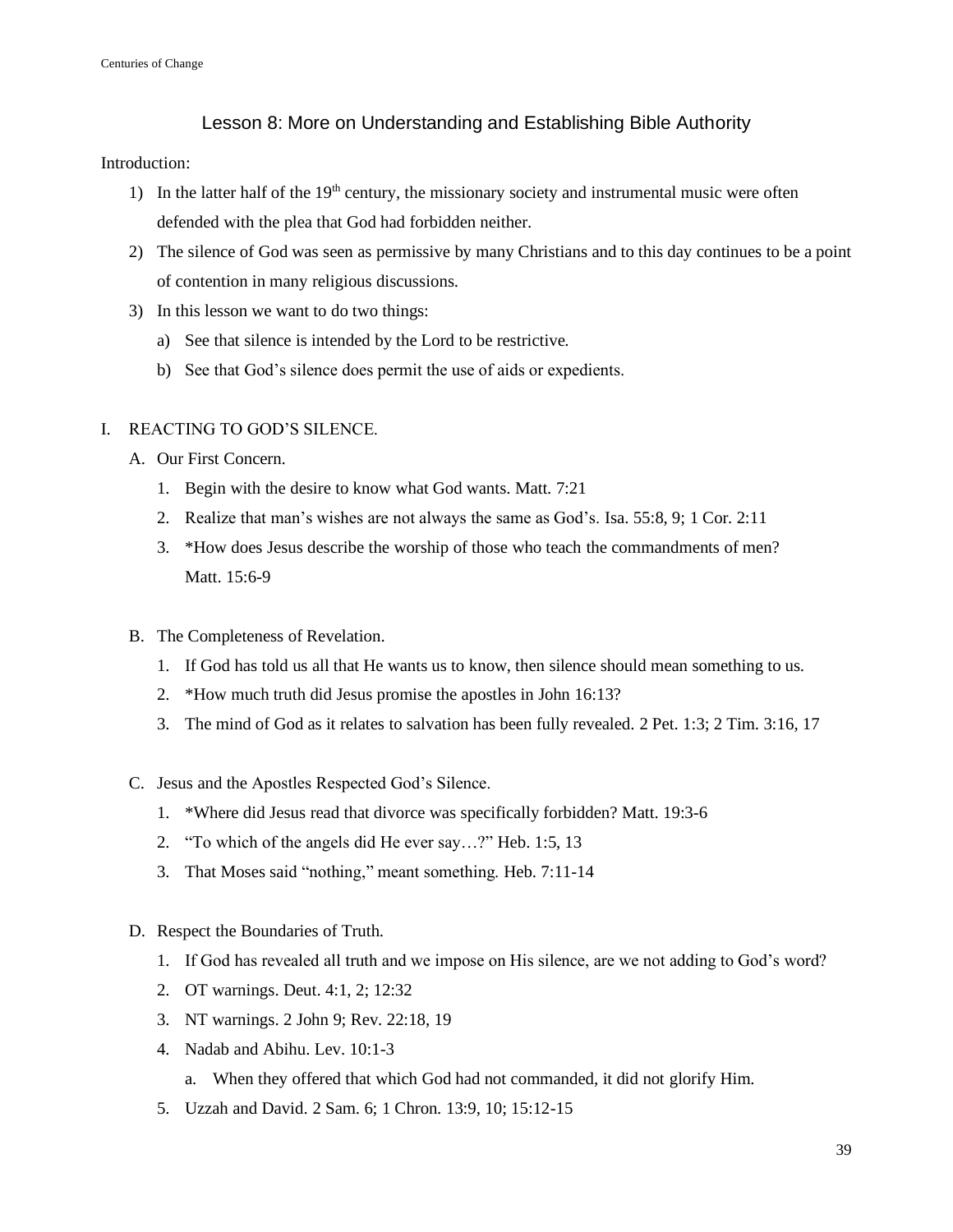## Lesson 8: More on Understanding and Establishing Bible Authority

Introduction:

1) In the latter half of the 19th century, the missionary society and instrumental music were often defended with the plea that God had forbidden neither.
2) The silence of God was seen as permissive by many Christians and to this day continues to be a point of contention in many religious discussions.
3) In this lesson we want to do two things:
    a) See that silence is intended by the Lord to be restrictive.
    b) See that God's silence does permit the use of aids or expedients.

I. REACTING TO GOD'S SILENCE.

A. Our First Concern.

1. Begin with the desire to know what God wants. Matt. 7:21
2. Realize that man's wishes are not always the same as God's. Isa. 55:8, 9; 1 Cor. 2:11
3. *How does Jesus describe the worship of those who teach the commandments of men? Matt. 15:6-9

B. The Completeness of Revelation.

1. If God has told us all that He wants us to know, then silence should mean something to us.
2. *How much truth did Jesus promise the apostles in John 16:13?
3. The mind of God as it relates to salvation has been fully revealed. 2 Pet. 1:3; 2 Tim. 3:16, 17

C. Jesus and the Apostles Respected God's Silence.

1. *Where did Jesus read that divorce was specifically forbidden? Matt. 19:3-6
2. "To which of the angels did He ever say…?" Heb. 1:5, 13
3. That Moses said "nothing," meant something. Heb. 7:11-14

D. Respect the Boundaries of Truth.

1. If God has revealed all truth and we impose on His silence, are we not adding to God's word?
2. OT warnings. Deut. 4:1, 2; 12:32
3. NT warnings. 2 John 9; Rev. 22:18, 19
4. Nadab and Abihu. Lev. 10:1-3
    a. When they offered that which God had not commanded, it did not glorify Him.
5. Uzzah and David. 2 Sam. 6; 1 Chron. 13:9, 10; 15:12-15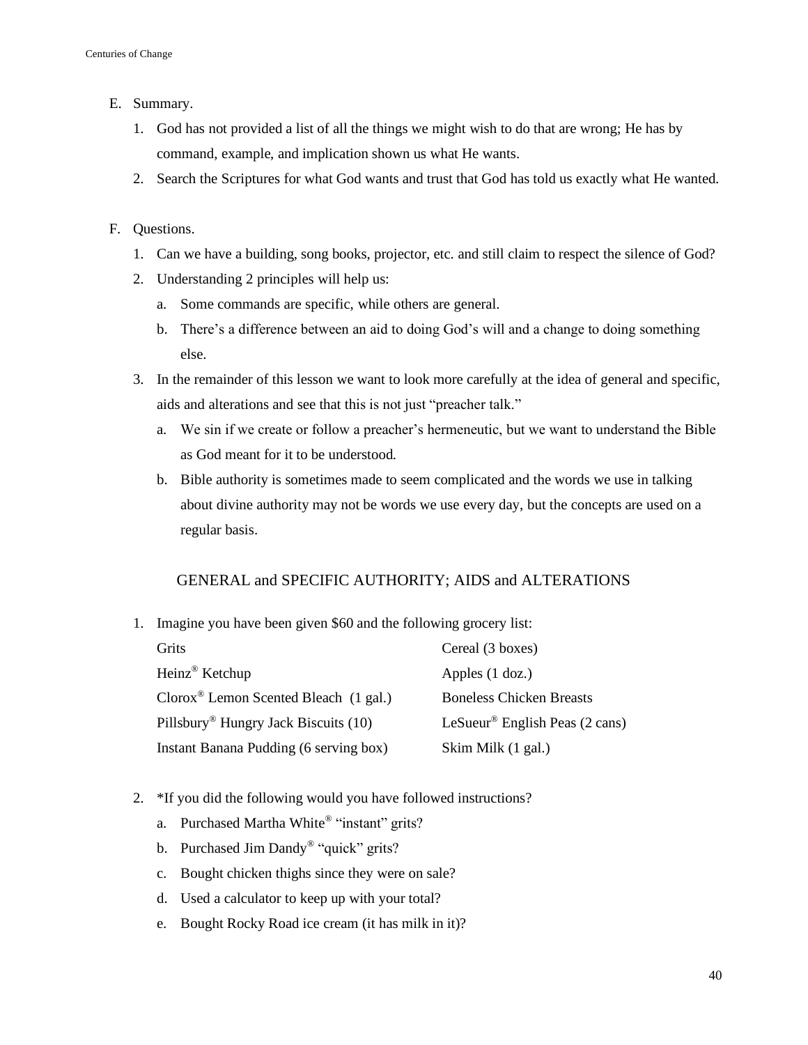E. Summary.
   1. God has not provided a list of all the things we might wish to do that are wrong; He has by command, example, and implication shown us what He wants.
   2. Search the Scriptures for what God wants and trust that God has told us exactly what He wanted.

F. Questions.
   1. Can we have a building, song books, projector, etc. and still claim to respect the silence of God?
   2. Understanding 2 principles will help us:
      a. Some commands are specific, while others are general.
      b. There's a difference between an aid to doing God's will and a change to doing something else.
   3. In the remainder of this lesson we want to look more carefully at the idea of general and specific, aids and alterations and see that this is not just "preacher talk."
      a. We sin if we create or follow a preacher's hermeneutic, but we want to understand the Bible as God meant for it to be understood.
      b. Bible authority is sometimes made to seem complicated and the words we use in talking about divine authority may not be words we use every day, but the concepts are used on a regular basis.

## GENERAL and SPECIFIC AUTHORITY; AIDS and ALTERATIONS

1. Imagine you have been given $60 and the following grocery list:

   - Grits
   - Heinz® Ketchup
   - Clorox® Lemon Scented Bleach (1 gal.)
   - Pillsbury® Hungry Jack Biscuits (10)
   - Instant Banana Pudding (6 serving box)
   - Cereal (3 boxes)
   - Apples (1 doz.)
   - Boneless Chicken Breasts
   - LeSueur® English Peas (2 cans)
   - Skim Milk (1 gal.)

2. *If you did the following would you have followed instructions?
   a. Purchased Martha White® "instant" grits?
   b. Purchased Jim Dandy® "quick" grits?
   c. Bought chicken thighs since they were on sale?
   d. Used a calculator to keep up with your total?
   e. Bought Rocky Road ice cream (it has milk in it)?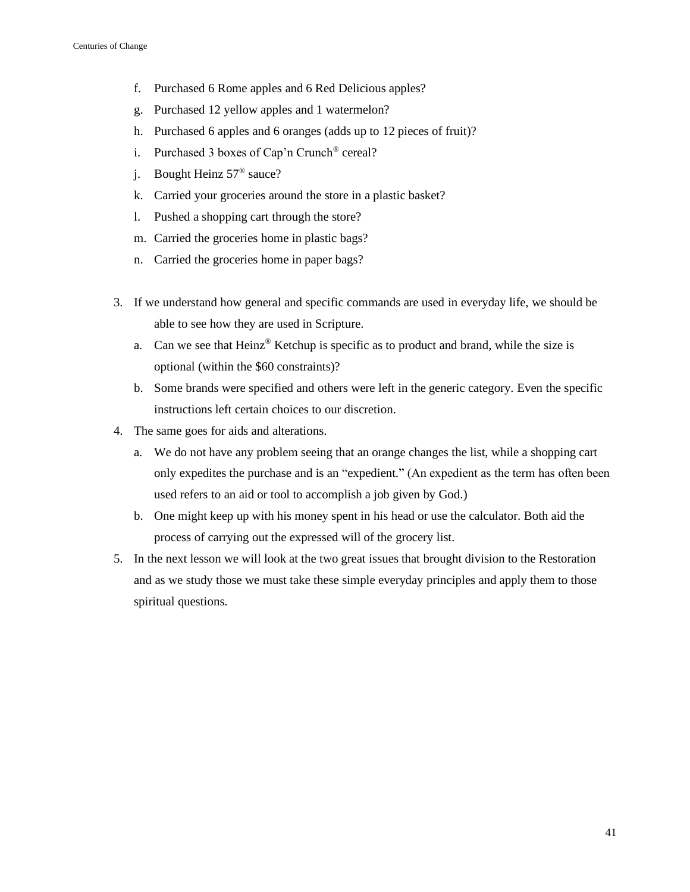f. Purchased 6 Rome apples and 6 Red Delicious apples?

g. Purchased 12 yellow apples and 1 watermelon?

h. Purchased 6 apples and 6 oranges (adds up to 12 pieces of fruit)?

i. Purchased 3 boxes of Cap'n Crunch® cereal?

j. Bought Heinz 57® sauce?

k. Carried your groceries around the store in a plastic basket?

l. Pushed a shopping cart through the store?

m. Carried the groceries home in plastic bags?

n. Carried the groceries home in paper bags?

3. If we understand how general and specific commands are used in everyday life, we should be able to see how they are used in Scripture.
   a. Can we see that Heinz® Ketchup is specific as to product and brand, while the size is optional (within the $60 constraints)?
   b. Some brands were specified and others were left in the generic category. Even the specific instructions left certain choices to our discretion.
4. The same goes for aids and alterations.
   a. We do not have any problem seeing that an orange changes the list, while a shopping cart only expedites the purchase and is an "expedient." (An expedient as the term has often been used refers to an aid or tool to accomplish a job given by God.)
   b. One might keep up with his money spent in his head or use the calculator. Both aid the process of carrying out the expressed will of the grocery list.
5. In the next lesson we will look at the two great issues that brought division to the Restoration and as we study those we must take these simple everyday principles and apply them to those spiritual questions.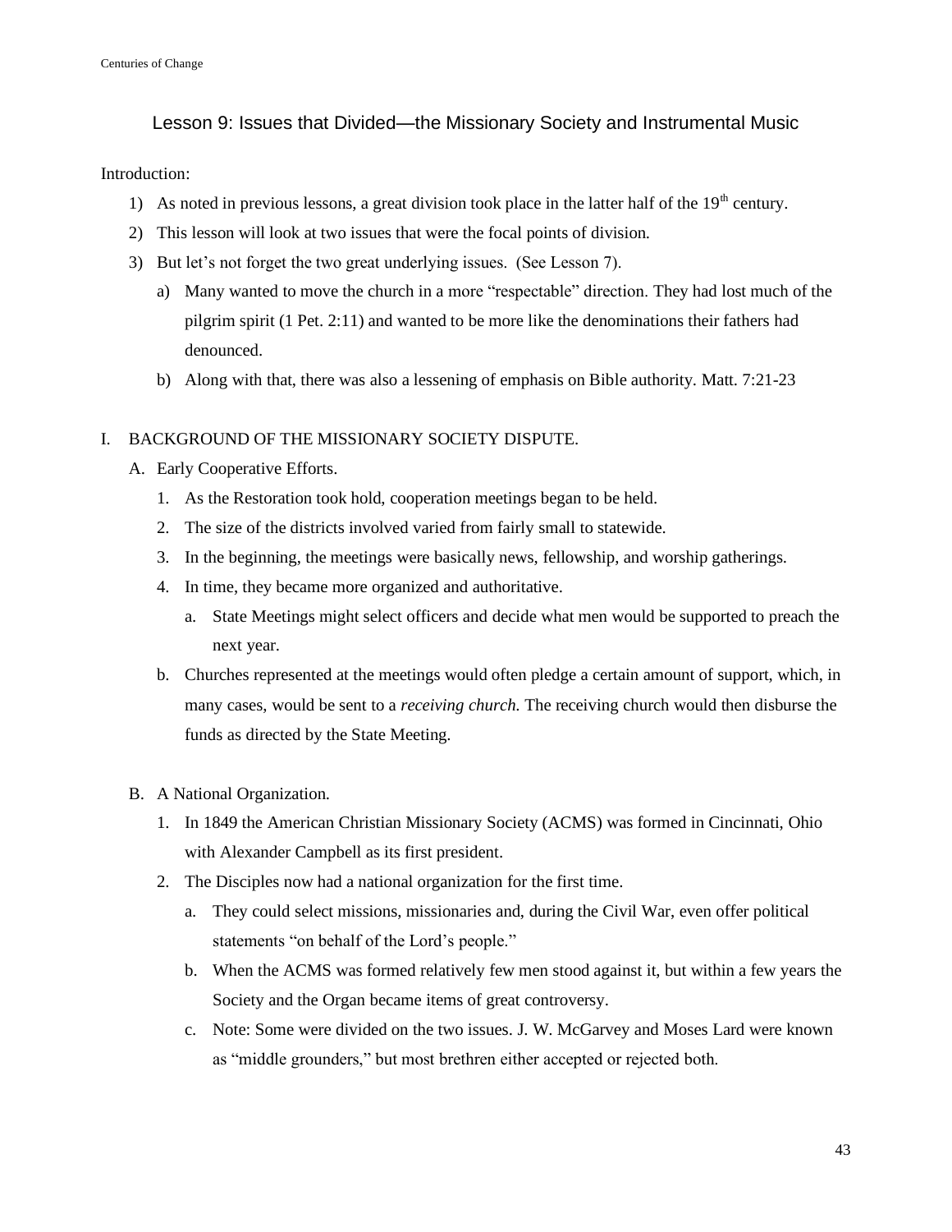## Lesson 9: Issues that Divided—the Missionary Society and Instrumental Music

Introduction:

1) As noted in previous lessons, a great division took place in the latter half of the 19th century.
2) This lesson will look at two issues that were the focal points of division.
3) But let's not forget the two great underlying issues. (See Lesson 7).
   a) Many wanted to move the church in a more "respectable" direction. They had lost much of the pilgrim spirit (1 Pet. 2:11) and wanted to be more like the denominations their fathers had denounced.
   b) Along with that, there was also a lessening of emphasis on Bible authority. Matt. 7:21-23

I. BACKGROUND OF THE MISSIONARY SOCIETY DISPUTE.

A. Early Cooperative Efforts.

1. As the Restoration took hold, cooperation meetings began to be held.
2. The size of the districts involved varied from fairly small to statewide.
3. In the beginning, the meetings were basically news, fellowship, and worship gatherings.
4. In time, they became more organized and authoritative.
   a. State Meetings might select officers and decide what men would be supported to preach the next year.
   b. Churches represented at the meetings would often pledge a certain amount of support, which, in many cases, would be sent to a *receiving church.* The receiving church would then disburse the funds as directed by the State Meeting.

B. A National Organization.

1. In 1849 the American Christian Missionary Society (ACMS) was formed in Cincinnati, Ohio with Alexander Campbell as its first president.
2. The Disciples now had a national organization for the first time.
   a. They could select missions, missionaries and, during the Civil War, even offer political statements "on behalf of the Lord's people."
   b. When the ACMS was formed relatively few men stood against it, but within a few years the Society and the Organ became items of great controversy.
   c. Note: Some were divided on the two issues. J. W. McGarvey and Moses Lard were known as "middle grounders," but most brethren either accepted or rejected both.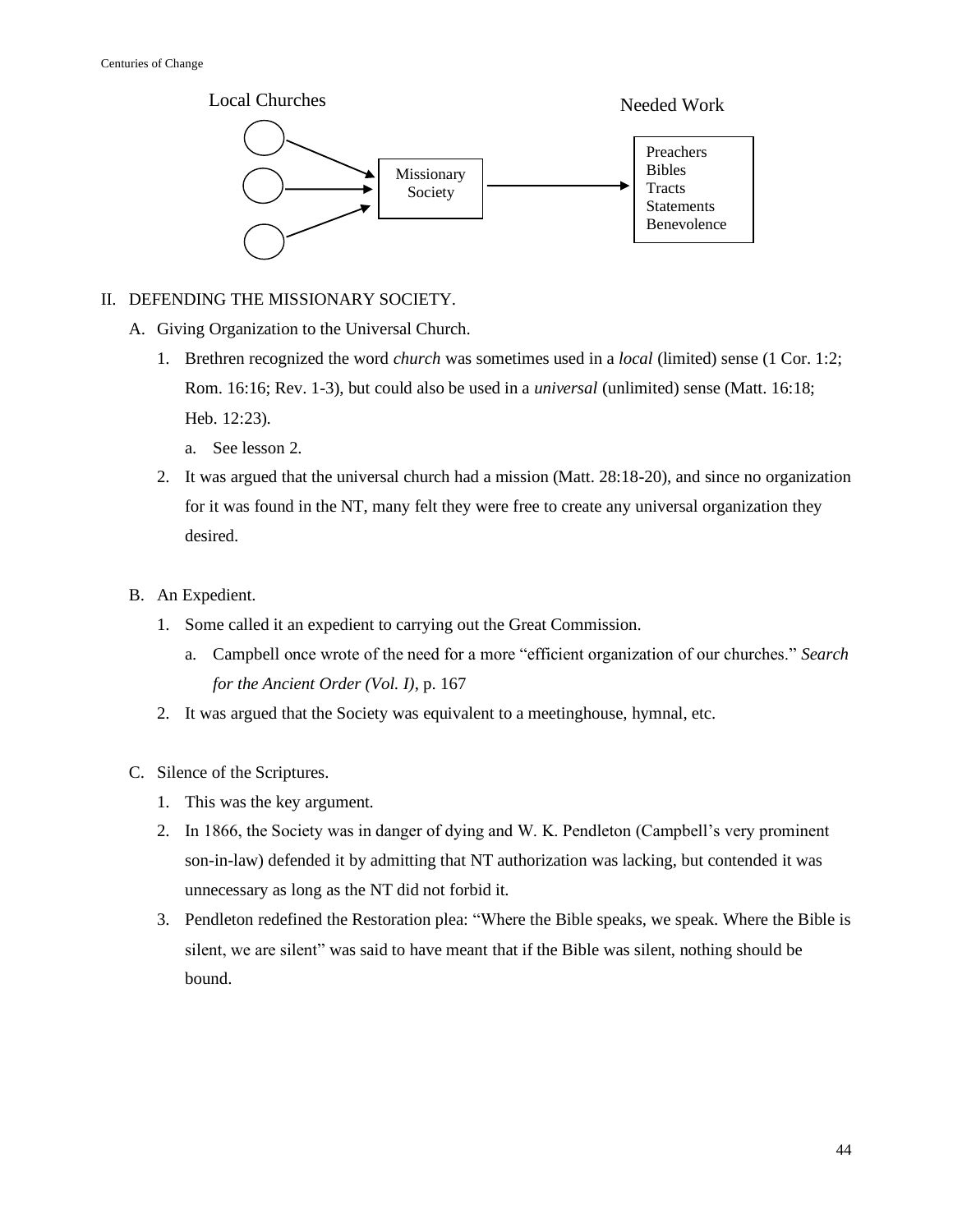Local Churches → Missionary Society → Needed Work

| Needed Work |
| --- |
| Preachers |
| Bibles |
| Tracts |
| Statements |
| Benevolence |

II. DEFENDING THE MISSIONARY SOCIETY.

A. Giving Organization to the Universal Church.

1. Brethren recognized the word *church* was sometimes used in a *local* (limited) sense (1 Cor. 1:2; Rom. 16:16; Rev. 1-3), but could also be used in a *universal* (unlimited) sense (Matt. 16:18; Heb. 12:23).
   a. See lesson 2.
2. It was argued that the universal church had a mission (Matt. 28:18-20), and since no organization for it was found in the NT, many felt they were free to create any universal organization they desired.

B. An Expedient.

1. Some called it an expedient to carrying out the Great Commission.
   a. Campbell once wrote of the need for a more "efficient organization of our churches." *Search for the Ancient Order (Vol. I)*, p. 167
2. It was argued that the Society was equivalent to a meetinghouse, hymnal, etc.

C. Silence of the Scriptures.

1. This was the key argument.
2. In 1866, the Society was in danger of dying and W. K. Pendleton (Campbell's very prominent son-in-law) defended it by admitting that NT authorization was lacking, but contended it was unnecessary as long as the NT did not forbid it.
3. Pendleton redefined the Restoration plea: "Where the Bible speaks, we speak. Where the Bible is silent, we are silent" was said to have meant that if the Bible was silent, nothing should be bound.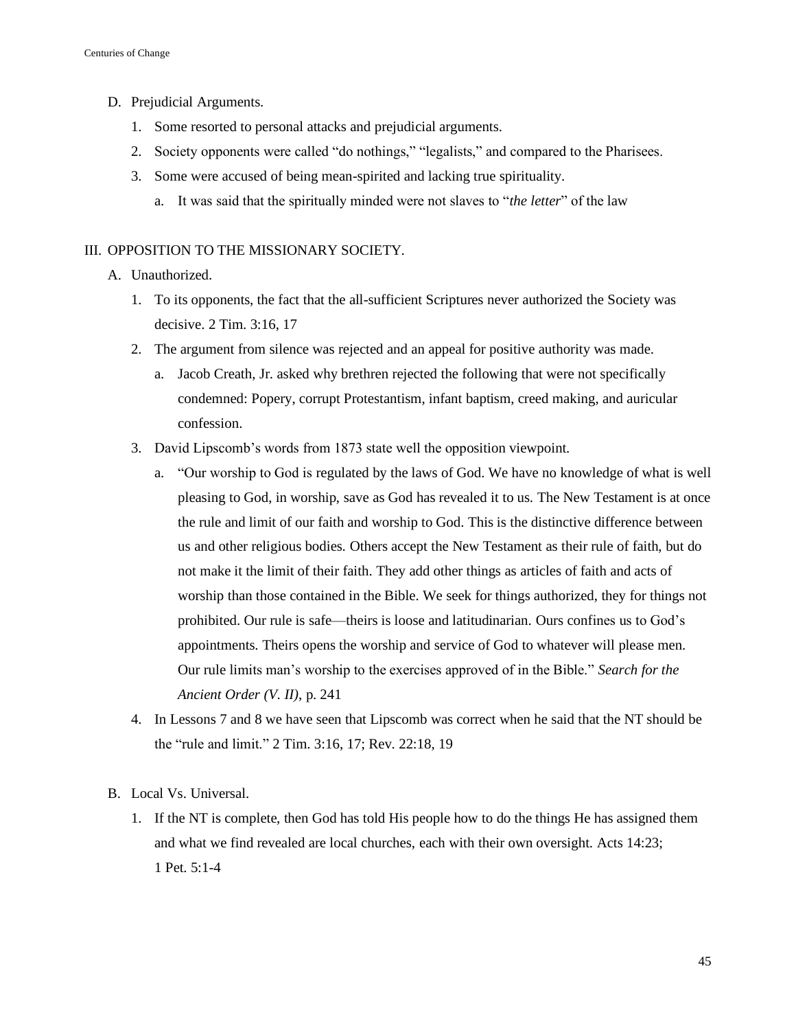D. Prejudicial Arguments.

1. Some resorted to personal attacks and prejudicial arguments.
2. Society opponents were called "do nothings," "legalists," and compared to the Pharisees.
3. Some were accused of being mean-spirited and lacking true spirituality.
   a. It was said that the spiritually minded were not slaves to "*the letter*" of the law

III. OPPOSITION TO THE MISSIONARY SOCIETY.

A. Unauthorized.

1. To its opponents, the fact that the all-sufficient Scriptures never authorized the Society was decisive. 2 Tim. 3:16, 17
2. The argument from silence was rejected and an appeal for positive authority was made.
   a. Jacob Creath, Jr. asked why brethren rejected the following that were not specifically condemned: Popery, corrupt Protestantism, infant baptism, creed making, and auricular confession.
3. David Lipscomb's words from 1873 state well the opposition viewpoint.
   a. "Our worship to God is regulated by the laws of God. We have no knowledge of what is well pleasing to God, in worship, save as God has revealed it to us. The New Testament is at once the rule and limit of our faith and worship to God. This is the distinctive difference between us and other religious bodies. Others accept the New Testament as their rule of faith, but do not make it the limit of their faith. They add other things as articles of faith and acts of worship than those contained in the Bible. We seek for things authorized, they for things not prohibited. Our rule is safe—theirs is loose and latitudinarian. Ours confines us to God's appointments. Theirs opens the worship and service of God to whatever will please men. Our rule limits man's worship to the exercises approved of in the Bible." *Search for the Ancient Order (V. II)*, p. 241
4. In Lessons 7 and 8 we have seen that Lipscomb was correct when he said that the NT should be the "rule and limit." 2 Tim. 3:16, 17; Rev. 22:18, 19

B. Local Vs. Universal.

1. If the NT is complete, then God has told His people how to do the things He has assigned them and what we find revealed are local churches, each with their own oversight. Acts 14:23; 1 Pet. 5:1-4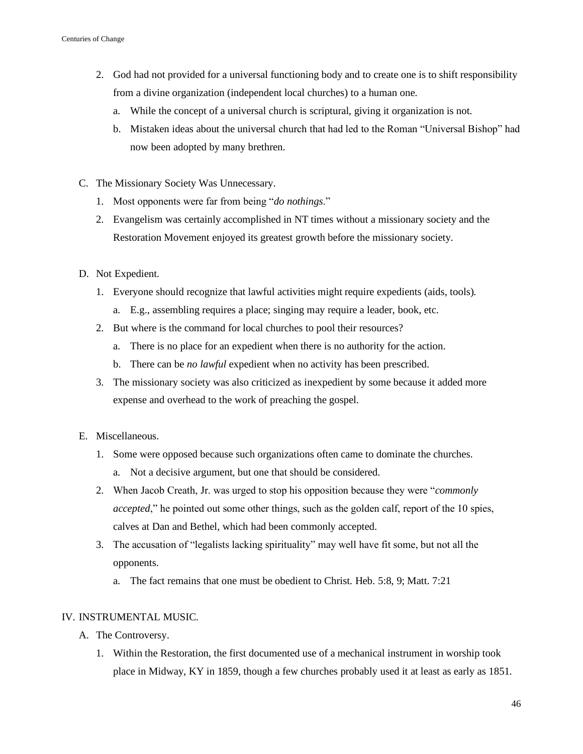2. God had not provided for a universal functioning body and to create one is to shift responsibility from a divine organization (independent local churches) to a human one.
   a. While the concept of a universal church is scriptural, giving it organization is not.
   b. Mistaken ideas about the universal church that had led to the Roman "Universal Bishop" had now been adopted by many brethren.

C. The Missionary Society Was Unnecessary.
   1. Most opponents were far from being "*do nothings*."
   2. Evangelism was certainly accomplished in NT times without a missionary society and the Restoration Movement enjoyed its greatest growth before the missionary society.

D. Not Expedient.
   1. Everyone should recognize that lawful activities might require expedients (aids, tools).
      a. E.g., assembling requires a place; singing may require a leader, book, etc.
   2. But where is the command for local churches to pool their resources?
      a. There is no place for an expedient when there is no authority for the action.
      b. There can be *no lawful* expedient when no activity has been prescribed.
   3. The missionary society was also criticized as inexpedient by some because it added more expense and overhead to the work of preaching the gospel.

E. Miscellaneous.
   1. Some were opposed because such organizations often came to dominate the churches.
      a. Not a decisive argument, but one that should be considered.
   2. When Jacob Creath, Jr. was urged to stop his opposition because they were "*commonly accepted*," he pointed out some other things, such as the golden calf, report of the 10 spies, calves at Dan and Bethel, which had been commonly accepted.
   3. The accusation of "legalists lacking spirituality" may well have fit some, but not all the opponents.
      a. The fact remains that one must be obedient to Christ. Heb. 5:8, 9; Matt. 7:21

IV. INSTRUMENTAL MUSIC.

A. The Controversy.
   1. Within the Restoration, the first documented use of a mechanical instrument in worship took place in Midway, KY in 1859, though a few churches probably used it at least as early as 1851.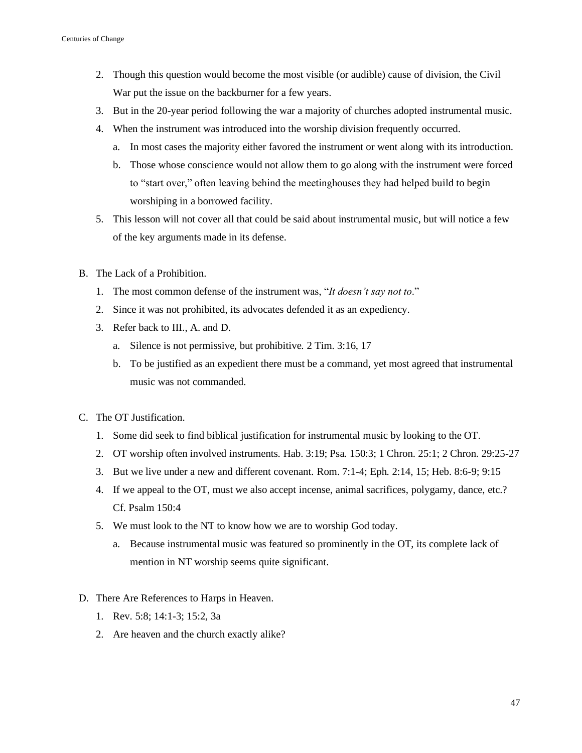2. Though this question would become the most visible (or audible) cause of division, the Civil War put the issue on the backburner for a few years.
3. But in the 20-year period following the war a majority of churches adopted instrumental music.
4. When the instrument was introduced into the worship division frequently occurred.
   a. In most cases the majority either favored the instrument or went along with its introduction.
   b. Those whose conscience would not allow them to go along with the instrument were forced to "start over," often leaving behind the meetinghouses they had helped build to begin worshiping in a borrowed facility.
5. This lesson will not cover all that could be said about instrumental music, but will notice a few of the key arguments made in its defense.

B. The Lack of a Prohibition.
   1. The most common defense of the instrument was, "*It doesn't say not to*."
   2. Since it was not prohibited, its advocates defended it as an expediency.
   3. Refer back to III., A. and D.
      a. Silence is not permissive, but prohibitive. 2 Tim. 3:16, 17
      b. To be justified as an expedient there must be a command, yet most agreed that instrumental music was not commanded.

C. The OT Justification.
   1. Some did seek to find biblical justification for instrumental music by looking to the OT.
   2. OT worship often involved instruments. Hab. 3:19; Psa. 150:3; 1 Chron. 25:1; 2 Chron. 29:25-27
   3. But we live under a new and different covenant. Rom. 7:1-4; Eph. 2:14, 15; Heb. 8:6-9; 9:15
   4. If we appeal to the OT, must we also accept incense, animal sacrifices, polygamy, dance, etc.? Cf. Psalm 150:4
   5. We must look to the NT to know how we are to worship God today.
      a. Because instrumental music was featured so prominently in the OT, its complete lack of mention in NT worship seems quite significant.

D. There Are References to Harps in Heaven.
   1. Rev. 5:8; 14:1-3; 15:2, 3a
   2. Are heaven and the church exactly alike?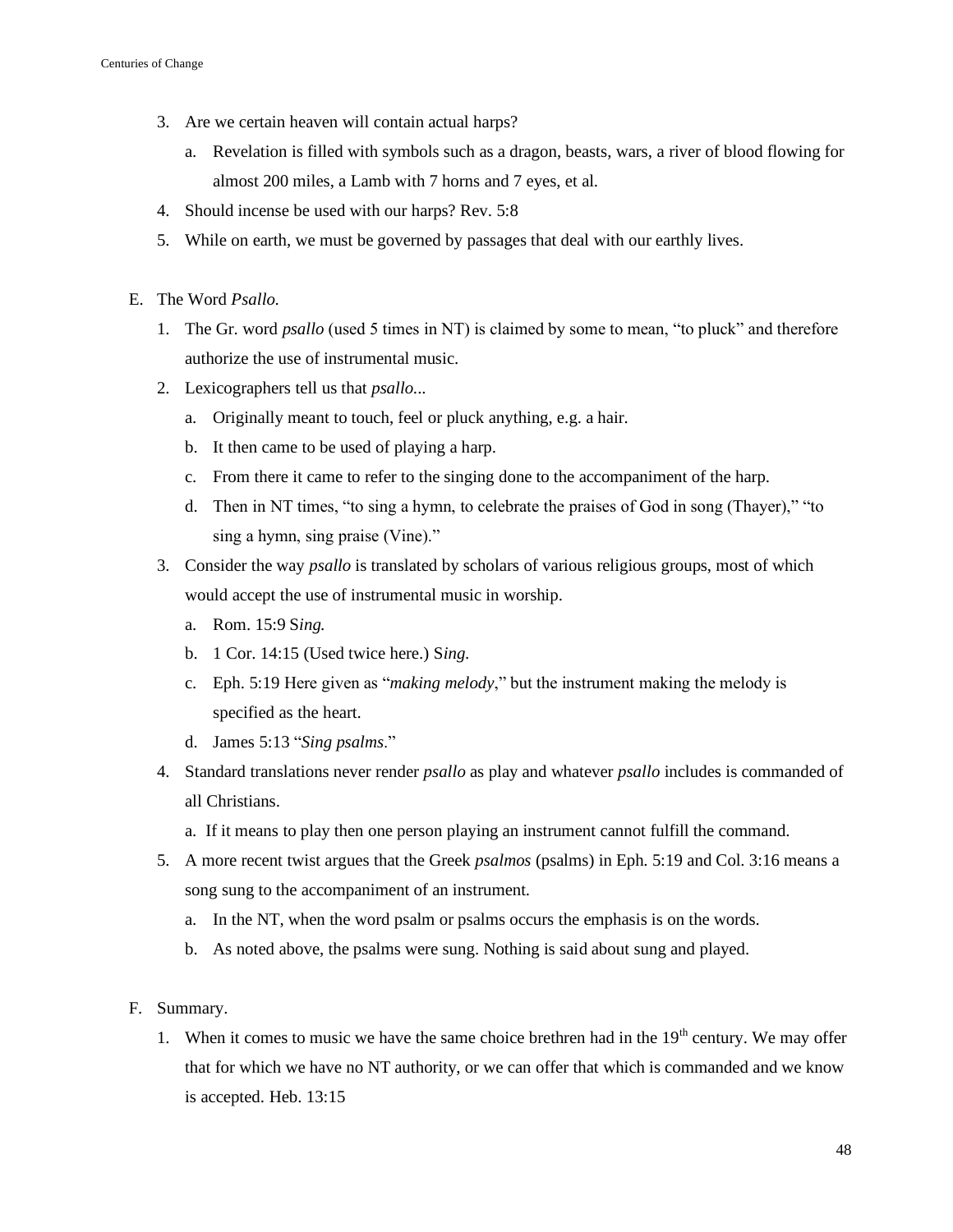3. Are we certain heaven will contain actual harps?
    a. Revelation is filled with symbols such as a dragon, beasts, wars, a river of blood flowing for almost 200 miles, a Lamb with 7 horns and 7 eyes, et al.
4. Should incense be used with our harps? Rev. 5:8
5. While on earth, we must be governed by passages that deal with our earthly lives.

E. The Word *Psallo.*

1. The Gr. word *psallo* (used 5 times in NT) is claimed by some to mean, "to pluck" and therefore authorize the use of instrumental music.
2. Lexicographers tell us that *psallo...*
    a. Originally meant to touch, feel or pluck anything, e.g. a hair.
    b. It then came to be used of playing a harp.
    c. From there it came to refer to the singing done to the accompaniment of the harp.
    d. Then in NT times, "to sing a hymn, to celebrate the praises of God in song (Thayer)," "to sing a hymn, sing praise (Vine)."
3. Consider the way *psallo* is translated by scholars of various religious groups, most of which would accept the use of instrumental music in worship.
    a. Rom. 15:9 S*ing.*
    b. 1 Cor. 14:15 (Used twice here.) S*ing.*
    c. Eph. 5:19 Here given as "*making melody*," but the instrument making the melody is specified as the heart.
    d. James 5:13 "*Sing psalms*."
4. Standard translations never render *psallo* as play and whatever *psallo* includes is commanded of all Christians.
    a. If it means to play then one person playing an instrument cannot fulfill the command.
5. A more recent twist argues that the Greek *psalmos* (psalms) in Eph. 5:19 and Col. 3:16 means a song sung to the accompaniment of an instrument.
    a. In the NT, when the word psalm or psalms occurs the emphasis is on the words.
    b. As noted above, the psalms were sung. Nothing is said about sung and played.

F. Summary.

1. When it comes to music we have the same choice brethren had in the 19th century. We may offer that for which we have no NT authority, or we can offer that which is commanded and we know is accepted. Heb. 13:15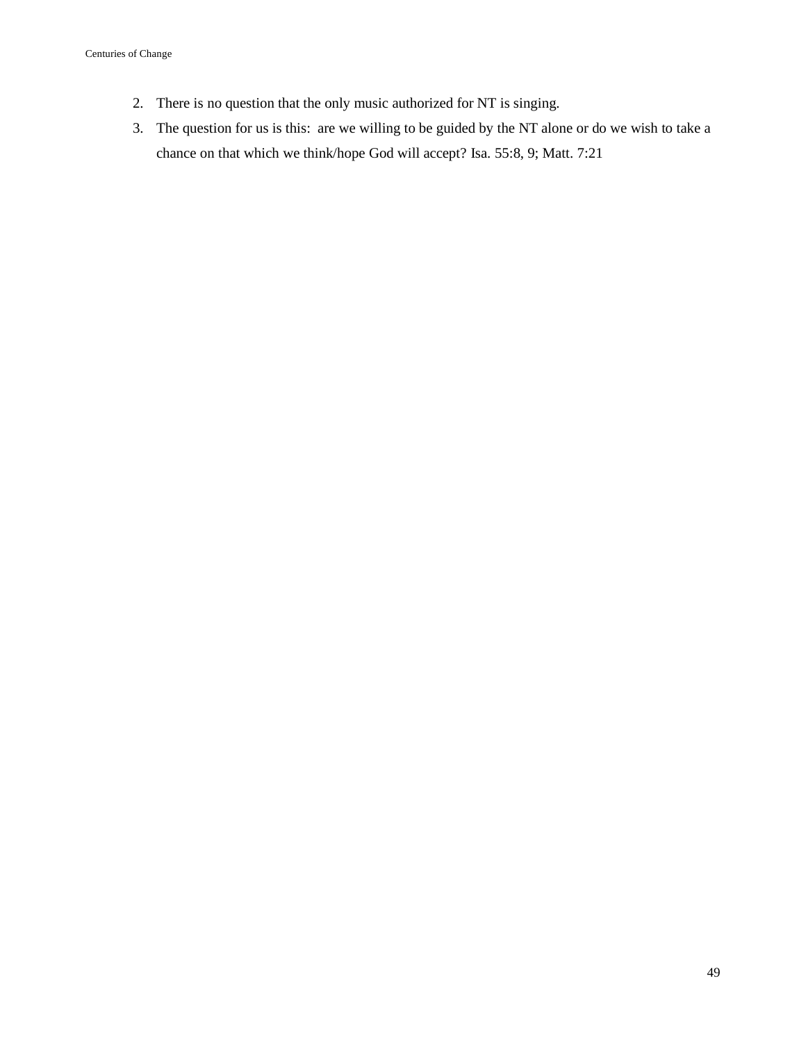2. There is no question that the only music authorized for NT is singing.
3. The question for us is this: are we willing to be guided by the NT alone or do we wish to take a chance on that which we think/hope God will accept? Isa. 55:8, 9; Matt. 7:21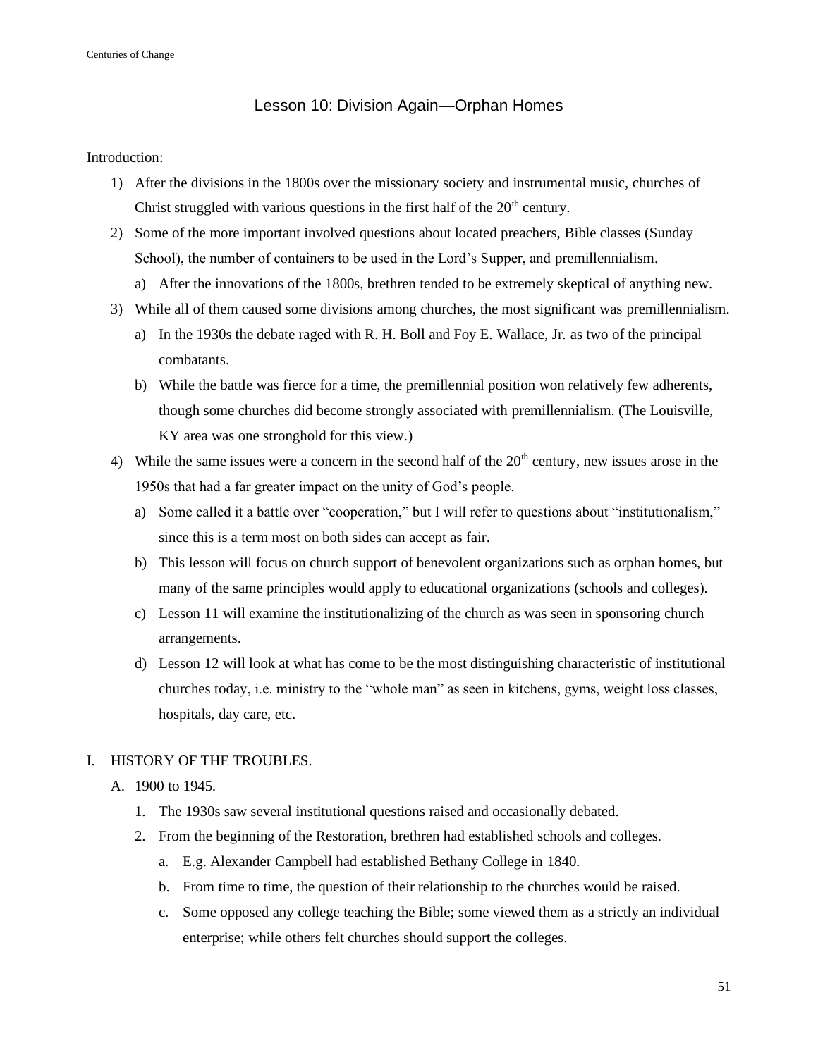## Lesson 10: Division Again—Orphan Homes

Introduction:

1) After the divisions in the 1800s over the missionary society and instrumental music, churches of Christ struggled with various questions in the first half of the 20th century.
2) Some of the more important involved questions about located preachers, Bible classes (Sunday School), the number of containers to be used in the Lord's Supper, and premillennialism.
    a) After the innovations of the 1800s, brethren tended to be extremely skeptical of anything new.
3) While all of them caused some divisions among churches, the most significant was premillennialism.
    a) In the 1930s the debate raged with R. H. Boll and Foy E. Wallace, Jr. as two of the principal combatants.
    b) While the battle was fierce for a time, the premillennial position won relatively few adherents, though some churches did become strongly associated with premillennialism. (The Louisville, KY area was one stronghold for this view.)
4) While the same issues were a concern in the second half of the 20th century, new issues arose in the 1950s that had a far greater impact on the unity of God's people.
    a) Some called it a battle over "cooperation," but I will refer to questions about "institutionalism," since this is a term most on both sides can accept as fair.
    b) This lesson will focus on church support of benevolent organizations such as orphan homes, but many of the same principles would apply to educational organizations (schools and colleges).
    c) Lesson 11 will examine the institutionalizing of the church as was seen in sponsoring church arrangements.
    d) Lesson 12 will look at what has come to be the most distinguishing characteristic of institutional churches today, i.e. ministry to the "whole man" as seen in kitchens, gyms, weight loss classes, hospitals, day care, etc.

I. HISTORY OF THE TROUBLES.

A. 1900 to 1945.

1. The 1930s saw several institutional questions raised and occasionally debated.
2. From the beginning of the Restoration, brethren had established schools and colleges.
    a. E.g. Alexander Campbell had established Bethany College in 1840.
    b. From time to time, the question of their relationship to the churches would be raised.
    c. Some opposed any college teaching the Bible; some viewed them as a strictly an individual enterprise; while others felt churches should support the colleges.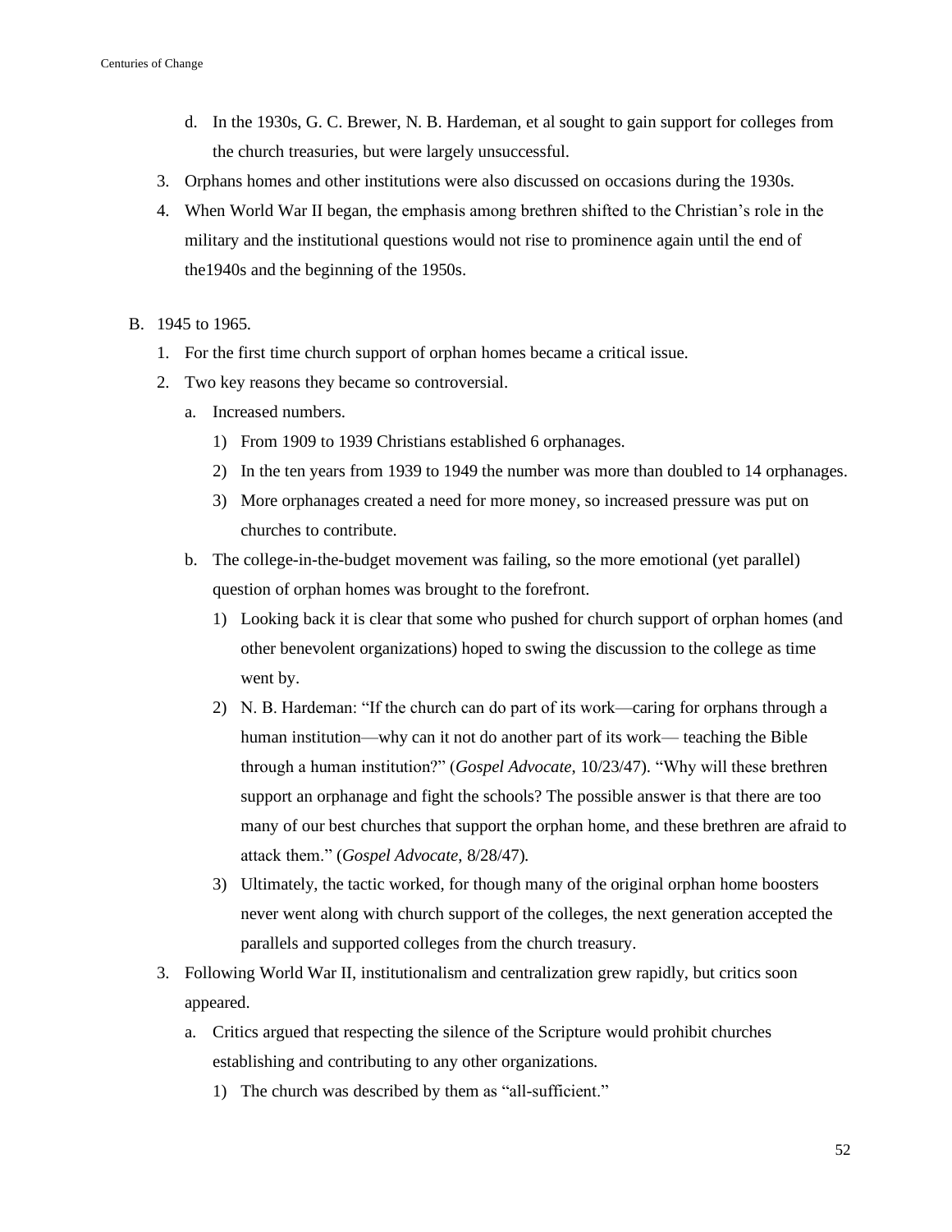d. In the 1930s, G. C. Brewer, N. B. Hardeman, et al sought to gain support for colleges from the church treasuries, but were largely unsuccessful.

3. Orphans homes and other institutions were also discussed on occasions during the 1930s.
4. When World War II began, the emphasis among brethren shifted to the Christian's role in the military and the institutional questions would not rise to prominence again until the end of the1940s and the beginning of the 1950s.

B. 1945 to 1965.
   1. For the first time church support of orphan homes became a critical issue.
   2. Two key reasons they became so controversial.
      a. Increased numbers.
         1) From 1909 to 1939 Christians established 6 orphanages.
         2) In the ten years from 1939 to 1949 the number was more than doubled to 14 orphanages.
         3) More orphanages created a need for more money, so increased pressure was put on churches to contribute.
      b. The college-in-the-budget movement was failing, so the more emotional (yet parallel) question of orphan homes was brought to the forefront.
         1) Looking back it is clear that some who pushed for church support of orphan homes (and other benevolent organizations) hoped to swing the discussion to the college as time went by.
         2) N. B. Hardeman: "If the church can do part of its work—caring for orphans through a human institution—why can it not do another part of its work— teaching the Bible through a human institution?" (*Gospel Advocate*, 10/23/47). "Why will these brethren support an orphanage and fight the schools? The possible answer is that there are too many of our best churches that support the orphan home, and these brethren are afraid to attack them." (*Gospel Advocate*, 8/28/47).
         3) Ultimately, the tactic worked, for though many of the original orphan home boosters never went along with church support of the colleges, the next generation accepted the parallels and supported colleges from the church treasury.
   3. Following World War II, institutionalism and centralization grew rapidly, but critics soon appeared.
      a. Critics argued that respecting the silence of the Scripture would prohibit churches establishing and contributing to any other organizations.
         1) The church was described by them as "all-sufficient."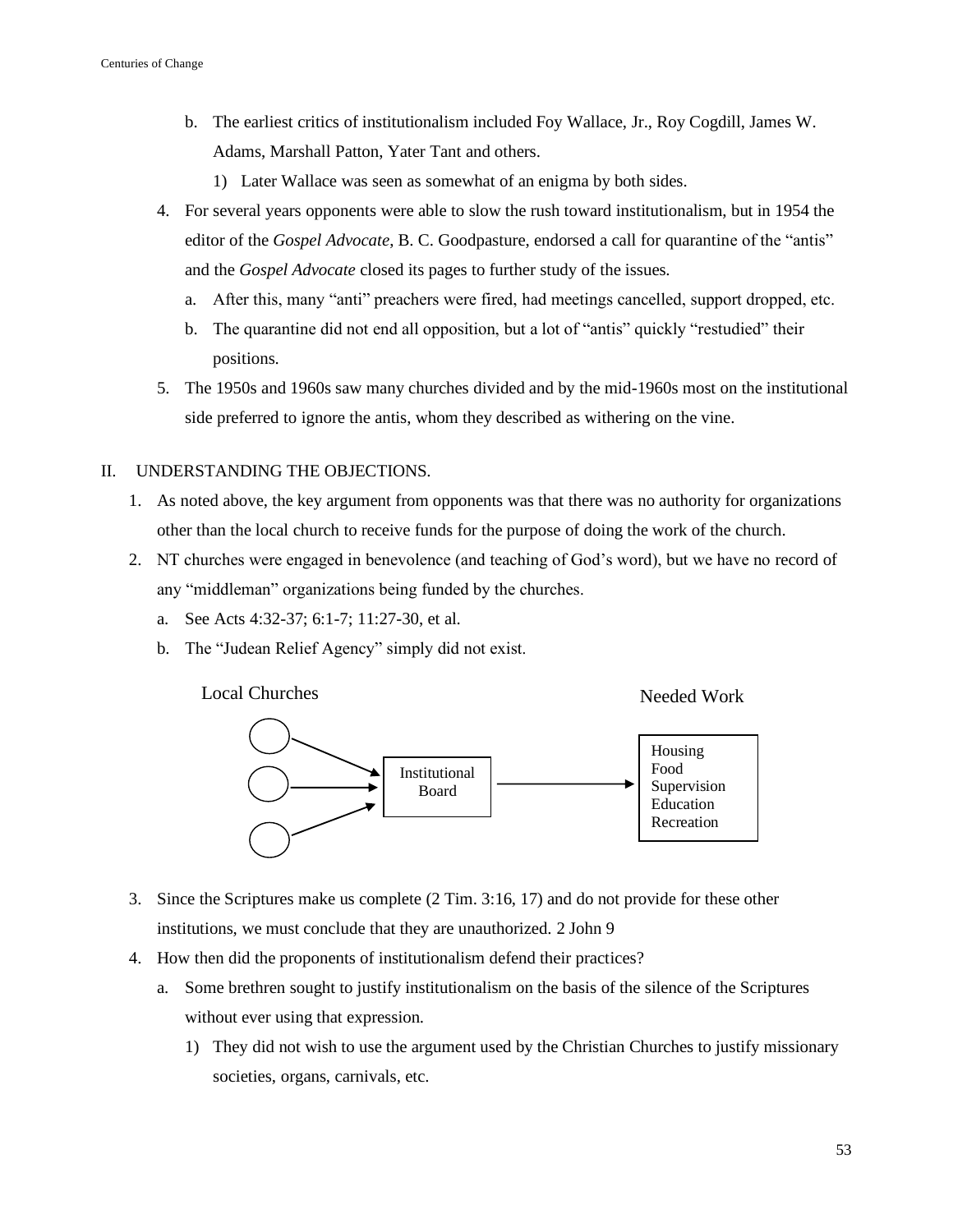b. The earliest critics of institutionalism included Foy Wallace, Jr., Roy Cogdill, James W. Adams, Marshall Patton, Yater Tant and others.

    1) Later Wallace was seen as somewhat of an enigma by both sides.

4. For several years opponents were able to slow the rush toward institutionalism, but in 1954 the editor of the *Gospel Advocate*, B. C. Goodpasture, endorsed a call for quarantine of the "antis" and the *Gospel Advocate* closed its pages to further study of the issues.

    a. After this, many "anti" preachers were fired, had meetings cancelled, support dropped, etc.

    b. The quarantine did not end all opposition, but a lot of "antis" quickly "restudied" their positions.

5. The 1950s and 1960s saw many churches divided and by the mid-1960s most on the institutional side preferred to ignore the antis, whom they described as withering on the vine.

## II. UNDERSTANDING THE OBJECTIONS.

1. As noted above, the key argument from opponents was that there was no authority for organizations other than the local church to receive funds for the purpose of doing the work of the church.

2. NT churches were engaged in benevolence (and teaching of God's word), but we have no record of any "middleman" organizations being funded by the churches.

    a. See Acts 4:32-37; 6:1-7; 11:27-30, et al.

    b. The "Judean Relief Agency" simply did not exist.

Local Churches → Institutional Board → Needed Work

Needed Work: Housing, Food, Supervision, Education, Recreation

3. Since the Scriptures make us complete (2 Tim. 3:16, 17) and do not provide for these other institutions, we must conclude that they are unauthorized. 2 John 9

4. How then did the proponents of institutionalism defend their practices?

    a. Some brethren sought to justify institutionalism on the basis of the silence of the Scriptures without ever using that expression.

        1) They did not wish to use the argument used by the Christian Churches to justify missionary societies, organs, carnivals, etc.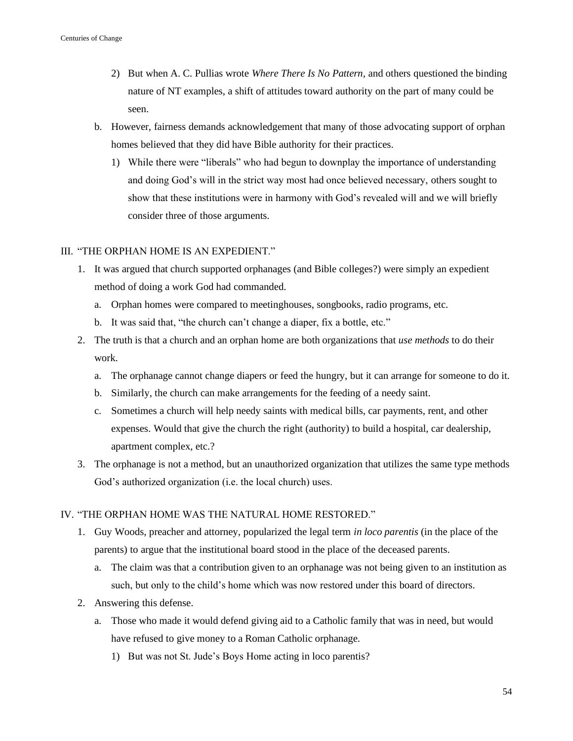2) But when A. C. Pullias wrote *Where There Is No Pattern*, and others questioned the binding nature of NT examples, a shift of attitudes toward authority on the part of many could be seen.

b. However, fairness demands acknowledgement that many of those advocating support of orphan homes believed that they did have Bible authority for their practices.

1) While there were "liberals" who had begun to downplay the importance of understanding and doing God's will in the strict way most had once believed necessary, others sought to show that these institutions were in harmony with God's revealed will and we will briefly consider three of those arguments.

## III. "THE ORPHAN HOME IS AN EXPEDIENT."

1. It was argued that church supported orphanages (and Bible colleges?) were simply an expedient method of doing a work God had commanded.
   a. Orphan homes were compared to meetinghouses, songbooks, radio programs, etc.
   b. It was said that, "the church can't change a diaper, fix a bottle, etc."
2. The truth is that a church and an orphan home are both organizations that *use methods* to do their work.
   a. The orphanage cannot change diapers or feed the hungry, but it can arrange for someone to do it.
   b. Similarly, the church can make arrangements for the feeding of a needy saint.
   c. Sometimes a church will help needy saints with medical bills, car payments, rent, and other expenses. Would that give the church the right (authority) to build a hospital, car dealership, apartment complex, etc.?
3. The orphanage is not a method, but an unauthorized organization that utilizes the same type methods God's authorized organization (i.e. the local church) uses.

## IV. "THE ORPHAN HOME WAS THE NATURAL HOME RESTORED."

1. Guy Woods, preacher and attorney, popularized the legal term *in loco parentis* (in the place of the parents) to argue that the institutional board stood in the place of the deceased parents.
   a. The claim was that a contribution given to an orphanage was not being given to an institution as such, but only to the child's home which was now restored under this board of directors.
2. Answering this defense.
   a. Those who made it would defend giving aid to a Catholic family that was in need, but would have refused to give money to a Roman Catholic orphanage.
      1) But was not St. Jude's Boys Home acting in loco parentis?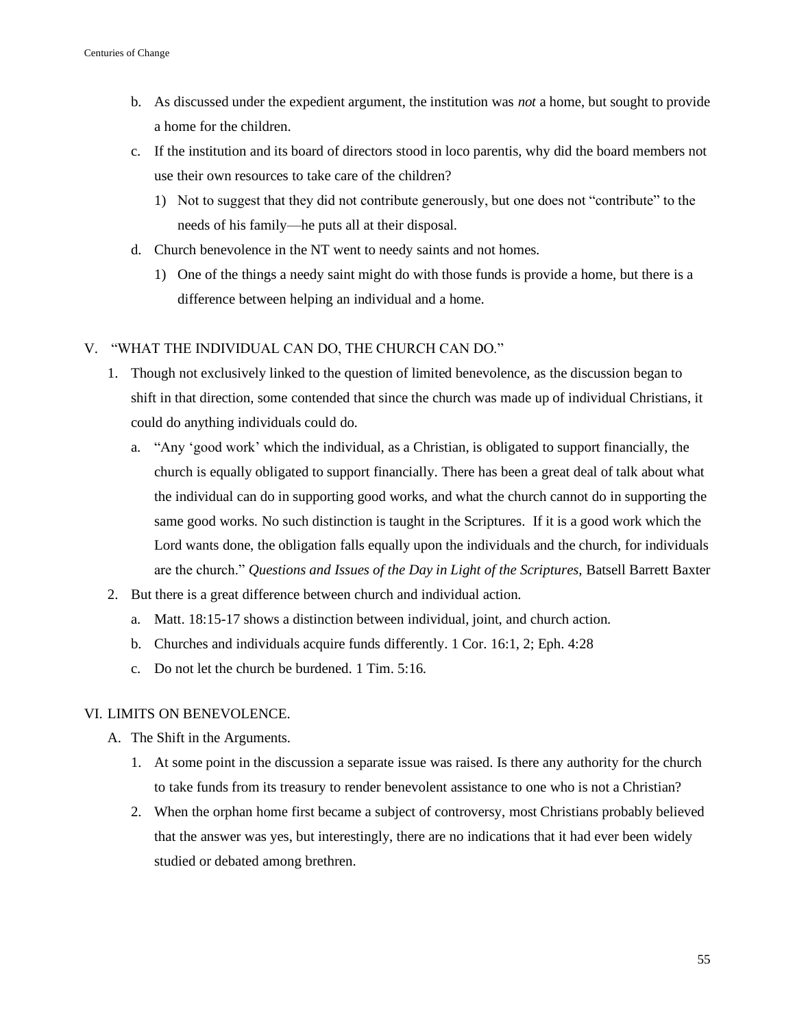b. As discussed under the expedient argument, the institution was *not* a home, but sought to provide a home for the children.

c. If the institution and its board of directors stood in loco parentis, why did the board members not use their own resources to take care of the children?

   1) Not to suggest that they did not contribute generously, but one does not "contribute" to the needs of his family—he puts all at their disposal.

d. Church benevolence in the NT went to needy saints and not homes.

   1) One of the things a needy saint might do with those funds is provide a home, but there is a difference between helping an individual and a home.

## V. "WHAT THE INDIVIDUAL CAN DO, THE CHURCH CAN DO."

1. Though not exclusively linked to the question of limited benevolence, as the discussion began to shift in that direction, some contended that since the church was made up of individual Christians, it could do anything individuals could do.

   a. "Any 'good work' which the individual, as a Christian, is obligated to support financially, the church is equally obligated to support financially. There has been a great deal of talk about what the individual can do in supporting good works, and what the church cannot do in supporting the same good works. No such distinction is taught in the Scriptures. If it is a good work which the Lord wants done, the obligation falls equally upon the individuals and the church, for individuals are the church." *Questions and Issues of the Day in Light of the Scriptures*, Batsell Barrett Baxter

2. But there is a great difference between church and individual action.

   a. Matt. 18:15-17 shows a distinction between individual, joint, and church action.

   b. Churches and individuals acquire funds differently. 1 Cor. 16:1, 2; Eph. 4:28

   c. Do not let the church be burdened. 1 Tim. 5:16.

## VI. LIMITS ON BENEVOLENCE.

### A. The Shift in the Arguments.

1. At some point in the discussion a separate issue was raised. Is there any authority for the church to take funds from its treasury to render benevolent assistance to one who is not a Christian?

2. When the orphan home first became a subject of controversy, most Christians probably believed that the answer was yes, but interestingly, there are no indications that it had ever been widely studied or debated among brethren.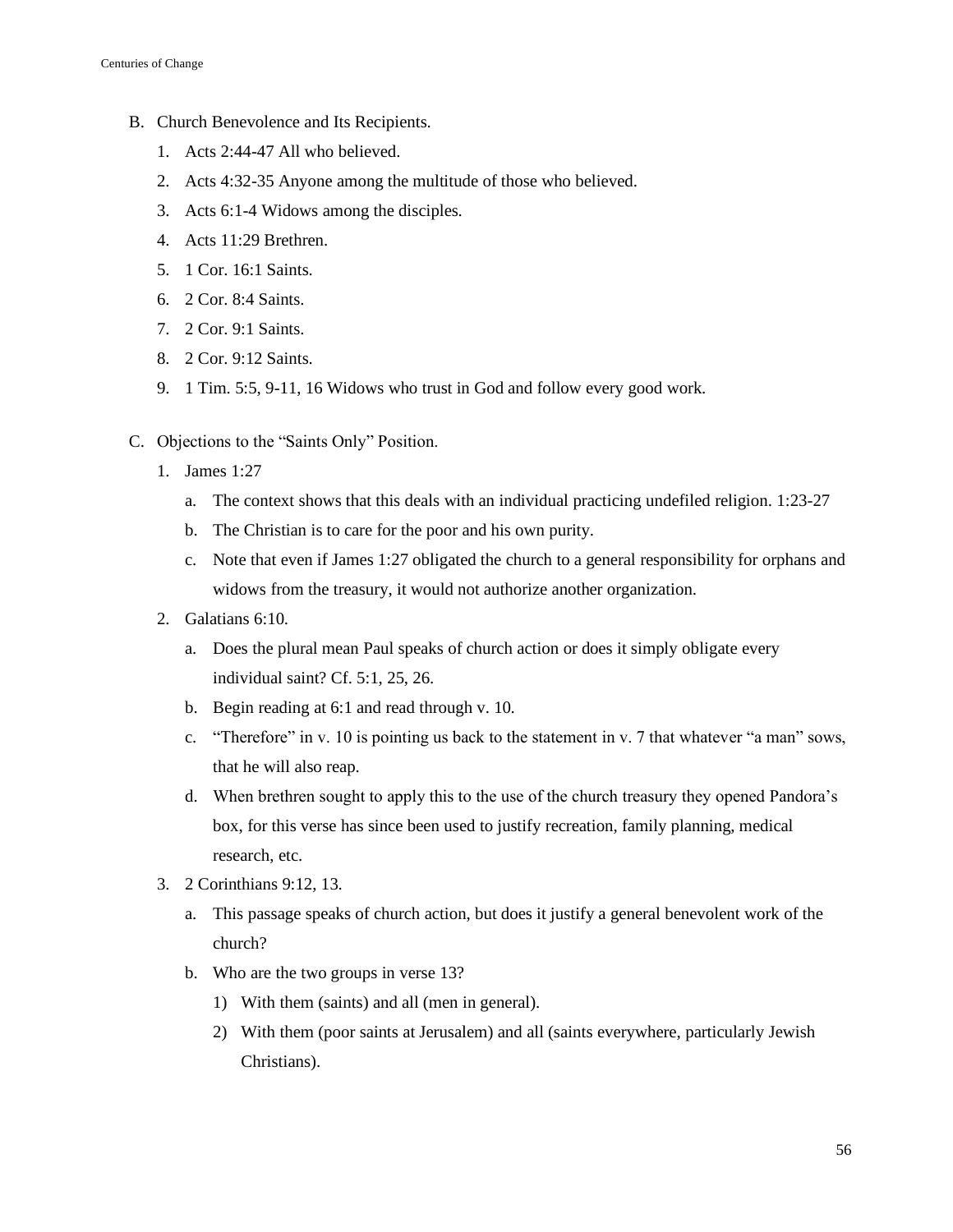B. Church Benevolence and Its Recipients.

1. Acts 2:44-47 All who believed.
2. Acts 4:32-35 Anyone among the multitude of those who believed.
3. Acts 6:1-4 Widows among the disciples.
4. Acts 11:29 Brethren.
5. 1 Cor. 16:1 Saints.
6. 2 Cor. 8:4 Saints.
7. 2 Cor. 9:1 Saints.
8. 2 Cor. 9:12 Saints.
9. 1 Tim. 5:5, 9-11, 16 Widows who trust in God and follow every good work.

C. Objections to the "Saints Only" Position.

1. James 1:27
   a. The context shows that this deals with an individual practicing undefiled religion. 1:23-27
   b. The Christian is to care for the poor and his own purity.
   c. Note that even if James 1:27 obligated the church to a general responsibility for orphans and widows from the treasury, it would not authorize another organization.
2. Galatians 6:10.
   a. Does the plural mean Paul speaks of church action or does it simply obligate every individual saint? Cf. 5:1, 25, 26.
   b. Begin reading at 6:1 and read through v. 10.
   c. "Therefore" in v. 10 is pointing us back to the statement in v. 7 that whatever "a man" sows, that he will also reap.
   d. When brethren sought to apply this to the use of the church treasury they opened Pandora's box, for this verse has since been used to justify recreation, family planning, medical research, etc.
3. 2 Corinthians 9:12, 13.
   a. This passage speaks of church action, but does it justify a general benevolent work of the church?
   b. Who are the two groups in verse 13?
      1) With them (saints) and all (men in general).
      2) With them (poor saints at Jerusalem) and all (saints everywhere, particularly Jewish Christians).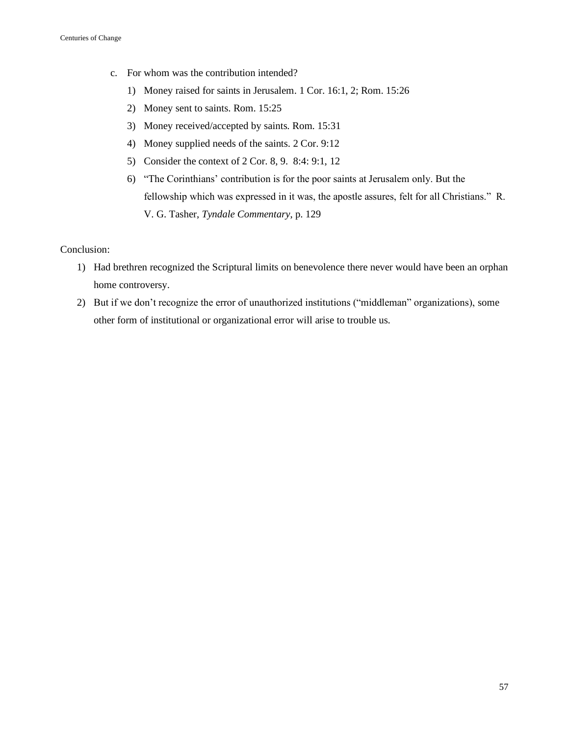c. For whom was the contribution intended?

   1) Money raised for saints in Jerusalem. 1 Cor. 16:1, 2; Rom. 15:26
   2) Money sent to saints. Rom. 15:25
   3) Money received/accepted by saints. Rom. 15:31
   4) Money supplied needs of the saints. 2 Cor. 9:12
   5) Consider the context of 2 Cor. 8, 9. 8:4: 9:1, 12
   6) "The Corinthians' contribution is for the poor saints at Jerusalem only. But the fellowship which was expressed in it was, the apostle assures, felt for all Christians." R. V. G. Tasher, *Tyndale Commentary*, p. 129

Conclusion:

1) Had brethren recognized the Scriptural limits on benevolence there never would have been an orphan home controversy.
2) But if we don't recognize the error of unauthorized institutions ("middleman" organizations), some other form of institutional or organizational error will arise to trouble us.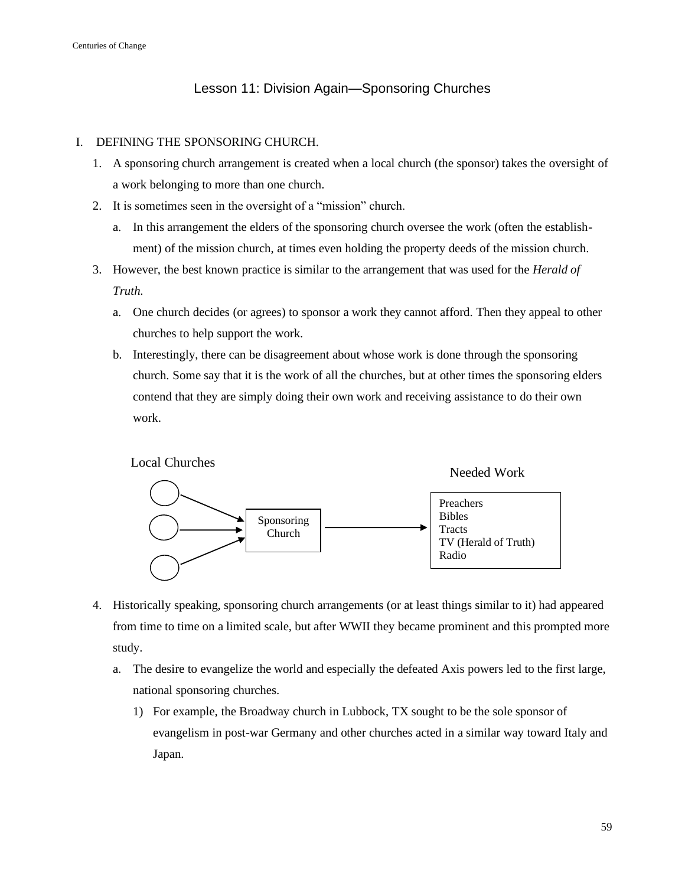## Lesson 11: Division Again—Sponsoring Churches

I. DEFINING THE SPONSORING CHURCH.

1. A sponsoring church arrangement is created when a local church (the sponsor) takes the oversight of a work belonging to more than one church.
2. It is sometimes seen in the oversight of a "mission" church.
   a. In this arrangement the elders of the sponsoring church oversee the work (often the establishment) of the mission church, at times even holding the property deeds of the mission church.
3. However, the best known practice is similar to the arrangement that was used for the *Herald of Truth.*
   a. One church decides (or agrees) to sponsor a work they cannot afford. Then they appeal to other churches to help support the work.
   b. Interestingly, there can be disagreement about whose work is done through the sponsoring church. Some say that it is the work of all the churches, but at other times the sponsoring elders contend that they are simply doing their own work and receiving assistance to do their own work.

Local Churches → Sponsoring Church → Needed Work

Needed Work:
- Preachers
- Bibles
- Tracts
- TV (Herald of Truth)
- Radio

4. Historically speaking, sponsoring church arrangements (or at least things similar to it) had appeared from time to time on a limited scale, but after WWII they became prominent and this prompted more study.
   a. The desire to evangelize the world and especially the defeated Axis powers led to the first large, national sponsoring churches.
      1) For example, the Broadway church in Lubbock, TX sought to be the sole sponsor of evangelism in post-war Germany and other churches acted in a similar way toward Italy and Japan.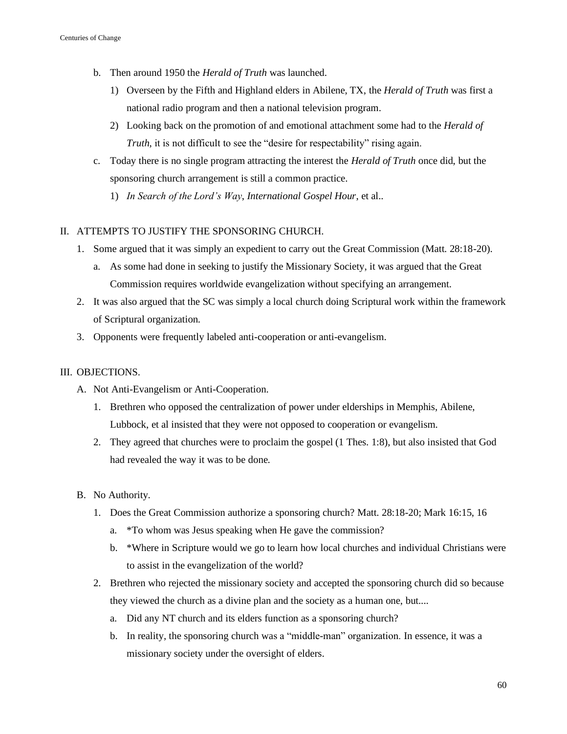b. Then around 1950 the *Herald of Truth* was launched.
   1) Overseen by the Fifth and Highland elders in Abilene, TX, the *Herald of Truth* was first a national radio program and then a national television program.
   2) Looking back on the promotion of and emotional attachment some had to the *Herald of Truth*, it is not difficult to see the "desire for respectability" rising again.

c. Today there is no single program attracting the interest the *Herald of Truth* once did, but the sponsoring church arrangement is still a common practice.
   1) *In Search of the Lord's Way*, *International Gospel Hour*, et al..

II. ATTEMPTS TO JUSTIFY THE SPONSORING CHURCH.

1. Some argued that it was simply an expedient to carry out the Great Commission (Matt. 28:18-20).
   a. As some had done in seeking to justify the Missionary Society, it was argued that the Great Commission requires worldwide evangelization without specifying an arrangement.
2. It was also argued that the SC was simply a local church doing Scriptural work within the framework of Scriptural organization.
3. Opponents were frequently labeled anti-cooperation or anti-evangelism.

III. OBJECTIONS.

A. Not Anti-Evangelism or Anti-Cooperation.
   1. Brethren who opposed the centralization of power under elderships in Memphis, Abilene, Lubbock, et al insisted that they were not opposed to cooperation or evangelism.
   2. They agreed that churches were to proclaim the gospel (1 Thes. 1:8), but also insisted that God had revealed the way it was to be done.

B. No Authority.
   1. Does the Great Commission authorize a sponsoring church? Matt. 28:18-20; Mark 16:15, 16
      a. *To whom was Jesus speaking when He gave the commission?
      b. *Where in Scripture would we go to learn how local churches and individual Christians were to assist in the evangelization of the world?
   2. Brethren who rejected the missionary society and accepted the sponsoring church did so because they viewed the church as a divine plan and the society as a human one, but....
      a. Did any NT church and its elders function as a sponsoring church?
      b. In reality, the sponsoring church was a "middle-man" organization. In essence, it was a missionary society under the oversight of elders.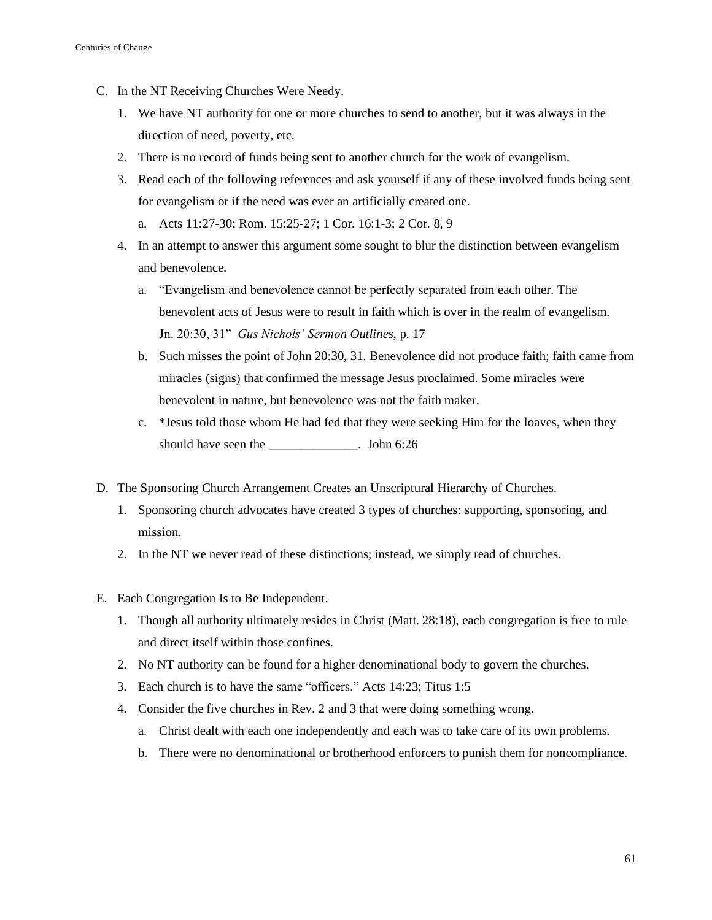C. In the NT Receiving Churches Were Needy.

1. We have NT authority for one or more churches to send to another, but it was always in the direction of need, poverty, etc.
2. There is no record of funds being sent to another church for the work of evangelism.
3. Read each of the following references and ask yourself if any of these involved funds being sent for evangelism or if the need was ever an artificially created one.
   a. Acts 11:27-30; Rom. 15:25-27; 1 Cor. 16:1-3; 2 Cor. 8, 9
4. In an attempt to answer this argument some sought to blur the distinction between evangelism and benevolence.
   a. "Evangelism and benevolence cannot be perfectly separated from each other. The benevolent acts of Jesus were to result in faith which is over in the realm of evangelism. Jn. 20:30, 31" *Gus Nichols' Sermon Outlines*, p. 17
   b. Such misses the point of John 20:30, 31. Benevolence did not produce faith; faith came from miracles (signs) that confirmed the message Jesus proclaimed. Some miracles were benevolent in nature, but benevolence was not the faith maker.
   c. *Jesus told those whom He had fed that they were seeking Him for the loaves, when they should have seen the ______________. John 6:26

D. The Sponsoring Church Arrangement Creates an Unscriptural Hierarchy of Churches.

1. Sponsoring church advocates have created 3 types of churches: supporting, sponsoring, and mission.
2. In the NT we never read of these distinctions; instead, we simply read of churches.

E. Each Congregation Is to Be Independent.

1. Though all authority ultimately resides in Christ (Matt. 28:18), each congregation is free to rule and direct itself within those confines.
2. No NT authority can be found for a higher denominational body to govern the churches.
3. Each church is to have the same "officers." Acts 14:23; Titus 1:5
4. Consider the five churches in Rev. 2 and 3 that were doing something wrong.
   a. Christ dealt with each one independently and each was to take care of its own problems.
   b. There were no denominational or brotherhood enforcers to punish them for noncompliance.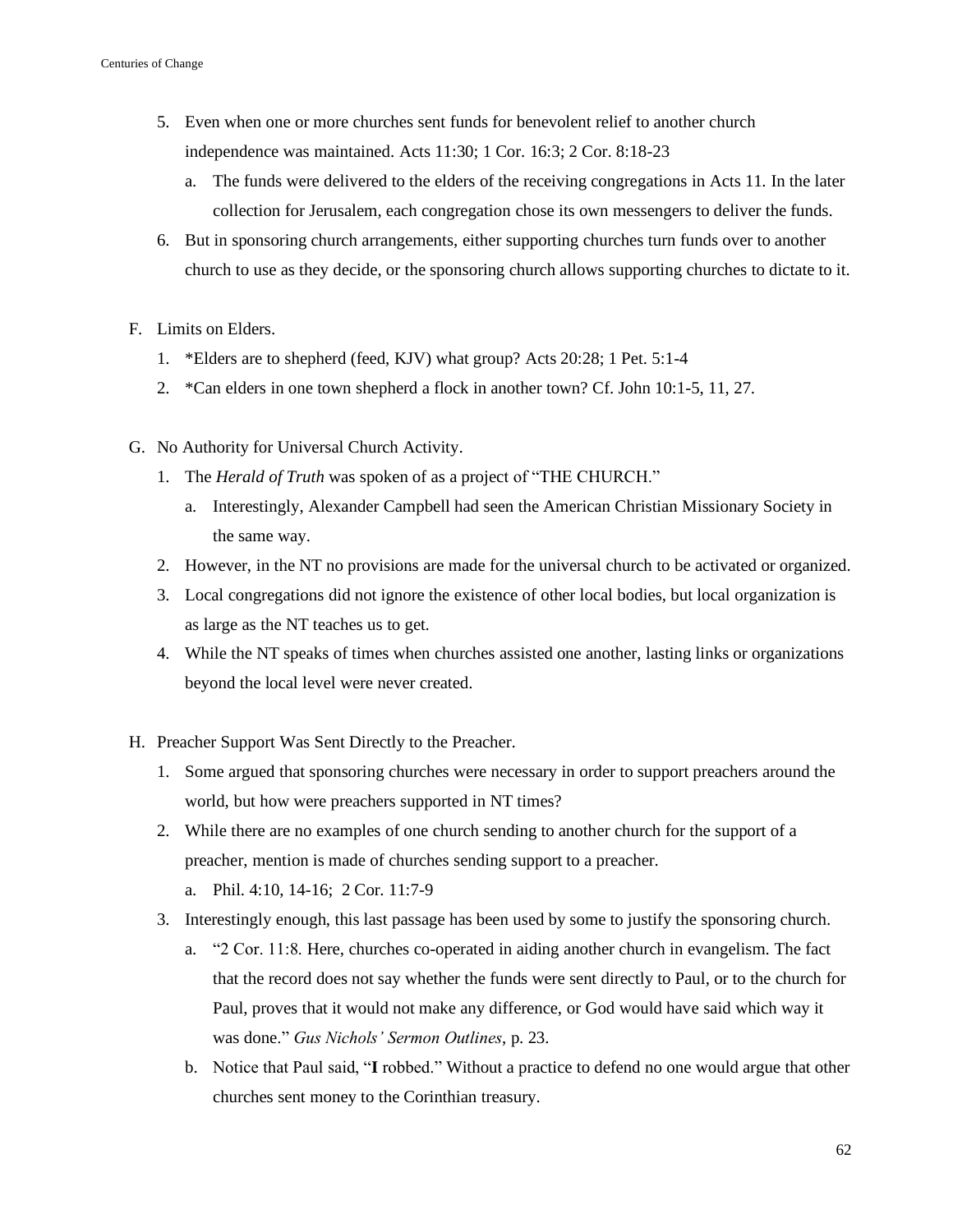5. Even when one or more churches sent funds for benevolent relief to another church independence was maintained. Acts 11:30; 1 Cor. 16:3; 2 Cor. 8:18-23
   a. The funds were delivered to the elders of the receiving congregations in Acts 11. In the later collection for Jerusalem, each congregation chose its own messengers to deliver the funds.
6. But in sponsoring church arrangements, either supporting churches turn funds over to another church to use as they decide, or the sponsoring church allows supporting churches to dictate to it.

F. Limits on Elders.
   1. *Elders are to shepherd (feed, KJV) what group? Acts 20:28; 1 Pet. 5:1-4
   2. *Can elders in one town shepherd a flock in another town? Cf. John 10:1-5, 11, 27.

G. No Authority for Universal Church Activity.
   1. The *Herald of Truth* was spoken of as a project of "THE CHURCH."
      a. Interestingly, Alexander Campbell had seen the American Christian Missionary Society in the same way.
   2. However, in the NT no provisions are made for the universal church to be activated or organized.
   3. Local congregations did not ignore the existence of other local bodies, but local organization is as large as the NT teaches us to get.
   4. While the NT speaks of times when churches assisted one another, lasting links or organizations beyond the local level were never created.

H. Preacher Support Was Sent Directly to the Preacher.
   1. Some argued that sponsoring churches were necessary in order to support preachers around the world, but how were preachers supported in NT times?
   2. While there are no examples of one church sending to another church for the support of a preacher, mention is made of churches sending support to a preacher.
      a. Phil. 4:10, 14-16; 2 Cor. 11:7-9
   3. Interestingly enough, this last passage has been used by some to justify the sponsoring church.
      a. "2 Cor. 11:8. Here, churches co-operated in aiding another church in evangelism. The fact that the record does not say whether the funds were sent directly to Paul, or to the church for Paul, proves that it would not make any difference, or God would have said which way it was done." *Gus Nichols' Sermon Outlines*, p. 23.
      b. Notice that Paul said, "**I** robbed." Without a practice to defend no one would argue that other churches sent money to the Corinthian treasury.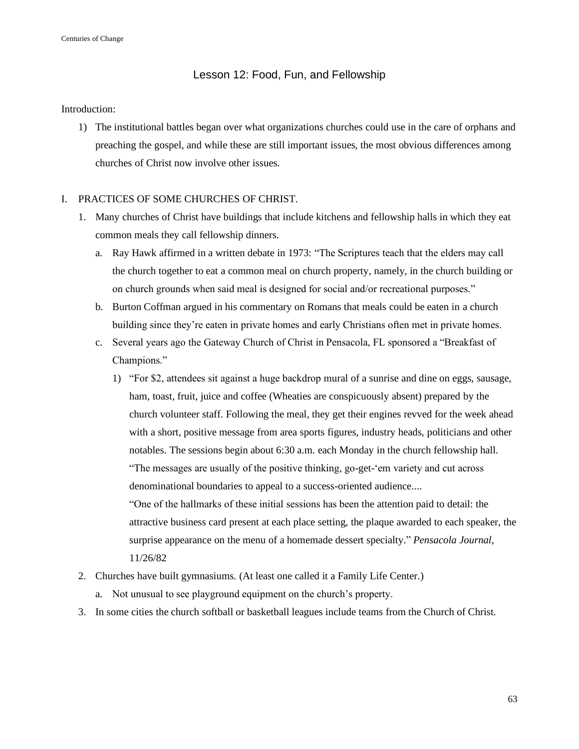## Lesson 12: Food, Fun, and Fellowship

Introduction:

1) The institutional battles began over what organizations churches could use in the care of orphans and preaching the gospel, and while these are still important issues, the most obvious differences among churches of Christ now involve other issues.

I. PRACTICES OF SOME CHURCHES OF CHRIST.

1. Many churches of Christ have buildings that include kitchens and fellowship halls in which they eat common meals they call fellowship dinners.
   a. Ray Hawk affirmed in a written debate in 1973: "The Scriptures teach that the elders may call the church together to eat a common meal on church property, namely, in the church building or on church grounds when said meal is designed for social and/or recreational purposes."
   b. Burton Coffman argued in his commentary on Romans that meals could be eaten in a church building since they're eaten in private homes and early Christians often met in private homes.
   c. Several years ago the Gateway Church of Christ in Pensacola, FL sponsored a "Breakfast of Champions."
      1) "For $2, attendees sit against a huge backdrop mural of a sunrise and dine on eggs, sausage, ham, toast, fruit, juice and coffee (Wheaties are conspicuously absent) prepared by the church volunteer staff. Following the meal, they get their engines revved for the week ahead with a short, positive message from area sports figures, industry heads, politicians and other notables. The sessions begin about 6:30 a.m. each Monday in the church fellowship hall.
      "The messages are usually of the positive thinking, go-get-'em variety and cut across denominational boundaries to appeal to a success-oriented audience....
      "One of the hallmarks of these initial sessions has been the attention paid to detail: the attractive business card present at each place setting, the plaque awarded to each speaker, the surprise appearance on the menu of a homemade dessert specialty." *Pensacola Journal*, 11/26/82
2. Churches have built gymnasiums. (At least one called it a Family Life Center.)
   a. Not unusual to see playground equipment on the church's property.
3. In some cities the church softball or basketball leagues include teams from the Church of Christ.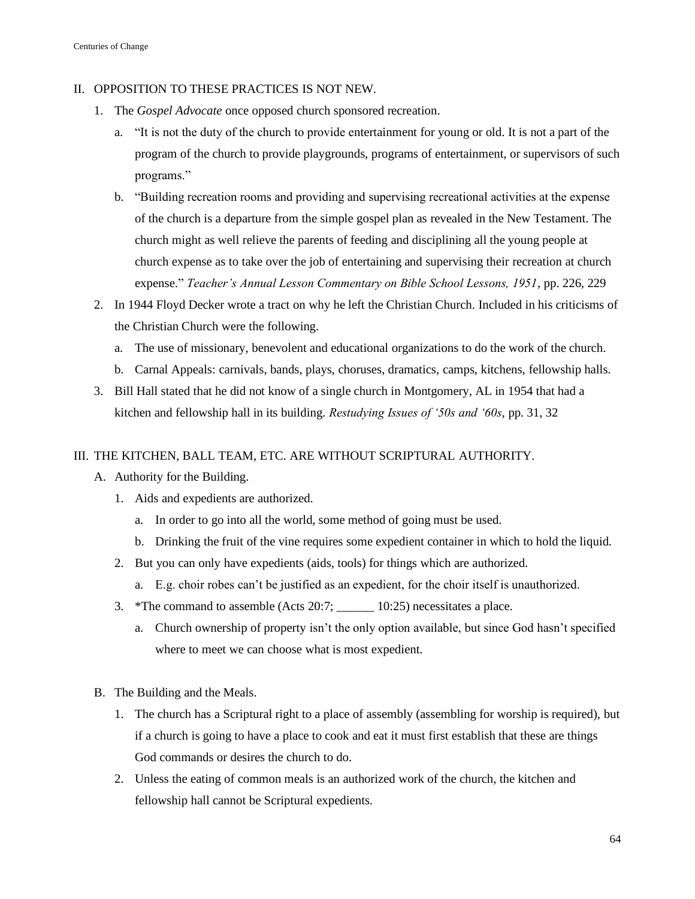II. OPPOSITION TO THESE PRACTICES IS NOT NEW.

1. The *Gospel Advocate* once opposed church sponsored recreation.
   a. "It is not the duty of the church to provide entertainment for young or old. It is not a part of the program of the church to provide playgrounds, programs of entertainment, or supervisors of such programs."
   b. "Building recreation rooms and providing and supervising recreational activities at the expense of the church is a departure from the simple gospel plan as revealed in the New Testament. The church might as well relieve the parents of feeding and disciplining all the young people at church expense as to take over the job of entertaining and supervising their recreation at church expense." *Teacher's Annual Lesson Commentary on Bible School Lessons, 1951*, pp. 226, 229
2. In 1944 Floyd Decker wrote a tract on why he left the Christian Church. Included in his criticisms of the Christian Church were the following.
   a. The use of missionary, benevolent and educational organizations to do the work of the church.
   b. Carnal Appeals: carnivals, bands, plays, choruses, dramatics, camps, kitchens, fellowship halls.
3. Bill Hall stated that he did not know of a single church in Montgomery, AL in 1954 that had a kitchen and fellowship hall in its building. *Restudying Issues of '50s and '60s*, pp. 31, 32

III. THE KITCHEN, BALL TEAM, ETC. ARE WITHOUT SCRIPTURAL AUTHORITY.

A. Authority for the Building.
   1. Aids and expedients are authorized.
      a. In order to go into all the world, some method of going must be used.
      b. Drinking the fruit of the vine requires some expedient container in which to hold the liquid.
   2. But you can only have expedients (aids, tools) for things which are authorized.
      a. E.g. choir robes can't be justified as an expedient, for the choir itself is unauthorized.
   3. *The command to assemble (Acts 20:7; ______ 10:25) necessitates a place.
      a. Church ownership of property isn't the only option available, but since God hasn't specified where to meet we can choose what is most expedient.

B. The Building and the Meals.
   1. The church has a Scriptural right to a place of assembly (assembling for worship is required), but if a church is going to have a place to cook and eat it must first establish that these are things God commands or desires the church to do.
   2. Unless the eating of common meals is an authorized work of the church, the kitchen and fellowship hall cannot be Scriptural expedients.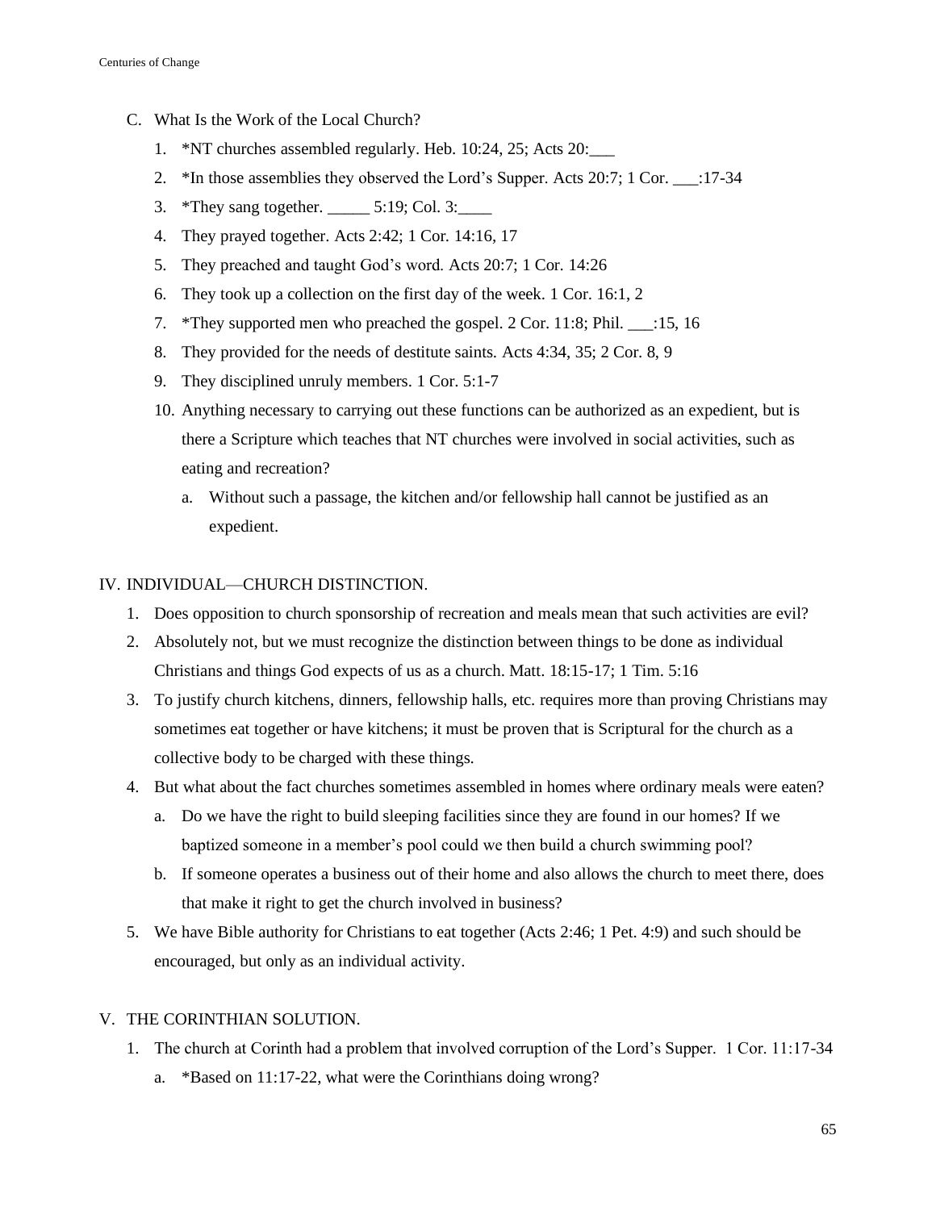C. What Is the Work of the Local Church?

1. *NT churches assembled regularly. Heb. 10:24, 25; Acts 20:___
2. *In those assemblies they observed the Lord's Supper. Acts 20:7; 1 Cor. ___:17-34
3. *They sang together. _____ 5:19; Col. 3:____
4. They prayed together. Acts 2:42; 1 Cor. 14:16, 17
5. They preached and taught God's word. Acts 20:7; 1 Cor. 14:26
6. They took up a collection on the first day of the week. 1 Cor. 16:1, 2
7. *They supported men who preached the gospel. 2 Cor. 11:8; Phil. ___:15, 16
8. They provided for the needs of destitute saints. Acts 4:34, 35; 2 Cor. 8, 9
9. They disciplined unruly members. 1 Cor. 5:1-7
10. Anything necessary to carrying out these functions can be authorized as an expedient, but is there a Scripture which teaches that NT churches were involved in social activities, such as eating and recreation?
    a. Without such a passage, the kitchen and/or fellowship hall cannot be justified as an expedient.

IV. INDIVIDUAL—CHURCH DISTINCTION.

1. Does opposition to church sponsorship of recreation and meals mean that such activities are evil?
2. Absolutely not, but we must recognize the distinction between things to be done as individual Christians and things God expects of us as a church. Matt. 18:15-17; 1 Tim. 5:16
3. To justify church kitchens, dinners, fellowship halls, etc. requires more than proving Christians may sometimes eat together or have kitchens; it must be proven that is Scriptural for the church as a collective body to be charged with these things.
4. But what about the fact churches sometimes assembled in homes where ordinary meals were eaten?
    a. Do we have the right to build sleeping facilities since they are found in our homes? If we baptized someone in a member's pool could we then build a church swimming pool?
    b. If someone operates a business out of their home and also allows the church to meet there, does that make it right to get the church involved in business?
5. We have Bible authority for Christians to eat together (Acts 2:46; 1 Pet. 4:9) and such should be encouraged, but only as an individual activity.

V. THE CORINTHIAN SOLUTION.

1. The church at Corinth had a problem that involved corruption of the Lord's Supper. 1 Cor. 11:17-34
    a. *Based on 11:17-22, what were the Corinthians doing wrong?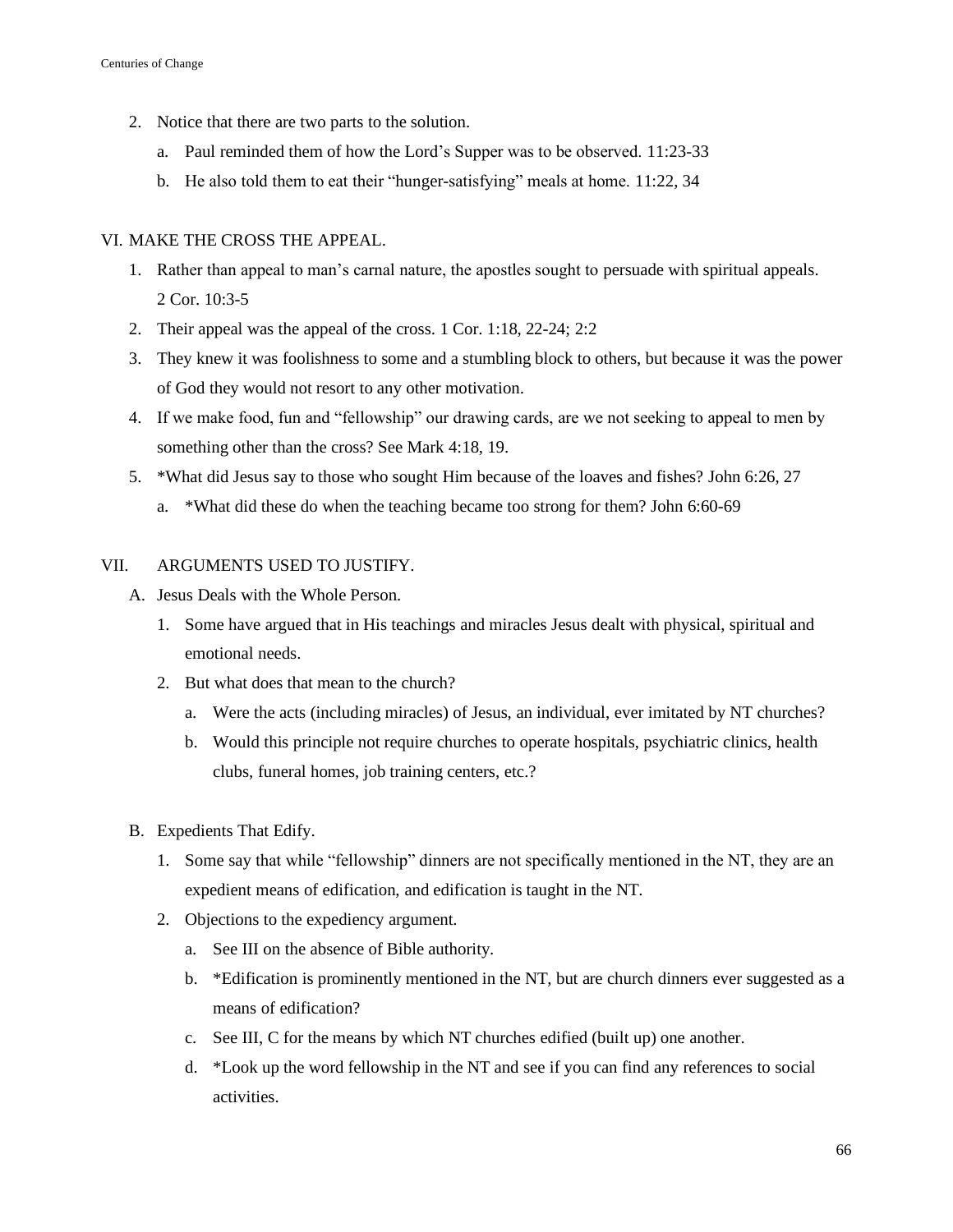2. Notice that there are two parts to the solution.
   a. Paul reminded them of how the Lord's Supper was to be observed. 11:23-33
   b. He also told them to eat their "hunger-satisfying" meals at home. 11:22, 34

## VI. MAKE THE CROSS THE APPEAL.

1. Rather than appeal to man's carnal nature, the apostles sought to persuade with spiritual appeals. 2 Cor. 10:3-5
2. Their appeal was the appeal of the cross. 1 Cor. 1:18, 22-24; 2:2
3. They knew it was foolishness to some and a stumbling block to others, but because it was the power of God they would not resort to any other motivation.
4. If we make food, fun and "fellowship" our drawing cards, are we not seeking to appeal to men by something other than the cross? See Mark 4:18, 19.
5. *What did Jesus say to those who sought Him because of the loaves and fishes? John 6:26, 27
   a. *What did these do when the teaching became too strong for them? John 6:60-69

## VII. ARGUMENTS USED TO JUSTIFY.

### A. Jesus Deals with the Whole Person.

1. Some have argued that in His teachings and miracles Jesus dealt with physical, spiritual and emotional needs.
2. But what does that mean to the church?
   a. Were the acts (including miracles) of Jesus, an individual, ever imitated by NT churches?
   b. Would this principle not require churches to operate hospitals, psychiatric clinics, health clubs, funeral homes, job training centers, etc.?

### B. Expedients That Edify.

1. Some say that while "fellowship" dinners are not specifically mentioned in the NT, they are an expedient means of edification, and edification is taught in the NT.
2. Objections to the expediency argument.
   a. See III on the absence of Bible authority.
   b. *Edification is prominently mentioned in the NT, but are church dinners ever suggested as a means of edification?
   c. See III, C for the means by which NT churches edified (built up) one another.
   d. *Look up the word fellowship in the NT and see if you can find any references to social activities.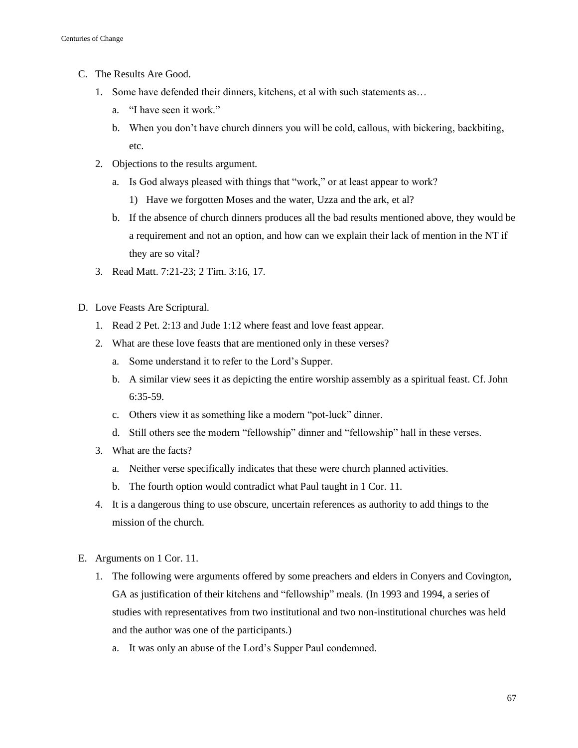C. The Results Are Good.

   1. Some have defended their dinners, kitchens, et al with such statements as…

      a. "I have seen it work."

      b. When you don't have church dinners you will be cold, callous, with bickering, backbiting, etc.

   2. Objections to the results argument.

      a. Is God always pleased with things that "work," or at least appear to work?

         1) Have we forgotten Moses and the water, Uzza and the ark, et al?

      b. If the absence of church dinners produces all the bad results mentioned above, they would be a requirement and not an option, and how can we explain their lack of mention in the NT if they are so vital?

   3. Read Matt. 7:21-23; 2 Tim. 3:16, 17.

D. Love Feasts Are Scriptural.

   1. Read 2 Pet. 2:13 and Jude 1:12 where feast and love feast appear.

   2. What are these love feasts that are mentioned only in these verses?

      a. Some understand it to refer to the Lord's Supper.

      b. A similar view sees it as depicting the entire worship assembly as a spiritual feast. Cf. John 6:35-59.

      c. Others view it as something like a modern "pot-luck" dinner.

      d. Still others see the modern "fellowship" dinner and "fellowship" hall in these verses.

   3. What are the facts?

      a. Neither verse specifically indicates that these were church planned activities.

      b. The fourth option would contradict what Paul taught in 1 Cor. 11.

   4. It is a dangerous thing to use obscure, uncertain references as authority to add things to the mission of the church.

E. Arguments on 1 Cor. 11.

   1. The following were arguments offered by some preachers and elders in Conyers and Covington, GA as justification of their kitchens and "fellowship" meals. (In 1993 and 1994, a series of studies with representatives from two institutional and two non-institutional churches was held and the author was one of the participants.)

      a. It was only an abuse of the Lord's Supper Paul condemned.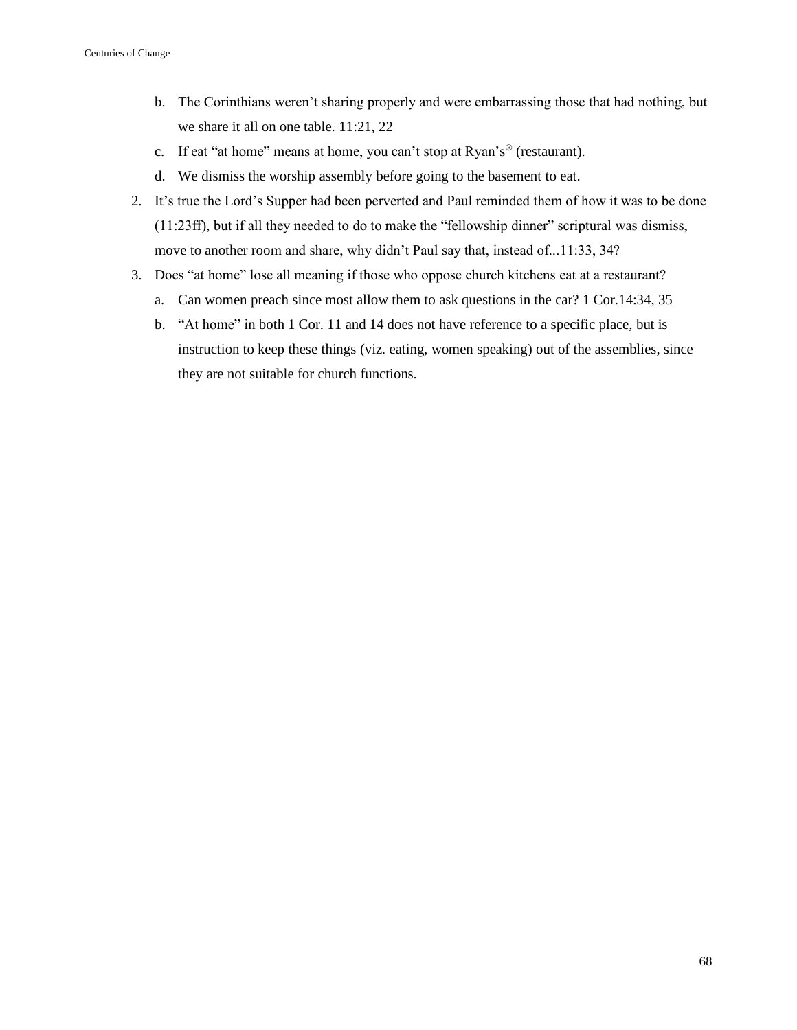b. The Corinthians weren't sharing properly and were embarrassing those that had nothing, but we share it all on one table. 11:21, 22
   c. If eat "at home" means at home, you can't stop at Ryan's® (restaurant).
   d. We dismiss the worship assembly before going to the basement to eat.
2. It's true the Lord's Supper had been perverted and Paul reminded them of how it was to be done (11:23ff), but if all they needed to do to make the "fellowship dinner" scriptural was dismiss, move to another room and share, why didn't Paul say that, instead of...11:33, 34?
3. Does "at home" lose all meaning if those who oppose church kitchens eat at a restaurant?
   a. Can women preach since most allow them to ask questions in the car? 1 Cor.14:34, 35
   b. "At home" in both 1 Cor. 11 and 14 does not have reference to a specific place, but is instruction to keep these things (viz. eating, women speaking) out of the assemblies, since they are not suitable for church functions.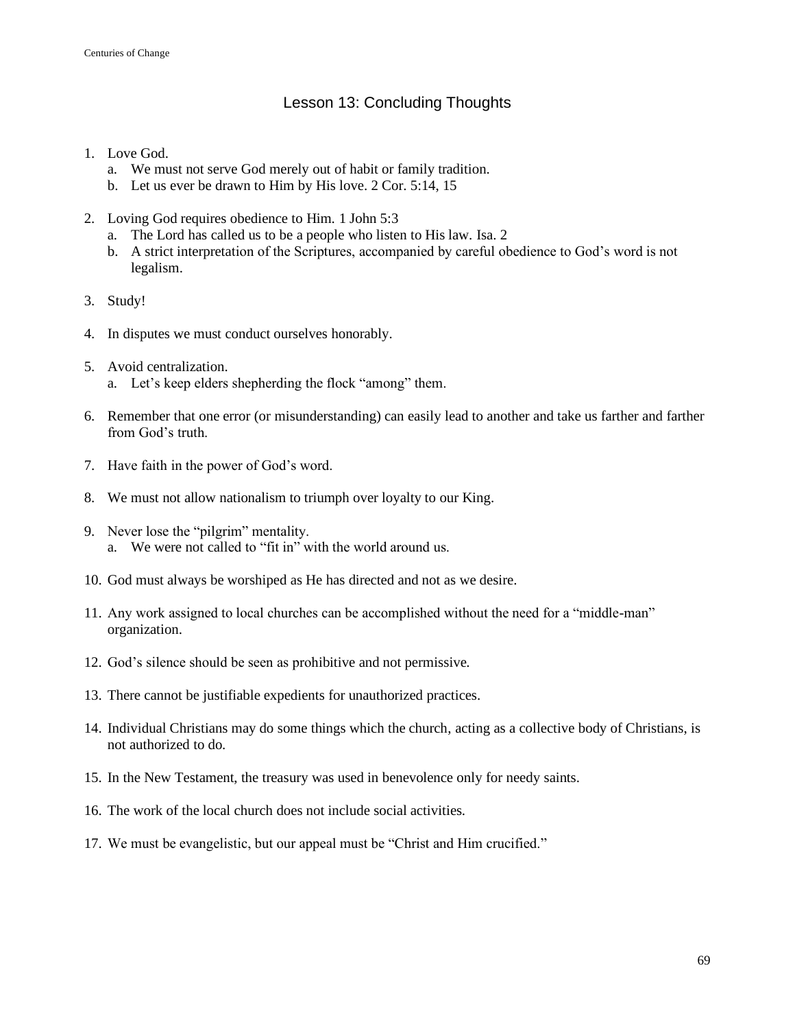# Lesson 13: Concluding Thoughts

1. Love God.
   a. We must not serve God merely out of habit or family tradition.
   b. Let us ever be drawn to Him by His love. 2 Cor. 5:14, 15

2. Loving God requires obedience to Him. 1 John 5:3
   a. The Lord has called us to be a people who listen to His law. Isa. 2
   b. A strict interpretation of the Scriptures, accompanied by careful obedience to God's word is not legalism.

3. Study!

4. In disputes we must conduct ourselves honorably.

5. Avoid centralization.
   a. Let's keep elders shepherding the flock "among" them.

6. Remember that one error (or misunderstanding) can easily lead to another and take us farther and farther from God's truth.

7. Have faith in the power of God's word.

8. We must not allow nationalism to triumph over loyalty to our King.

9. Never lose the "pilgrim" mentality.
   a. We were not called to "fit in" with the world around us.

10. God must always be worshiped as He has directed and not as we desire.

11. Any work assigned to local churches can be accomplished without the need for a "middle-man" organization.

12. God's silence should be seen as prohibitive and not permissive.

13. There cannot be justifiable expedients for unauthorized practices.

14. Individual Christians may do some things which the church, acting as a collective body of Christians, is not authorized to do.

15. In the New Testament, the treasury was used in benevolence only for needy saints.

16. The work of the local church does not include social activities.

17. We must be evangelistic, but our appeal must be "Christ and Him crucified."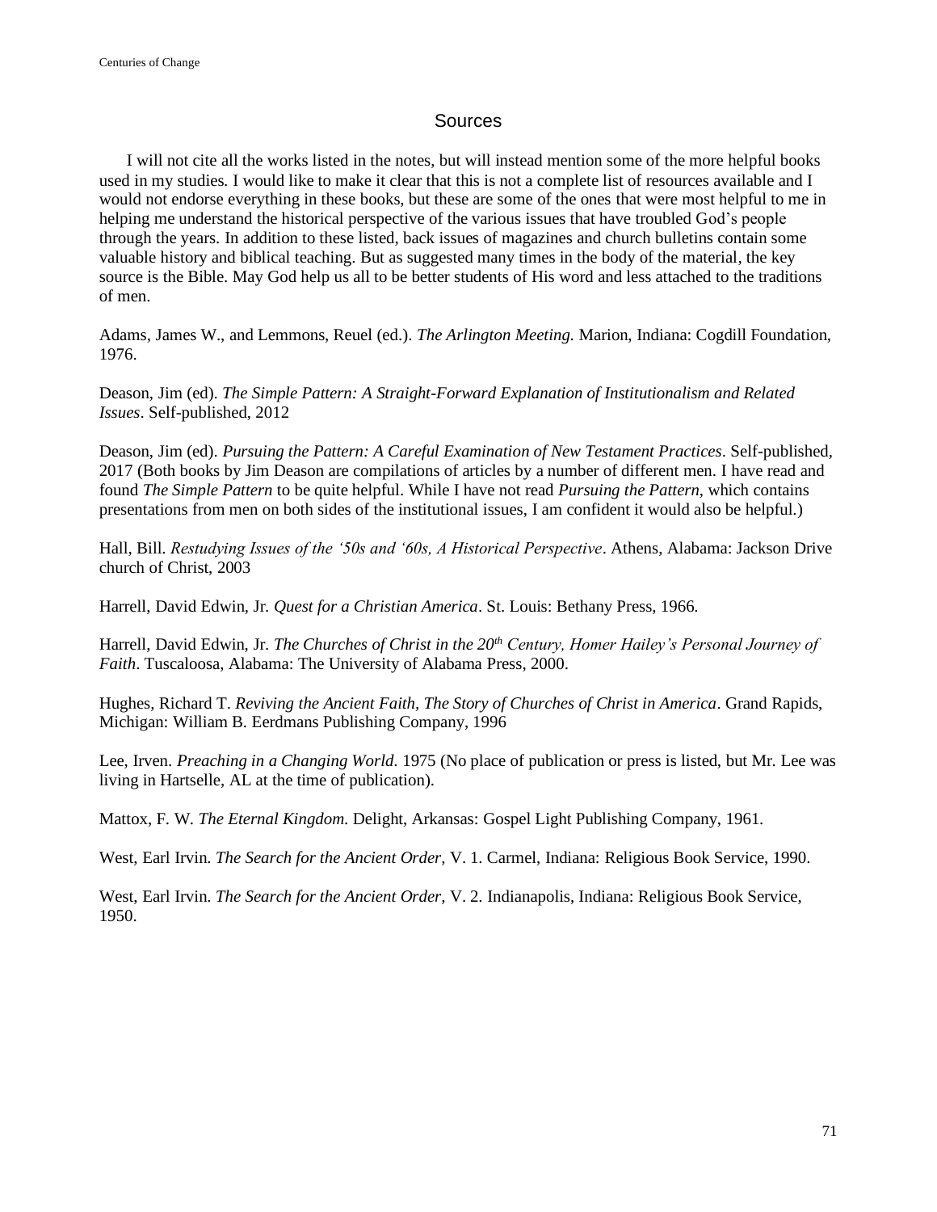## Sources

I will not cite all the works listed in the notes, but will instead mention some of the more helpful books used in my studies. I would like to make it clear that this is not a complete list of resources available and I would not endorse everything in these books, but these are some of the ones that were most helpful to me in helping me understand the historical perspective of the various issues that have troubled God's people through the years. In addition to these listed, back issues of magazines and church bulletins contain some valuable history and biblical teaching. But as suggested many times in the body of the material, the key source is the Bible. May God help us all to be better students of His word and less attached to the traditions of men.

Adams, James W., and Lemmons, Reuel (ed.). *The Arlington Meeting.* Marion, Indiana: Cogdill Foundation, 1976.

Deason, Jim (ed). *The Simple Pattern: A Straight-Forward Explanation of Institutionalism and Related Issues*. Self-published, 2012

Deason, Jim (ed). *Pursuing the Pattern: A Careful Examination of New Testament Practices*. Self-published, 2017 (Both books by Jim Deason are compilations of articles by a number of different men. I have read and found *The Simple Pattern* to be quite helpful. While I have not read *Pursuing the Pattern*, which contains presentations from men on both sides of the institutional issues, I am confident it would also be helpful.)

Hall, Bill. *Restudying Issues of the '50s and '60s, A Historical Perspective*. Athens, Alabama: Jackson Drive church of Christ, 2003

Harrell, David Edwin, Jr. *Quest for a Christian America*. St. Louis: Bethany Press, 1966.

Harrell, David Edwin, Jr. *The Churches of Christ in the 20th Century, Homer Hailey's Personal Journey of Faith*. Tuscaloosa, Alabama: The University of Alabama Press, 2000.

Hughes, Richard T. *Reviving the Ancient Faith, The Story of Churches of Christ in America*. Grand Rapids, Michigan: William B. Eerdmans Publishing Company, 1996

Lee, Irven. *Preaching in a Changing World.* 1975 (No place of publication or press is listed, but Mr. Lee was living in Hartselle, AL at the time of publication).

Mattox, F. W. *The Eternal Kingdom.* Delight, Arkansas: Gospel Light Publishing Company, 1961.

West, Earl Irvin. *The Search for the Ancient Order,* V. 1. Carmel, Indiana: Religious Book Service, 1990.

West, Earl Irvin. *The Search for the Ancient Order,* V. 2. Indianapolis, Indiana: Religious Book Service, 1950.